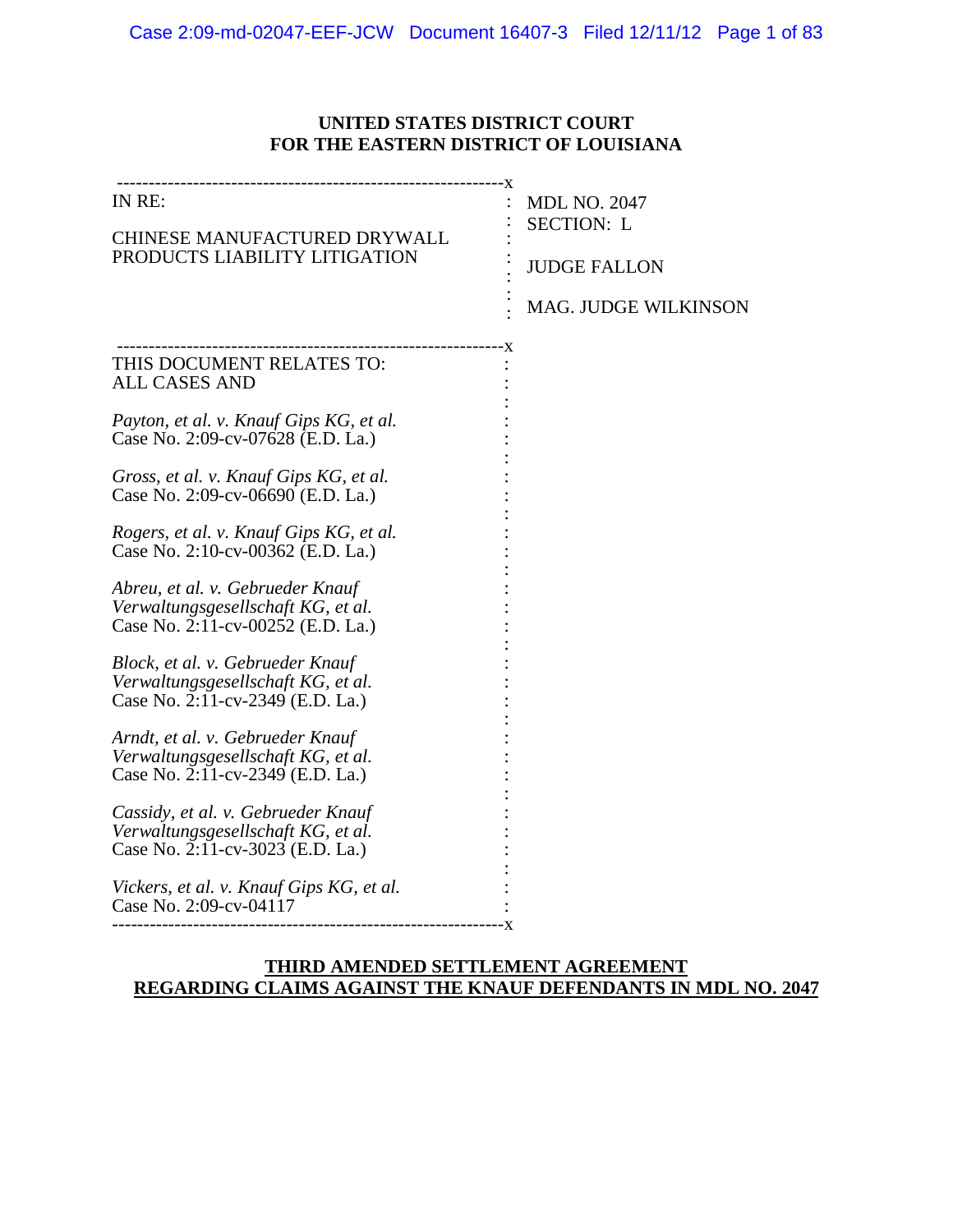**UNITED STATES DISTRICT COURT**
**FOR THE EASTERN DISTRICT OF LOUISIANA**

| | |
|---|---|
| IN RE:<br><br>CHINESE MANUFACTURED DRYWALL PRODUCTS LIABILITY LITIGATION | MDL NO. 2047<br>SECTION: L<br><br>JUDGE FALLON<br><br>MAG. JUDGE WILKINSON |

THIS DOCUMENT RELATES TO:
ALL CASES AND

*Payton, et al. v. Knauf Gips KG, et al.*
Case No. 2:09-cv-07628 (E.D. La.)

*Gross, et al. v. Knauf Gips KG, et al.*
Case No. 2:09-cv-06690 (E.D. La.)

*Rogers, et al. v. Knauf Gips KG, et al.*
Case No. 2:10-cv-00362 (E.D. La.)

*Abreu, et al. v. Gebrueder Knauf Verwaltungsgesellschaft KG, et al.*
Case No. 2:11-cv-00252 (E.D. La.)

*Block, et al. v. Gebrueder Knauf Verwaltungsgesellschaft KG, et al.*
Case No. 2:11-cv-2349 (E.D. La.)

*Arndt, et al. v. Gebrueder Knauf Verwaltungsgesellschaft KG, et al.*
Case No. 2:11-cv-2349 (E.D. La.)

*Cassidy, et al. v. Gebrueder Knauf Verwaltungsgesellschaft KG, et al.*
Case No. 2:11-cv-3023 (E.D. La.)

*Vickers, et al. v. Knauf Gips KG, et al.*
Case No. 2:09-cv-04117

**<u>THIRD AMENDED SETTLEMENT AGREEMENT</u>**
**<u>REGARDING CLAIMS AGAINST THE KNAUF DEFENDANTS IN MDL NO. 2047</u>**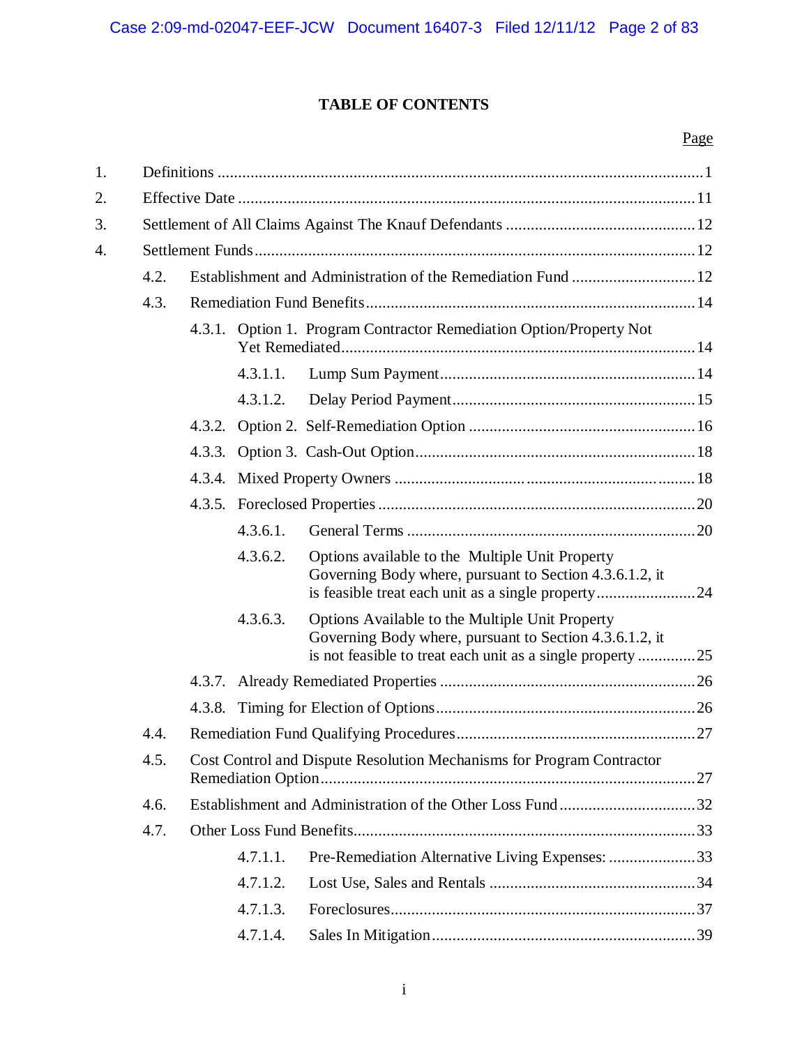# TABLE OF CONTENTS

| | Page |
|---|---|
| 1. Definitions | 1 |
| 2. Effective Date | 11 |
| 3. Settlement of All Claims Against The Knauf Defendants | 12 |
| 4. Settlement Funds | 12 |
| 4.2. Establishment and Administration of the Remediation Fund | 12 |
| 4.3. Remediation Fund Benefits | 14 |
| 4.3.1. Option 1. Program Contractor Remediation Option/Property Not Yet Remediated | 14 |
| 4.3.1.1. Lump Sum Payment | 14 |
| 4.3.1.2. Delay Period Payment | 15 |
| 4.3.2. Option 2. Self-Remediation Option | 16 |
| 4.3.3. Option 3. Cash-Out Option | 18 |
| 4.3.4. Mixed Property Owners | 18 |
| 4.3.5. Foreclosed Properties | 20 |
| 4.3.6.1. General Terms | 20 |
| 4.3.6.2. Options available to the Multiple Unit Property Governing Body where, pursuant to Section 4.3.6.1.2, it is feasible treat each unit as a single property | 24 |
| 4.3.6.3. Options Available to the Multiple Unit Property Governing Body where, pursuant to Section 4.3.6.1.2, it is not feasible to treat each unit as a single property | 25 |
| 4.3.7. Already Remediated Properties | 26 |
| 4.3.8. Timing for Election of Options | 26 |
| 4.4. Remediation Fund Qualifying Procedures | 27 |
| 4.5. Cost Control and Dispute Resolution Mechanisms for Program Contractor Remediation Option | 27 |
| 4.6. Establishment and Administration of the Other Loss Fund | 32 |
| 4.7. Other Loss Fund Benefits | 33 |
| 4.7.1.1. Pre-Remediation Alternative Living Expenses: | 33 |
| 4.7.1.2. Lost Use, Sales and Rentals | 34 |
| 4.7.1.3. Foreclosures | 37 |
| 4.7.1.4. Sales In Mitigation | 39 |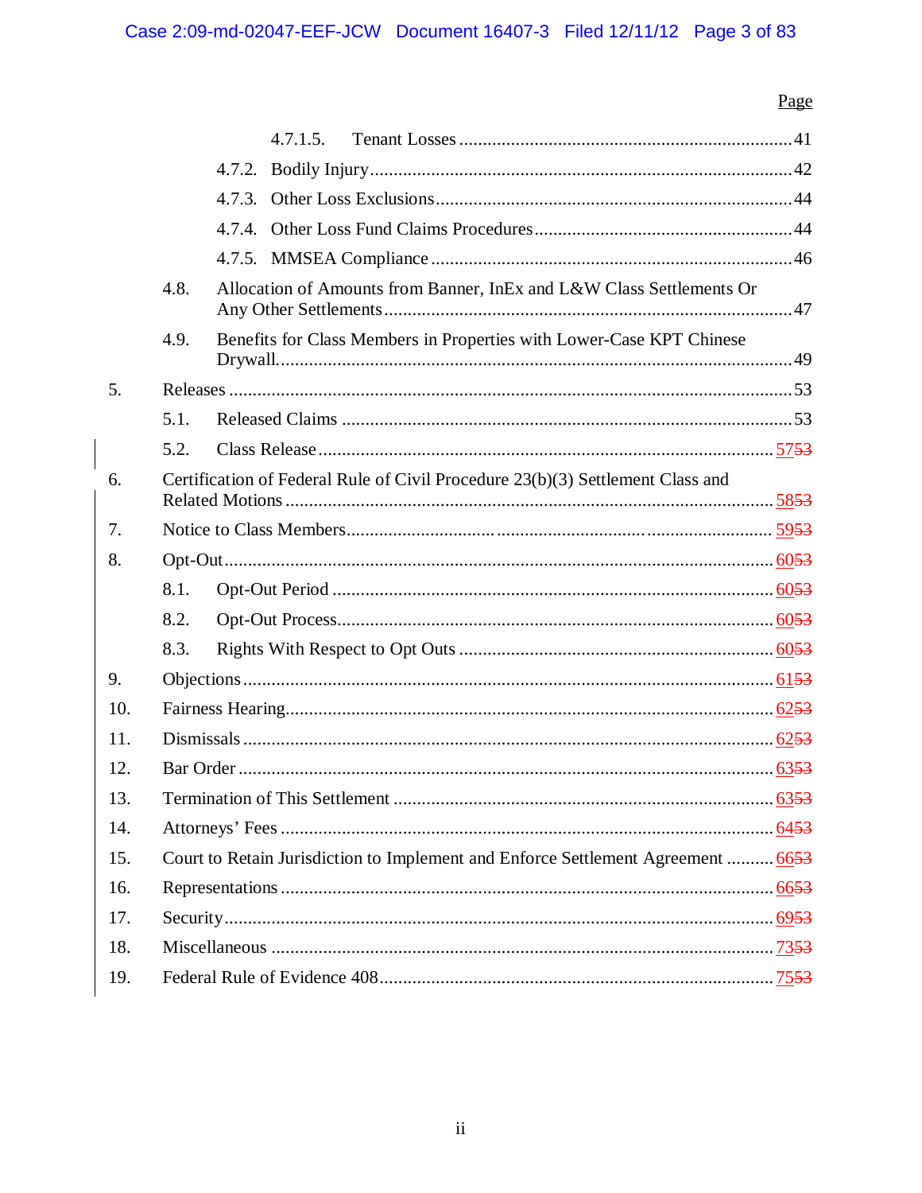Page

| | | | |
|---|---|---|---|
| | | 4.7.1.5. Tenant Losses | 41 |
| | 4.7.2. | Bodily Injury | 42 |
| | 4.7.3. | Other Loss Exclusions | 44 |
| | 4.7.4. | Other Loss Fund Claims Procedures | 44 |
| | 4.7.5. | MMSEA Compliance | 46 |
| | 4.8. | Allocation of Amounts from Banner, InEx and L&W Class Settlements Or Any Other Settlements | 47 |
| | 4.9. | Benefits for Class Members in Properties with Lower-Case KPT Chinese Drywall. | 49 |
| 5. | | Releases | 53 |
| | 5.1. | Released Claims | 53 |
| | 5.2. | Class Release | 5753 |
| 6. | | Certification of Federal Rule of Civil Procedure 23(b)(3) Settlement Class and Related Motions | 5853 |
| 7. | | Notice to Class Members | 5953 |
| 8. | | Opt-Out | 6053 |
| | 8.1. | Opt-Out Period | 6053 |
| | 8.2. | Opt-Out Process | 6053 |
| | 8.3. | Rights With Respect to Opt Outs | 6053 |
| 9. | | Objections | 6153 |
| 10. | | Fairness Hearing | 6253 |
| 11. | | Dismissals | 6253 |
| 12. | | Bar Order | 6353 |
| 13. | | Termination of This Settlement | 6353 |
| 14. | | Attorneys' Fees | 6453 |
| 15. | | Court to Retain Jurisdiction to Implement and Enforce Settlement Agreement | 6653 |
| 16. | | Representations | 6653 |
| 17. | | Security | 6953 |
| 18. | | Miscellaneous | 7353 |
| 19. | | Federal Rule of Evidence 408 | 7553 |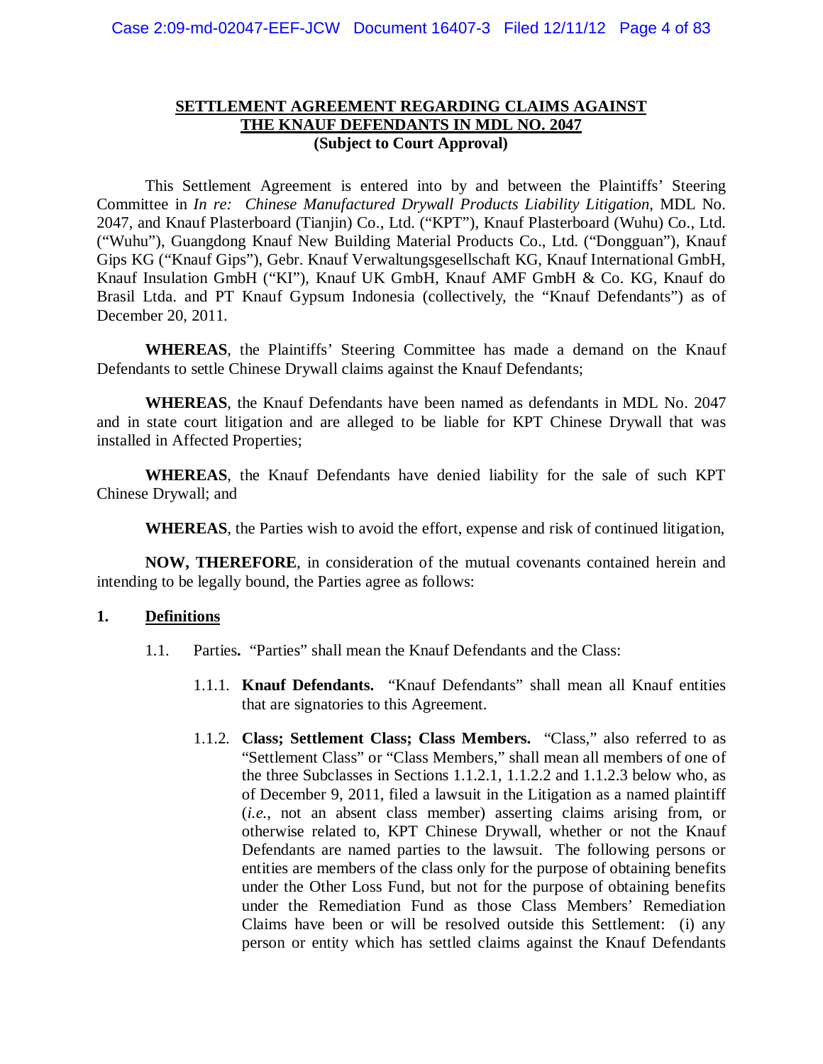**SETTLEMENT AGREEMENT REGARDING CLAIMS AGAINST THE KNAUF DEFENDANTS IN MDL NO. 2047**
**(Subject to Court Approval)**

This Settlement Agreement is entered into by and between the Plaintiffs' Steering Committee in *In re: Chinese Manufactured Drywall Products Liability Litigation*, MDL No. 2047, and Knauf Plasterboard (Tianjin) Co., Ltd. ("KPT"), Knauf Plasterboard (Wuhu) Co., Ltd. ("Wuhu"), Guangdong Knauf New Building Material Products Co., Ltd. ("Dongguan"), Knauf Gips KG ("Knauf Gips"), Gebr. Knauf Verwaltungsgesellschaft KG, Knauf International GmbH, Knauf Insulation GmbH ("KI"), Knauf UK GmbH, Knauf AMF GmbH & Co. KG, Knauf do Brasil Ltda. and PT Knauf Gypsum Indonesia (collectively, the "Knauf Defendants") as of December 20, 2011.

**WHEREAS**, the Plaintiffs' Steering Committee has made a demand on the Knauf Defendants to settle Chinese Drywall claims against the Knauf Defendants;

**WHEREAS**, the Knauf Defendants have been named as defendants in MDL No. 2047 and in state court litigation and are alleged to be liable for KPT Chinese Drywall that was installed in Affected Properties;

**WHEREAS**, the Knauf Defendants have denied liability for the sale of such KPT Chinese Drywall; and

**WHEREAS**, the Parties wish to avoid the effort, expense and risk of continued litigation,

**NOW, THEREFORE**, in consideration of the mutual covenants contained herein and intending to be legally bound, the Parties agree as follows:

## 1. Definitions

1.1. Parties**.** "Parties" shall mean the Knauf Defendants and the Class:

1.1.1. **Knauf Defendants.** "Knauf Defendants" shall mean all Knauf entities that are signatories to this Agreement.

1.1.2. **Class; Settlement Class; Class Members.** "Class," also referred to as "Settlement Class" or "Class Members," shall mean all members of one of the three Subclasses in Sections 1.1.2.1, 1.1.2.2 and 1.1.2.3 below who, as of December 9, 2011, filed a lawsuit in the Litigation as a named plaintiff (*i.e.*, not an absent class member) asserting claims arising from, or otherwise related to, KPT Chinese Drywall, whether or not the Knauf Defendants are named parties to the lawsuit. The following persons or entities are members of the class only for the purpose of obtaining benefits under the Other Loss Fund, but not for the purpose of obtaining benefits under the Remediation Fund as those Class Members' Remediation Claims have been or will be resolved outside this Settlement: (i) any person or entity which has settled claims against the Knauf Defendants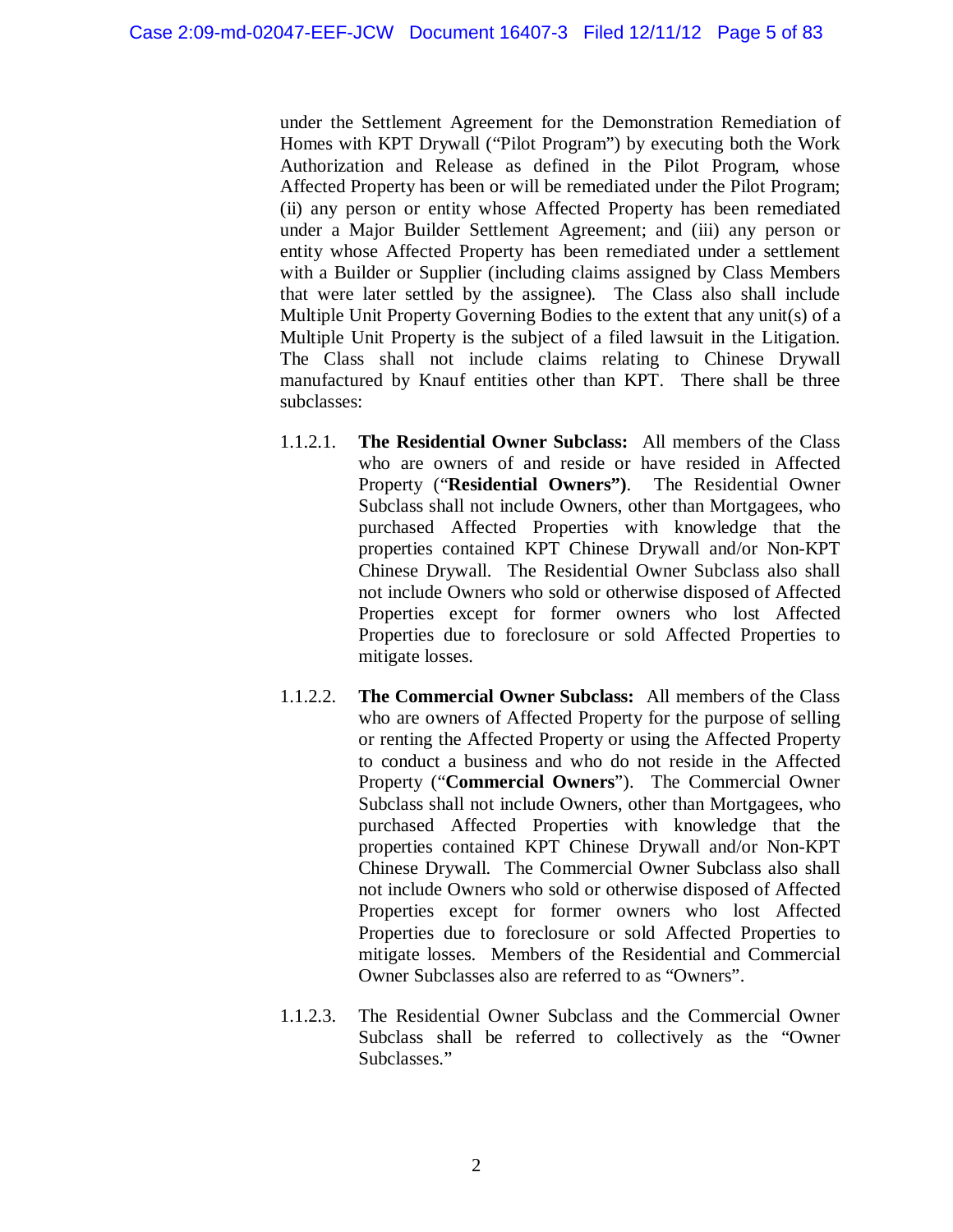under the Settlement Agreement for the Demonstration Remediation of Homes with KPT Drywall ("Pilot Program") by executing both the Work Authorization and Release as defined in the Pilot Program, whose Affected Property has been or will be remediated under the Pilot Program; (ii) any person or entity whose Affected Property has been remediated under a Major Builder Settlement Agreement; and (iii) any person or entity whose Affected Property has been remediated under a settlement with a Builder or Supplier (including claims assigned by Class Members that were later settled by the assignee). The Class also shall include Multiple Unit Property Governing Bodies to the extent that any unit(s) of a Multiple Unit Property is the subject of a filed lawsuit in the Litigation. The Class shall not include claims relating to Chinese Drywall manufactured by Knauf entities other than KPT. There shall be three subclasses:

1.1.2.1. **The Residential Owner Subclass:** All members of the Class who are owners of and reside or have resided in Affected Property ("**Residential Owners")**. The Residential Owner Subclass shall not include Owners, other than Mortgagees, who purchased Affected Properties with knowledge that the properties contained KPT Chinese Drywall and/or Non-KPT Chinese Drywall. The Residential Owner Subclass also shall not include Owners who sold or otherwise disposed of Affected Properties except for former owners who lost Affected Properties due to foreclosure or sold Affected Properties to mitigate losses.

1.1.2.2. **The Commercial Owner Subclass:** All members of the Class who are owners of Affected Property for the purpose of selling or renting the Affected Property or using the Affected Property to conduct a business and who do not reside in the Affected Property ("**Commercial Owners**"). The Commercial Owner Subclass shall not include Owners, other than Mortgagees, who purchased Affected Properties with knowledge that the properties contained KPT Chinese Drywall and/or Non-KPT Chinese Drywall. The Commercial Owner Subclass also shall not include Owners who sold or otherwise disposed of Affected Properties except for former owners who lost Affected Properties due to foreclosure or sold Affected Properties to mitigate losses. Members of the Residential and Commercial Owner Subclasses also are referred to as "Owners".

1.1.2.3. The Residential Owner Subclass and the Commercial Owner Subclass shall be referred to collectively as the "Owner Subclasses."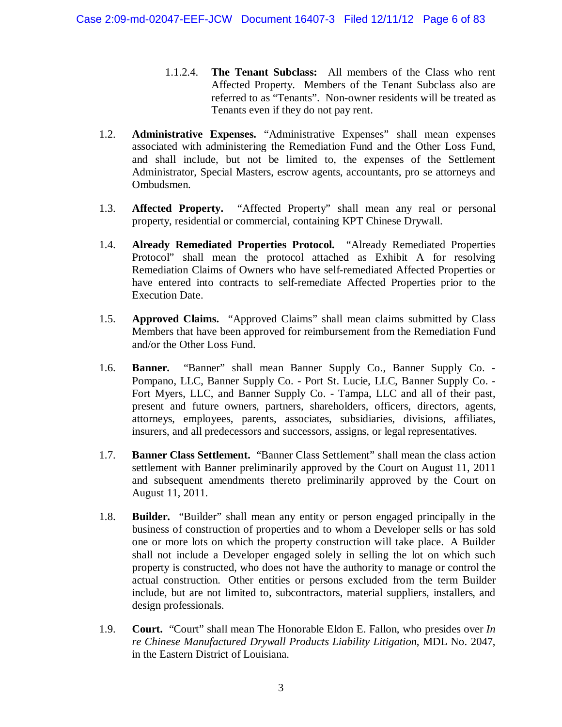1.1.2.4. **The Tenant Subclass:** All members of the Class who rent Affected Property. Members of the Tenant Subclass also are referred to as "Tenants". Non-owner residents will be treated as Tenants even if they do not pay rent.

1.2. **Administrative Expenses.** "Administrative Expenses" shall mean expenses associated with administering the Remediation Fund and the Other Loss Fund, and shall include, but not be limited to, the expenses of the Settlement Administrator, Special Masters, escrow agents, accountants, pro se attorneys and Ombudsmen.

1.3. **Affected Property.** "Affected Property" shall mean any real or personal property, residential or commercial, containing KPT Chinese Drywall.

1.4. **Already Remediated Properties Protocol.** "Already Remediated Properties Protocol" shall mean the protocol attached as Exhibit A for resolving Remediation Claims of Owners who have self-remediated Affected Properties or have entered into contracts to self-remediate Affected Properties prior to the Execution Date.

1.5. **Approved Claims.** "Approved Claims" shall mean claims submitted by Class Members that have been approved for reimbursement from the Remediation Fund and/or the Other Loss Fund.

1.6. **Banner.** "Banner" shall mean Banner Supply Co., Banner Supply Co. - Pompano, LLC, Banner Supply Co. - Port St. Lucie, LLC, Banner Supply Co. - Fort Myers, LLC, and Banner Supply Co. - Tampa, LLC and all of their past, present and future owners, partners, shareholders, officers, directors, agents, attorneys, employees, parents, associates, subsidiaries, divisions, affiliates, insurers, and all predecessors and successors, assigns, or legal representatives.

1.7. **Banner Class Settlement.** "Banner Class Settlement" shall mean the class action settlement with Banner preliminarily approved by the Court on August 11, 2011 and subsequent amendments thereto preliminarily approved by the Court on August 11, 2011.

1.8. **Builder.** "Builder" shall mean any entity or person engaged principally in the business of construction of properties and to whom a Developer sells or has sold one or more lots on which the property construction will take place. A Builder shall not include a Developer engaged solely in selling the lot on which such property is constructed, who does not have the authority to manage or control the actual construction. Other entities or persons excluded from the term Builder include, but are not limited to, subcontractors, material suppliers, installers, and design professionals.

1.9. **Court.** "Court" shall mean The Honorable Eldon E. Fallon, who presides over *In re Chinese Manufactured Drywall Products Liability Litigation*, MDL No. 2047, in the Eastern District of Louisiana.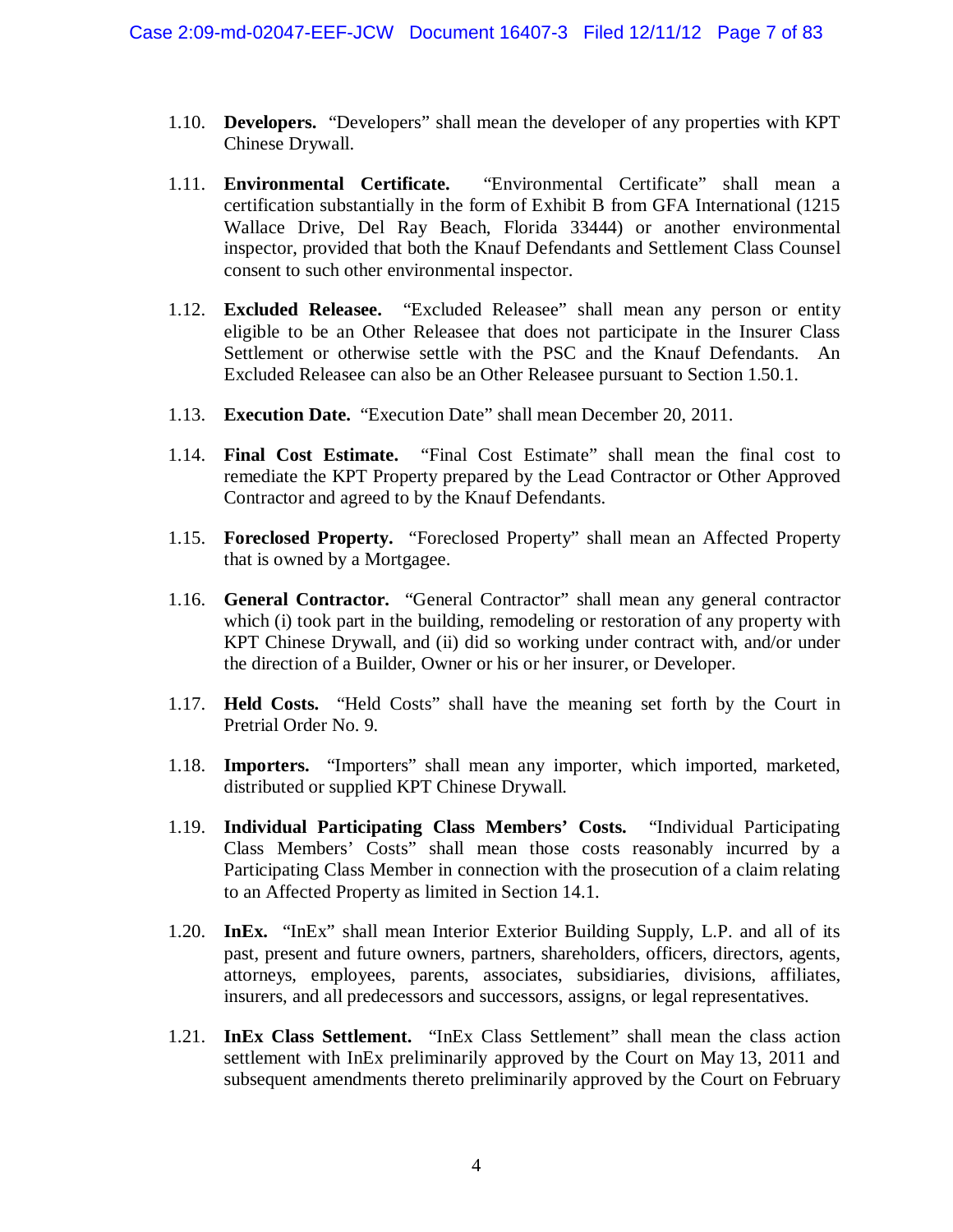1.10. **Developers.** "Developers" shall mean the developer of any properties with KPT Chinese Drywall.

1.11. **Environmental Certificate.** "Environmental Certificate" shall mean a certification substantially in the form of Exhibit B from GFA International (1215 Wallace Drive, Del Ray Beach, Florida 33444) or another environmental inspector, provided that both the Knauf Defendants and Settlement Class Counsel consent to such other environmental inspector.

1.12. **Excluded Releasee.** "Excluded Releasee" shall mean any person or entity eligible to be an Other Releasee that does not participate in the Insurer Class Settlement or otherwise settle with the PSC and the Knauf Defendants. An Excluded Releasee can also be an Other Releasee pursuant to Section 1.50.1.

1.13. **Execution Date.** "Execution Date" shall mean December 20, 2011.

1.14. **Final Cost Estimate.** "Final Cost Estimate" shall mean the final cost to remediate the KPT Property prepared by the Lead Contractor or Other Approved Contractor and agreed to by the Knauf Defendants.

1.15. **Foreclosed Property.** "Foreclosed Property" shall mean an Affected Property that is owned by a Mortgagee.

1.16. **General Contractor.** "General Contractor" shall mean any general contractor which (i) took part in the building, remodeling or restoration of any property with KPT Chinese Drywall, and (ii) did so working under contract with, and/or under the direction of a Builder, Owner or his or her insurer, or Developer.

1.17. **Held Costs.** "Held Costs" shall have the meaning set forth by the Court in Pretrial Order No. 9.

1.18. **Importers.** "Importers" shall mean any importer, which imported, marketed, distributed or supplied KPT Chinese Drywall.

1.19. **Individual Participating Class Members' Costs.** "Individual Participating Class Members' Costs" shall mean those costs reasonably incurred by a Participating Class Member in connection with the prosecution of a claim relating to an Affected Property as limited in Section 14.1.

1.20. **InEx.** "InEx" shall mean Interior Exterior Building Supply, L.P. and all of its past, present and future owners, partners, shareholders, officers, directors, agents, attorneys, employees, parents, associates, subsidiaries, divisions, affiliates, insurers, and all predecessors and successors, assigns, or legal representatives.

1.21. **InEx Class Settlement.** "InEx Class Settlement" shall mean the class action settlement with InEx preliminarily approved by the Court on May 13, 2011 and subsequent amendments thereto preliminarily approved by the Court on February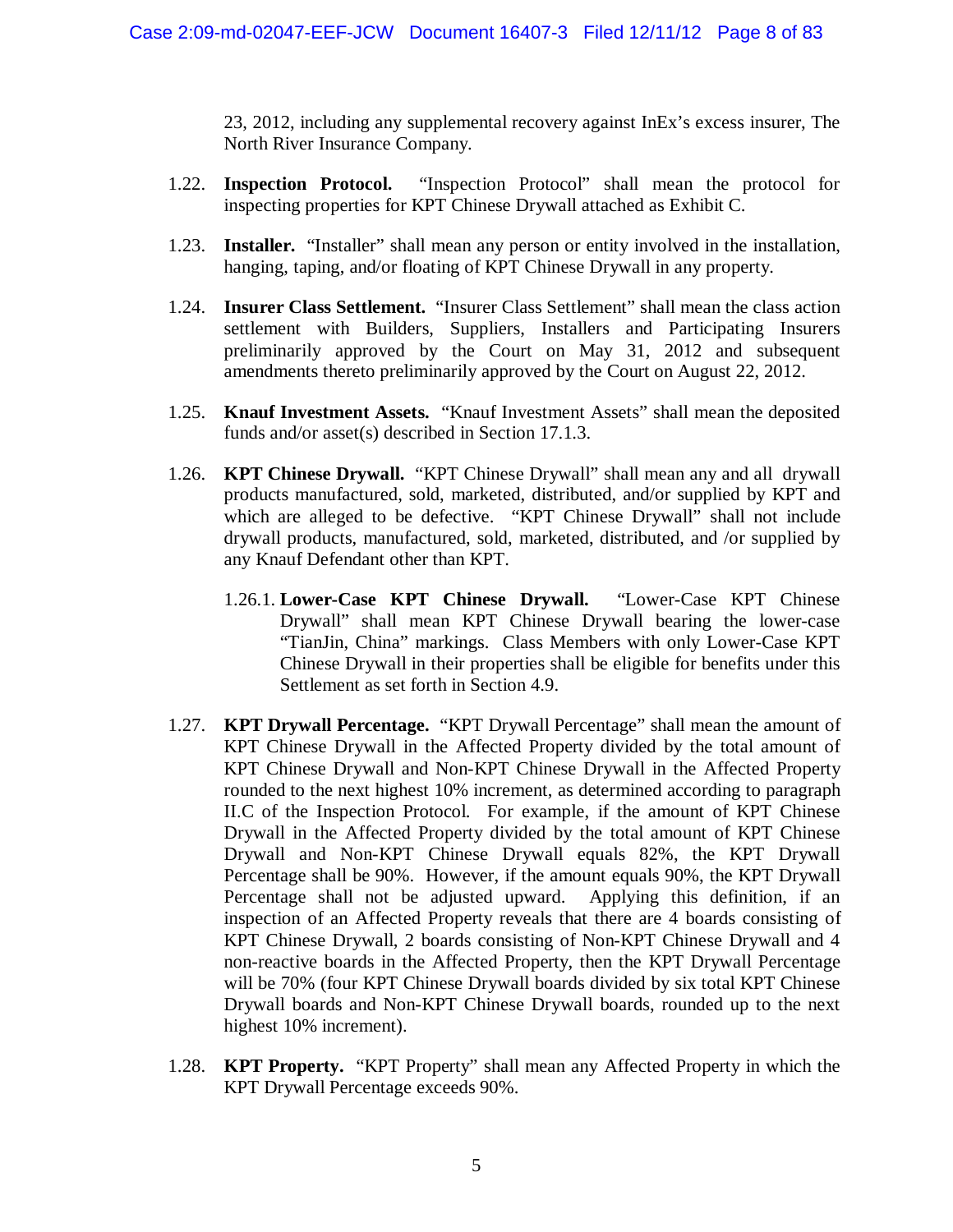23, 2012, including any supplemental recovery against InEx's excess insurer, The North River Insurance Company.

1.22. **Inspection Protocol.** "Inspection Protocol" shall mean the protocol for inspecting properties for KPT Chinese Drywall attached as Exhibit C.

1.23. **Installer.** "Installer" shall mean any person or entity involved in the installation, hanging, taping, and/or floating of KPT Chinese Drywall in any property.

1.24. **Insurer Class Settlement.** "Insurer Class Settlement" shall mean the class action settlement with Builders, Suppliers, Installers and Participating Insurers preliminarily approved by the Court on May 31, 2012 and subsequent amendments thereto preliminarily approved by the Court on August 22, 2012.

1.25. **Knauf Investment Assets.** "Knauf Investment Assets" shall mean the deposited funds and/or asset(s) described in Section 17.1.3.

1.26. **KPT Chinese Drywall.** "KPT Chinese Drywall" shall mean any and all drywall products manufactured, sold, marketed, distributed, and/or supplied by KPT and which are alleged to be defective. "KPT Chinese Drywall" shall not include drywall products, manufactured, sold, marketed, distributed, and /or supplied by any Knauf Defendant other than KPT.

1.26.1. **Lower-Case KPT Chinese Drywall.** "Lower-Case KPT Chinese Drywall" shall mean KPT Chinese Drywall bearing the lower-case "TianJin, China" markings. Class Members with only Lower-Case KPT Chinese Drywall in their properties shall be eligible for benefits under this Settlement as set forth in Section 4.9.

1.27. **KPT Drywall Percentage.** "KPT Drywall Percentage" shall mean the amount of KPT Chinese Drywall in the Affected Property divided by the total amount of KPT Chinese Drywall and Non-KPT Chinese Drywall in the Affected Property rounded to the next highest 10% increment, as determined according to paragraph II.C of the Inspection Protocol. For example, if the amount of KPT Chinese Drywall in the Affected Property divided by the total amount of KPT Chinese Drywall and Non-KPT Chinese Drywall equals 82%, the KPT Drywall Percentage shall be 90%. However, if the amount equals 90%, the KPT Drywall Percentage shall not be adjusted upward. Applying this definition, if an inspection of an Affected Property reveals that there are 4 boards consisting of KPT Chinese Drywall, 2 boards consisting of Non-KPT Chinese Drywall and 4 non-reactive boards in the Affected Property, then the KPT Drywall Percentage will be 70% (four KPT Chinese Drywall boards divided by six total KPT Chinese Drywall boards and Non-KPT Chinese Drywall boards, rounded up to the next highest 10% increment).

1.28. **KPT Property.** "KPT Property" shall mean any Affected Property in which the KPT Drywall Percentage exceeds 90%.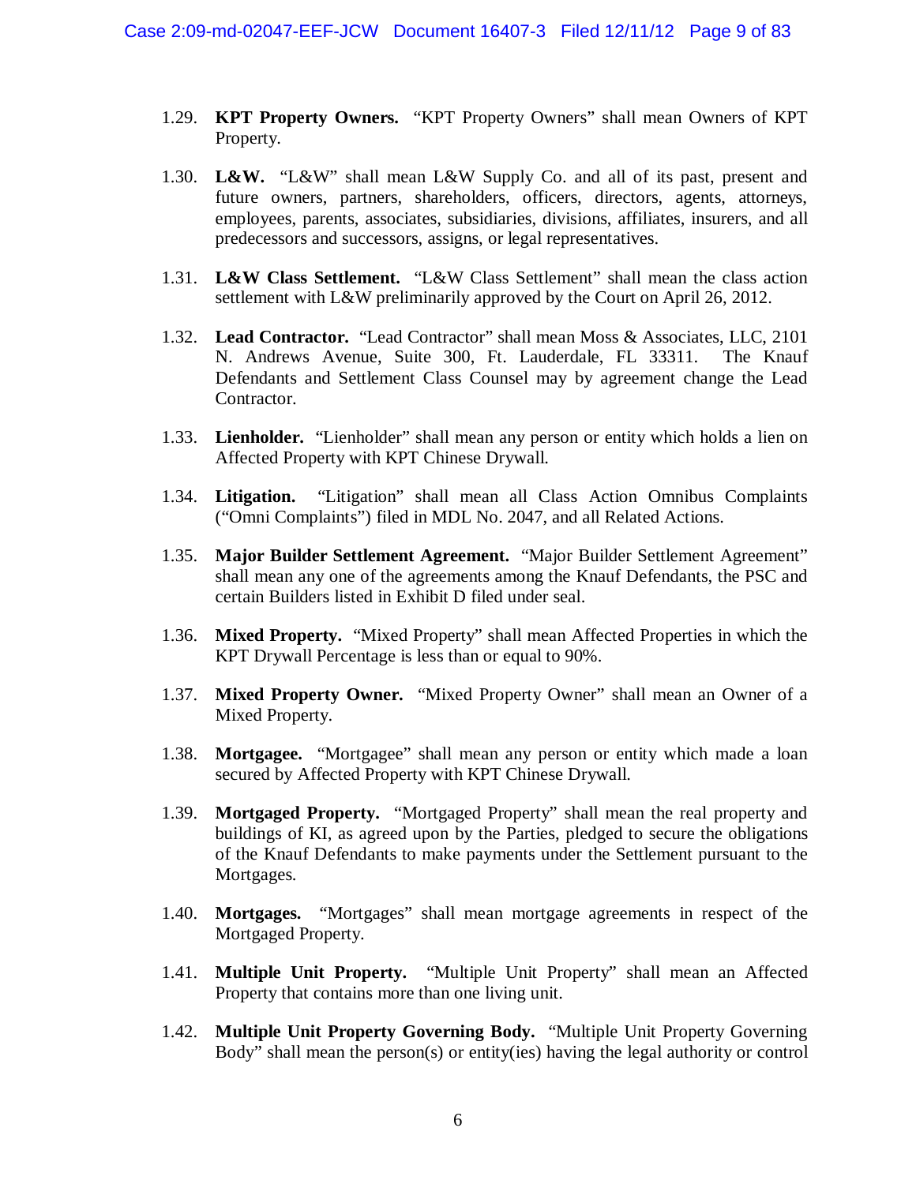1.29. **KPT Property Owners.** "KPT Property Owners" shall mean Owners of KPT Property.

1.30. **L&W.** "L&W" shall mean L&W Supply Co. and all of its past, present and future owners, partners, shareholders, officers, directors, agents, attorneys, employees, parents, associates, subsidiaries, divisions, affiliates, insurers, and all predecessors and successors, assigns, or legal representatives.

1.31. **L&W Class Settlement.** "L&W Class Settlement" shall mean the class action settlement with L&W preliminarily approved by the Court on April 26, 2012.

1.32. **Lead Contractor.** "Lead Contractor" shall mean Moss & Associates, LLC, 2101 N. Andrews Avenue, Suite 300, Ft. Lauderdale, FL 33311. The Knauf Defendants and Settlement Class Counsel may by agreement change the Lead Contractor.

1.33. **Lienholder.** "Lienholder" shall mean any person or entity which holds a lien on Affected Property with KPT Chinese Drywall.

1.34. **Litigation.** "Litigation" shall mean all Class Action Omnibus Complaints ("Omni Complaints") filed in MDL No. 2047, and all Related Actions.

1.35. **Major Builder Settlement Agreement.** "Major Builder Settlement Agreement" shall mean any one of the agreements among the Knauf Defendants, the PSC and certain Builders listed in Exhibit D filed under seal.

1.36. **Mixed Property.** "Mixed Property" shall mean Affected Properties in which the KPT Drywall Percentage is less than or equal to 90%.

1.37. **Mixed Property Owner.** "Mixed Property Owner" shall mean an Owner of a Mixed Property.

1.38. **Mortgagee.** "Mortgagee" shall mean any person or entity which made a loan secured by Affected Property with KPT Chinese Drywall.

1.39. **Mortgaged Property.** "Mortgaged Property" shall mean the real property and buildings of KI, as agreed upon by the Parties, pledged to secure the obligations of the Knauf Defendants to make payments under the Settlement pursuant to the Mortgages.

1.40. **Mortgages.** "Mortgages" shall mean mortgage agreements in respect of the Mortgaged Property.

1.41. **Multiple Unit Property.** "Multiple Unit Property" shall mean an Affected Property that contains more than one living unit.

1.42. **Multiple Unit Property Governing Body.** "Multiple Unit Property Governing Body" shall mean the person(s) or entity(ies) having the legal authority or control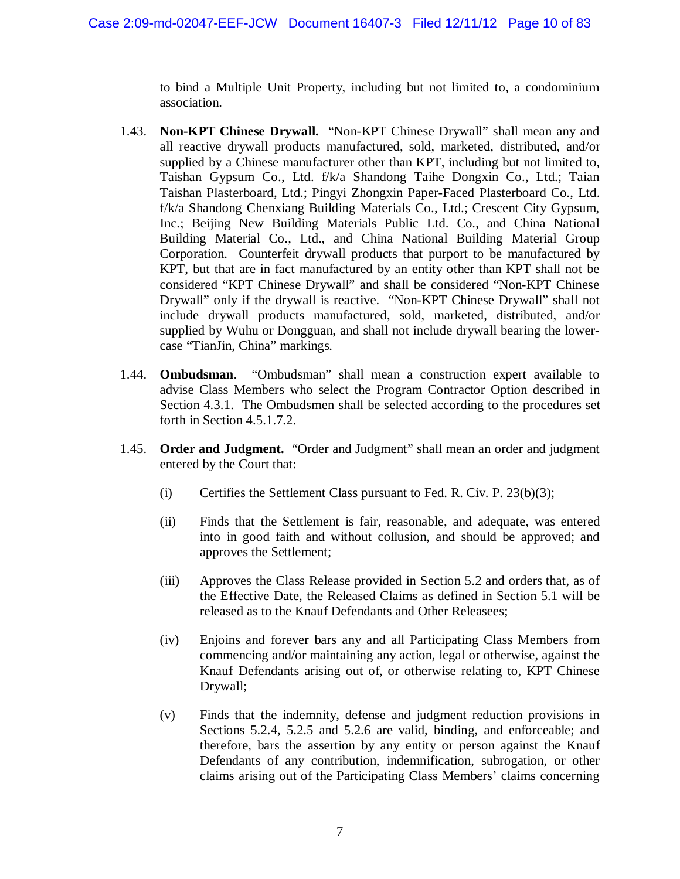to bind a Multiple Unit Property, including but not limited to, a condominium association.

1.43. **Non-KPT Chinese Drywall.** "Non-KPT Chinese Drywall" shall mean any and all reactive drywall products manufactured, sold, marketed, distributed, and/or supplied by a Chinese manufacturer other than KPT, including but not limited to, Taishan Gypsum Co., Ltd. f/k/a Shandong Taihe Dongxin Co., Ltd.; Taian Taishan Plasterboard, Ltd.; Pingyi Zhongxin Paper-Faced Plasterboard Co., Ltd. f/k/a Shandong Chenxiang Building Materials Co., Ltd.; Crescent City Gypsum, Inc.; Beijing New Building Materials Public Ltd. Co., and China National Building Material Co., Ltd., and China National Building Material Group Corporation. Counterfeit drywall products that purport to be manufactured by KPT, but that are in fact manufactured by an entity other than KPT shall not be considered "KPT Chinese Drywall" and shall be considered "Non-KPT Chinese Drywall" only if the drywall is reactive. "Non-KPT Chinese Drywall" shall not include drywall products manufactured, sold, marketed, distributed, and/or supplied by Wuhu or Dongguan, and shall not include drywall bearing the lower-case "TianJin, China" markings.

1.44. **Ombudsman**. "Ombudsman" shall mean a construction expert available to advise Class Members who select the Program Contractor Option described in Section 4.3.1. The Ombudsmen shall be selected according to the procedures set forth in Section 4.5.1.7.2.

1.45. **Order and Judgment.** "Order and Judgment" shall mean an order and judgment entered by the Court that:

(i) Certifies the Settlement Class pursuant to Fed. R. Civ. P. 23(b)(3);

(ii) Finds that the Settlement is fair, reasonable, and adequate, was entered into in good faith and without collusion, and should be approved; and approves the Settlement;

(iii) Approves the Class Release provided in Section 5.2 and orders that, as of the Effective Date, the Released Claims as defined in Section 5.1 will be released as to the Knauf Defendants and Other Releasees;

(iv) Enjoins and forever bars any and all Participating Class Members from commencing and/or maintaining any action, legal or otherwise, against the Knauf Defendants arising out of, or otherwise relating to, KPT Chinese Drywall;

(v) Finds that the indemnity, defense and judgment reduction provisions in Sections 5.2.4, 5.2.5 and 5.2.6 are valid, binding, and enforceable; and therefore, bars the assertion by any entity or person against the Knauf Defendants of any contribution, indemnification, subrogation, or other claims arising out of the Participating Class Members' claims concerning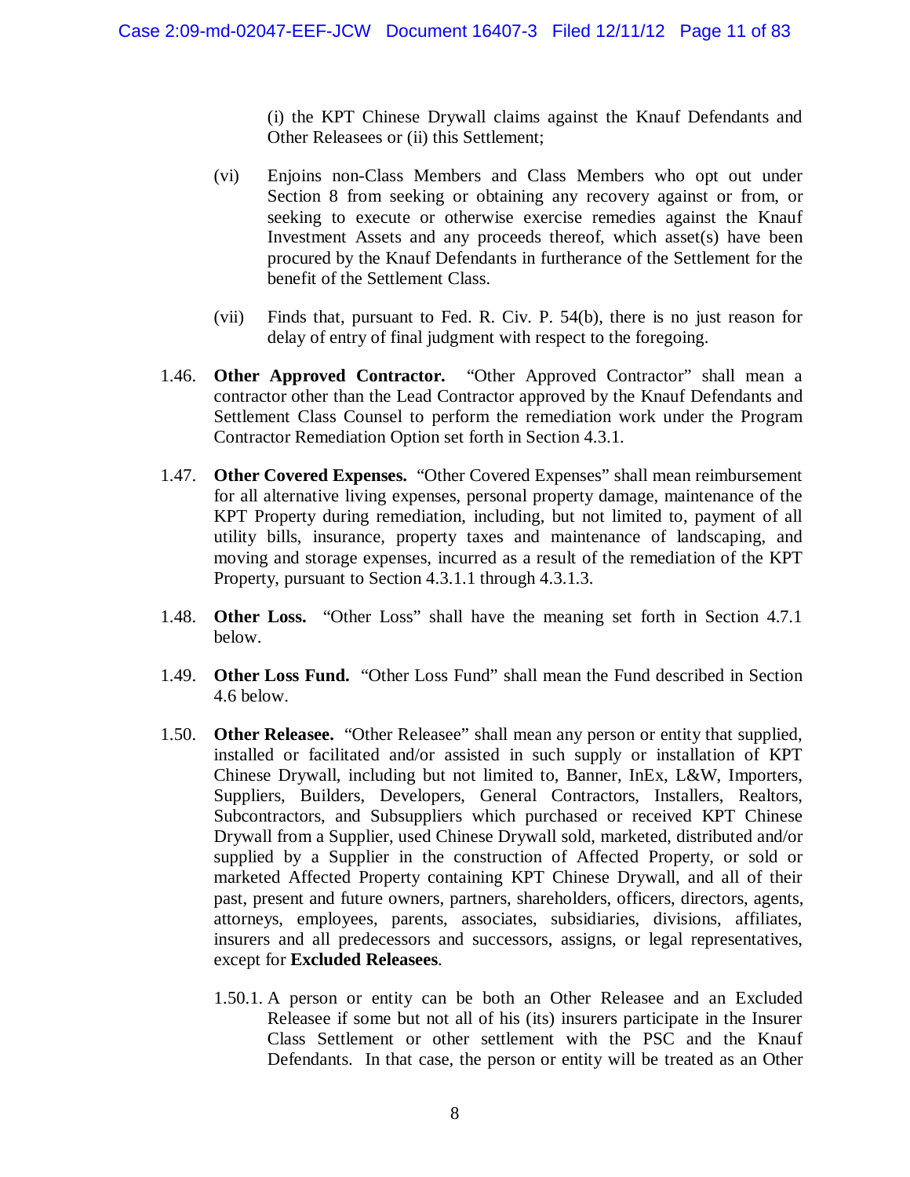(i) the KPT Chinese Drywall claims against the Knauf Defendants and Other Releasees or (ii) this Settlement;

(vi) Enjoins non-Class Members and Class Members who opt out under Section 8 from seeking or obtaining any recovery against or from, or seeking to execute or otherwise exercise remedies against the Knauf Investment Assets and any proceeds thereof, which asset(s) have been procured by the Knauf Defendants in furtherance of the Settlement for the benefit of the Settlement Class.

(vii) Finds that, pursuant to Fed. R. Civ. P. 54(b), there is no just reason for delay of entry of final judgment with respect to the foregoing.

1.46. **Other Approved Contractor.** "Other Approved Contractor" shall mean a contractor other than the Lead Contractor approved by the Knauf Defendants and Settlement Class Counsel to perform the remediation work under the Program Contractor Remediation Option set forth in Section 4.3.1.

1.47. **Other Covered Expenses.** "Other Covered Expenses" shall mean reimbursement for all alternative living expenses, personal property damage, maintenance of the KPT Property during remediation, including, but not limited to, payment of all utility bills, insurance, property taxes and maintenance of landscaping, and moving and storage expenses, incurred as a result of the remediation of the KPT Property, pursuant to Section 4.3.1.1 through 4.3.1.3.

1.48. **Other Loss.** "Other Loss" shall have the meaning set forth in Section 4.7.1 below.

1.49. **Other Loss Fund.** "Other Loss Fund" shall mean the Fund described in Section 4.6 below.

1.50. **Other Releasee.** "Other Releasee" shall mean any person or entity that supplied, installed or facilitated and/or assisted in such supply or installation of KPT Chinese Drywall, including but not limited to, Banner, InEx, L&W, Importers, Suppliers, Builders, Developers, General Contractors, Installers, Realtors, Subcontractors, and Subsuppliers which purchased or received KPT Chinese Drywall from a Supplier, used Chinese Drywall sold, marketed, distributed and/or supplied by a Supplier in the construction of Affected Property, or sold or marketed Affected Property containing KPT Chinese Drywall, and all of their past, present and future owners, partners, shareholders, officers, directors, agents, attorneys, employees, parents, associates, subsidiaries, divisions, affiliates, insurers and all predecessors and successors, assigns, or legal representatives, except for **Excluded Releasees**.

1.50.1. A person or entity can be both an Other Releasee and an Excluded Releasee if some but not all of his (its) insurers participate in the Insurer Class Settlement or other settlement with the PSC and the Knauf Defendants. In that case, the person or entity will be treated as an Other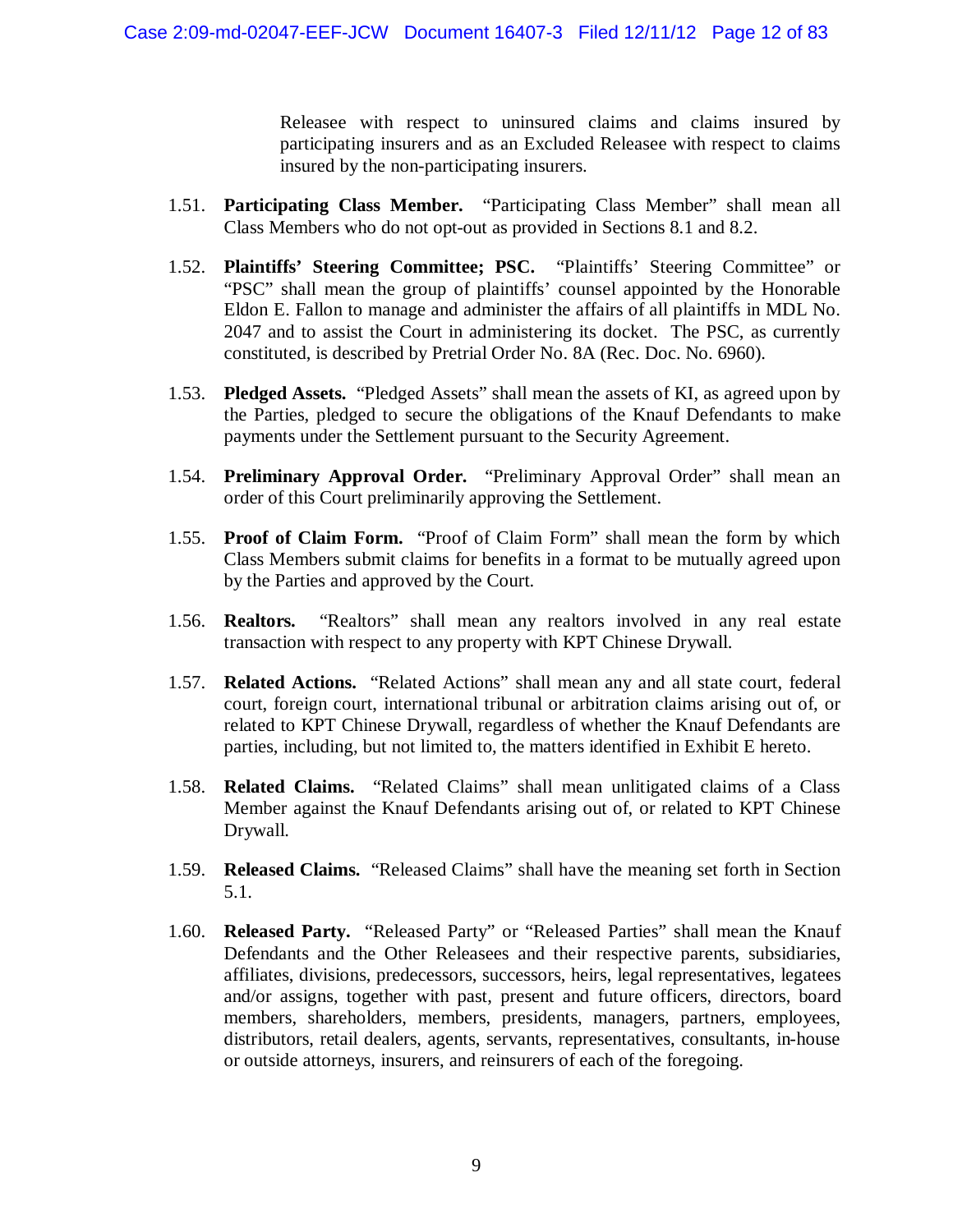Releasee with respect to uninsured claims and claims insured by participating insurers and as an Excluded Releasee with respect to claims insured by the non-participating insurers.

1.51. **Participating Class Member.** "Participating Class Member" shall mean all Class Members who do not opt-out as provided in Sections 8.1 and 8.2.

1.52. **Plaintiffs' Steering Committee; PSC.** "Plaintiffs' Steering Committee" or "PSC" shall mean the group of plaintiffs' counsel appointed by the Honorable Eldon E. Fallon to manage and administer the affairs of all plaintiffs in MDL No. 2047 and to assist the Court in administering its docket. The PSC, as currently constituted, is described by Pretrial Order No. 8A (Rec. Doc. No. 6960).

1.53. **Pledged Assets.** "Pledged Assets" shall mean the assets of KI, as agreed upon by the Parties, pledged to secure the obligations of the Knauf Defendants to make payments under the Settlement pursuant to the Security Agreement.

1.54. **Preliminary Approval Order.** "Preliminary Approval Order" shall mean an order of this Court preliminarily approving the Settlement.

1.55. **Proof of Claim Form.** "Proof of Claim Form" shall mean the form by which Class Members submit claims for benefits in a format to be mutually agreed upon by the Parties and approved by the Court.

1.56. **Realtors.** "Realtors" shall mean any realtors involved in any real estate transaction with respect to any property with KPT Chinese Drywall.

1.57. **Related Actions.** "Related Actions" shall mean any and all state court, federal court, foreign court, international tribunal or arbitration claims arising out of, or related to KPT Chinese Drywall, regardless of whether the Knauf Defendants are parties, including, but not limited to, the matters identified in Exhibit E hereto.

1.58. **Related Claims.** "Related Claims" shall mean unlitigated claims of a Class Member against the Knauf Defendants arising out of, or related to KPT Chinese Drywall.

1.59. **Released Claims.** "Released Claims" shall have the meaning set forth in Section 5.1.

1.60. **Released Party.** "Released Party" or "Released Parties" shall mean the Knauf Defendants and the Other Releasees and their respective parents, subsidiaries, affiliates, divisions, predecessors, successors, heirs, legal representatives, legatees and/or assigns, together with past, present and future officers, directors, board members, shareholders, members, presidents, managers, partners, employees, distributors, retail dealers, agents, servants, representatives, consultants, in-house or outside attorneys, insurers, and reinsurers of each of the foregoing.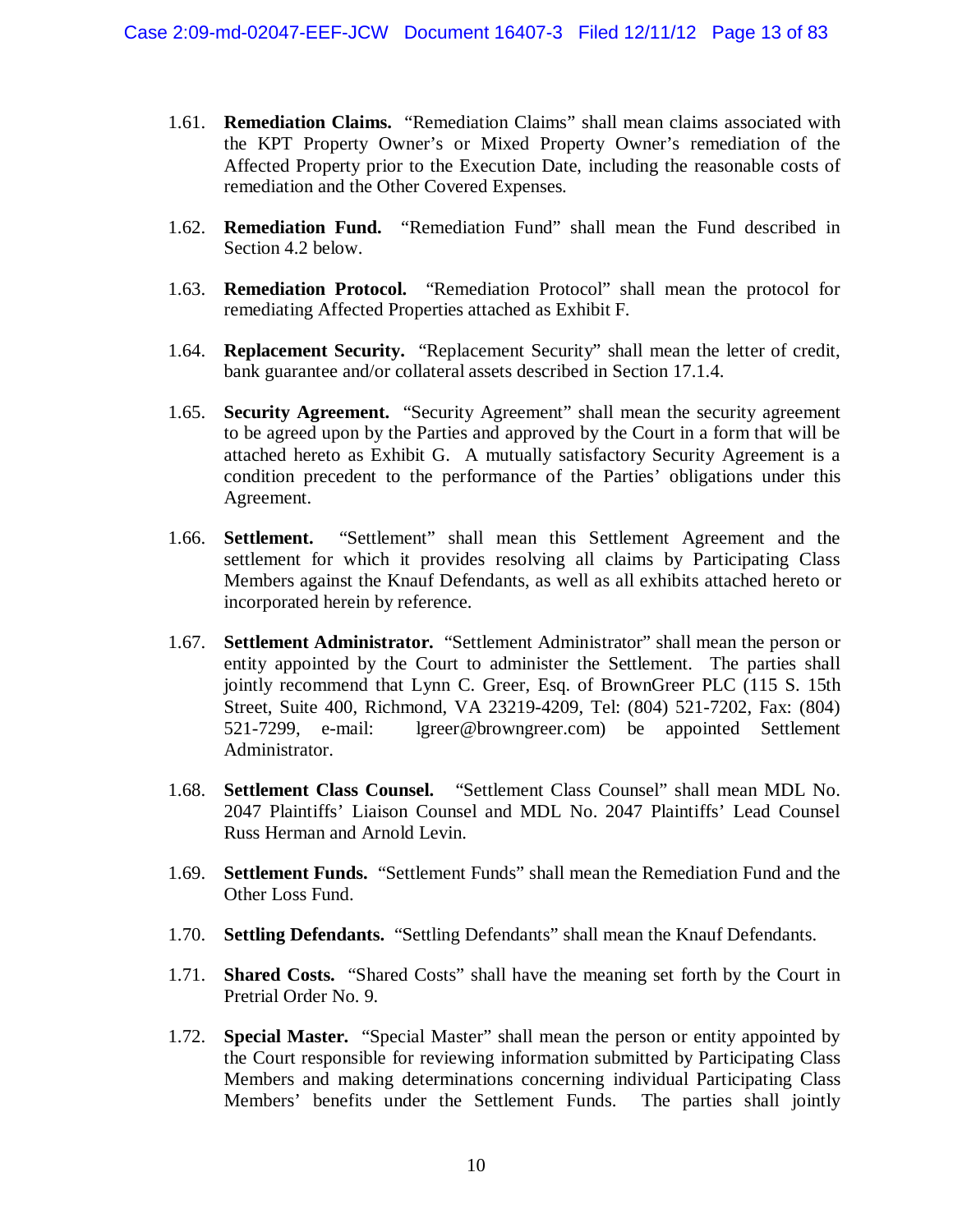1.61. **Remediation Claims.** "Remediation Claims" shall mean claims associated with the KPT Property Owner's or Mixed Property Owner's remediation of the Affected Property prior to the Execution Date, including the reasonable costs of remediation and the Other Covered Expenses.

1.62. **Remediation Fund.** "Remediation Fund" shall mean the Fund described in Section 4.2 below.

1.63. **Remediation Protocol.** "Remediation Protocol" shall mean the protocol for remediating Affected Properties attached as Exhibit F.

1.64. **Replacement Security.** "Replacement Security" shall mean the letter of credit, bank guarantee and/or collateral assets described in Section 17.1.4.

1.65. **Security Agreement.** "Security Agreement" shall mean the security agreement to be agreed upon by the Parties and approved by the Court in a form that will be attached hereto as Exhibit G. A mutually satisfactory Security Agreement is a condition precedent to the performance of the Parties' obligations under this Agreement.

1.66. **Settlement.** "Settlement" shall mean this Settlement Agreement and the settlement for which it provides resolving all claims by Participating Class Members against the Knauf Defendants, as well as all exhibits attached hereto or incorporated herein by reference.

1.67. **Settlement Administrator.** "Settlement Administrator" shall mean the person or entity appointed by the Court to administer the Settlement. The parties shall jointly recommend that Lynn C. Greer, Esq. of BrownGreer PLC (115 S. 15th Street, Suite 400, Richmond, VA 23219-4209, Tel: (804) 521-7202, Fax: (804) 521-7299, e-mail: lgreer@browngreer.com) be appointed Settlement Administrator.

1.68. **Settlement Class Counsel.** "Settlement Class Counsel" shall mean MDL No. 2047 Plaintiffs' Liaison Counsel and MDL No. 2047 Plaintiffs' Lead Counsel Russ Herman and Arnold Levin.

1.69. **Settlement Funds.** "Settlement Funds" shall mean the Remediation Fund and the Other Loss Fund.

1.70. **Settling Defendants.** "Settling Defendants" shall mean the Knauf Defendants.

1.71. **Shared Costs.** "Shared Costs" shall have the meaning set forth by the Court in Pretrial Order No. 9.

1.72. **Special Master.** "Special Master" shall mean the person or entity appointed by the Court responsible for reviewing information submitted by Participating Class Members and making determinations concerning individual Participating Class Members' benefits under the Settlement Funds. The parties shall jointly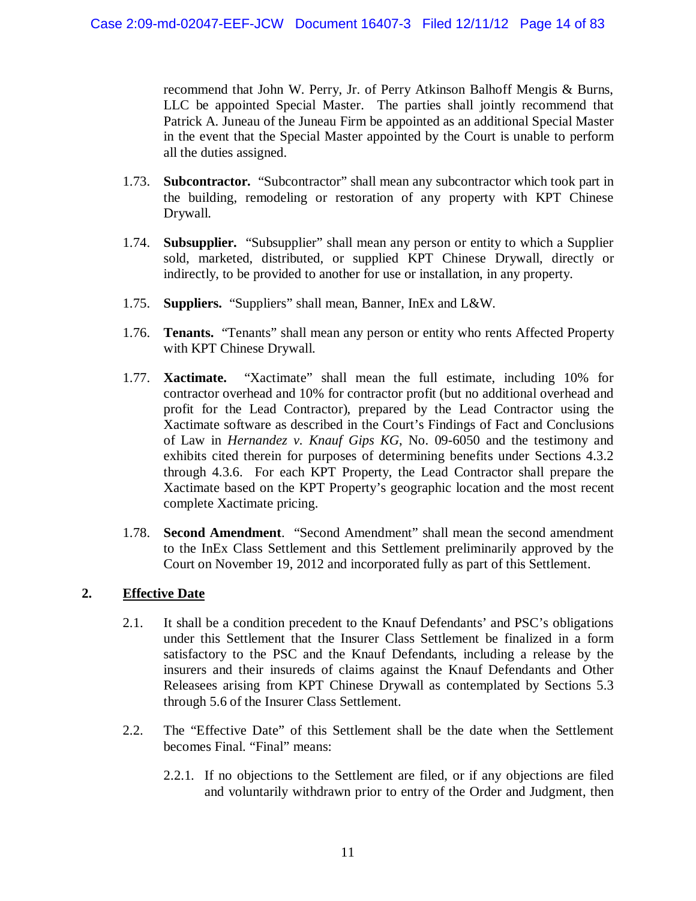recommend that John W. Perry, Jr. of Perry Atkinson Balhoff Mengis & Burns, LLC be appointed Special Master. The parties shall jointly recommend that Patrick A. Juneau of the Juneau Firm be appointed as an additional Special Master in the event that the Special Master appointed by the Court is unable to perform all the duties assigned.

1.73. **Subcontractor.** "Subcontractor" shall mean any subcontractor which took part in the building, remodeling or restoration of any property with KPT Chinese Drywall.

1.74. **Subsupplier.** "Subsupplier" shall mean any person or entity to which a Supplier sold, marketed, distributed, or supplied KPT Chinese Drywall, directly or indirectly, to be provided to another for use or installation, in any property.

1.75. **Suppliers.** "Suppliers" shall mean, Banner, InEx and L&W.

1.76. **Tenants.** "Tenants" shall mean any person or entity who rents Affected Property with KPT Chinese Drywall.

1.77. **Xactimate.** "Xactimate" shall mean the full estimate, including 10% for contractor overhead and 10% for contractor profit (but no additional overhead and profit for the Lead Contractor), prepared by the Lead Contractor using the Xactimate software as described in the Court's Findings of Fact and Conclusions of Law in *Hernandez v. Knauf Gips KG*, No. 09-6050 and the testimony and exhibits cited therein for purposes of determining benefits under Sections 4.3.2 through 4.3.6. For each KPT Property, the Lead Contractor shall prepare the Xactimate based on the KPT Property's geographic location and the most recent complete Xactimate pricing.

1.78. **Second Amendment**. "Second Amendment" shall mean the second amendment to the InEx Class Settlement and this Settlement preliminarily approved by the Court on November 19, 2012 and incorporated fully as part of this Settlement.

## 2. Effective Date

2.1. It shall be a condition precedent to the Knauf Defendants' and PSC's obligations under this Settlement that the Insurer Class Settlement be finalized in a form satisfactory to the PSC and the Knauf Defendants, including a release by the insurers and their insureds of claims against the Knauf Defendants and Other Releasees arising from KPT Chinese Drywall as contemplated by Sections 5.3 through 5.6 of the Insurer Class Settlement.

2.2. The "Effective Date" of this Settlement shall be the date when the Settlement becomes Final. "Final" means:

2.2.1. If no objections to the Settlement are filed, or if any objections are filed and voluntarily withdrawn prior to entry of the Order and Judgment, then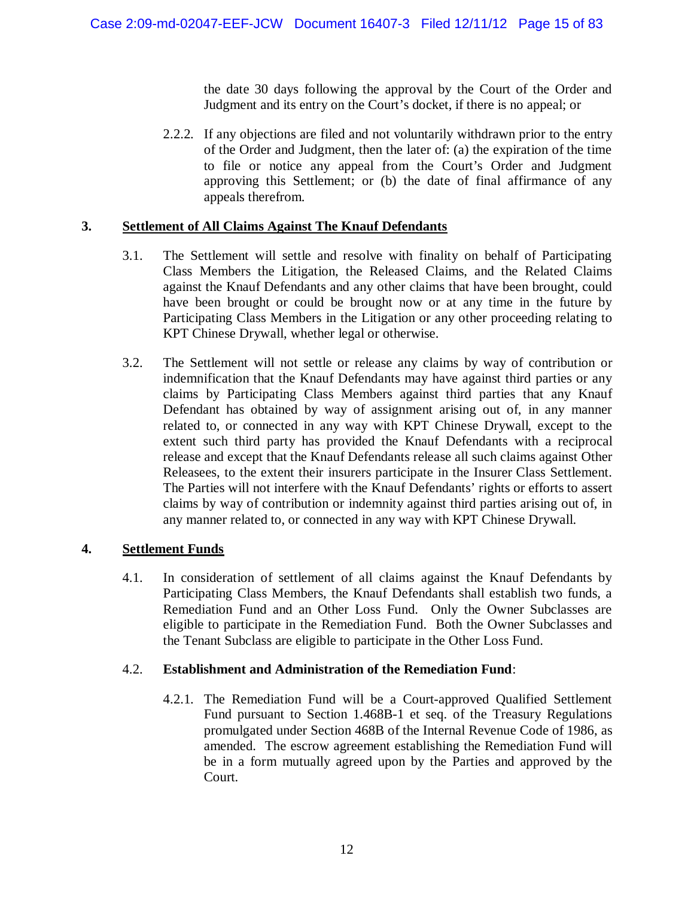the date 30 days following the approval by the Court of the Order and Judgment and its entry on the Court's docket, if there is no appeal; or

2.2.2. If any objections are filed and not voluntarily withdrawn prior to the entry of the Order and Judgment, then the later of: (a) the expiration of the time to file or notice any appeal from the Court's Order and Judgment approving this Settlement; or (b) the date of final affirmance of any appeals therefrom.

## 3. Settlement of All Claims Against The Knauf Defendants

3.1. The Settlement will settle and resolve with finality on behalf of Participating Class Members the Litigation, the Released Claims, and the Related Claims against the Knauf Defendants and any other claims that have been brought, could have been brought or could be brought now or at any time in the future by Participating Class Members in the Litigation or any other proceeding relating to KPT Chinese Drywall, whether legal or otherwise.

3.2. The Settlement will not settle or release any claims by way of contribution or indemnification that the Knauf Defendants may have against third parties or any claims by Participating Class Members against third parties that any Knauf Defendant has obtained by way of assignment arising out of, in any manner related to, or connected in any way with KPT Chinese Drywall, except to the extent such third party has provided the Knauf Defendants with a reciprocal release and except that the Knauf Defendants release all such claims against Other Releasees, to the extent their insurers participate in the Insurer Class Settlement. The Parties will not interfere with the Knauf Defendants' rights or efforts to assert claims by way of contribution or indemnity against third parties arising out of, in any manner related to, or connected in any way with KPT Chinese Drywall.

## 4. Settlement Funds

4.1. In consideration of settlement of all claims against the Knauf Defendants by Participating Class Members, the Knauf Defendants shall establish two funds, a Remediation Fund and an Other Loss Fund. Only the Owner Subclasses are eligible to participate in the Remediation Fund. Both the Owner Subclasses and the Tenant Subclass are eligible to participate in the Other Loss Fund.

4.2. **Establishment and Administration of the Remediation Fund**:

4.2.1. The Remediation Fund will be a Court-approved Qualified Settlement Fund pursuant to Section 1.468B-1 et seq. of the Treasury Regulations promulgated under Section 468B of the Internal Revenue Code of 1986, as amended. The escrow agreement establishing the Remediation Fund will be in a form mutually agreed upon by the Parties and approved by the Court.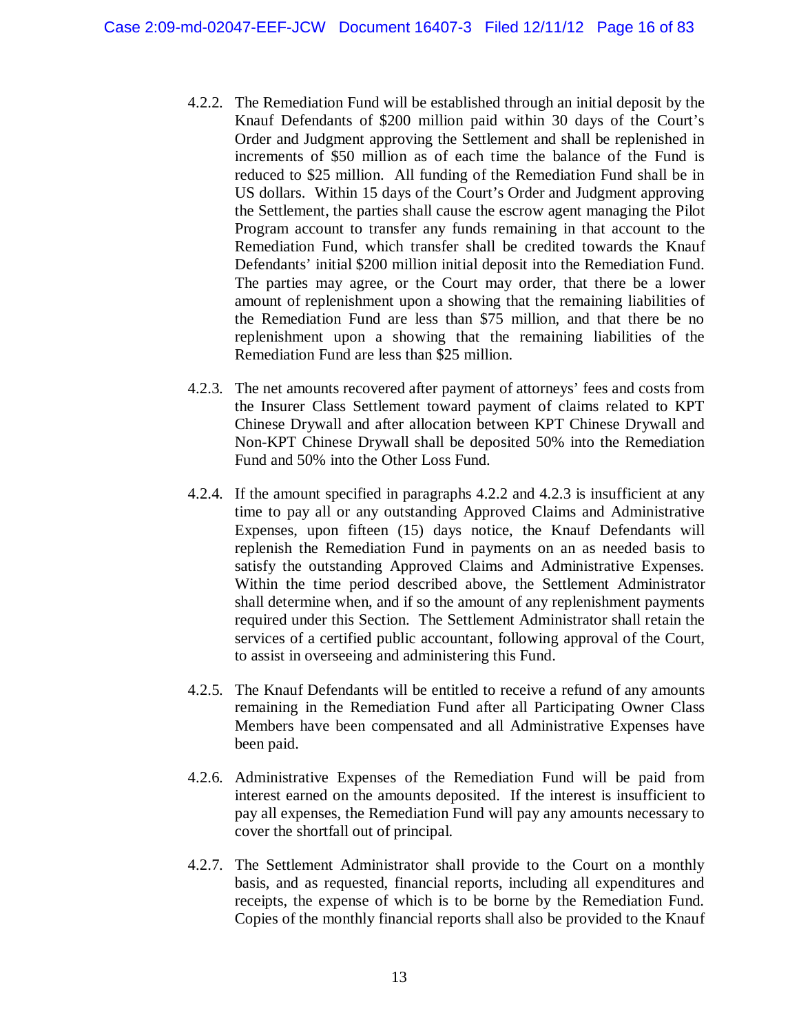4.2.2. The Remediation Fund will be established through an initial deposit by the Knauf Defendants of $200 million paid within 30 days of the Court's Order and Judgment approving the Settlement and shall be replenished in increments of $50 million as of each time the balance of the Fund is reduced to $25 million. All funding of the Remediation Fund shall be in US dollars. Within 15 days of the Court's Order and Judgment approving the Settlement, the parties shall cause the escrow agent managing the Pilot Program account to transfer any funds remaining in that account to the Remediation Fund, which transfer shall be credited towards the Knauf Defendants' initial $200 million initial deposit into the Remediation Fund. The parties may agree, or the Court may order, that there be a lower amount of replenishment upon a showing that the remaining liabilities of the Remediation Fund are less than $75 million, and that there be no replenishment upon a showing that the remaining liabilities of the Remediation Fund are less than $25 million.

4.2.3. The net amounts recovered after payment of attorneys' fees and costs from the Insurer Class Settlement toward payment of claims related to KPT Chinese Drywall and after allocation between KPT Chinese Drywall and Non-KPT Chinese Drywall shall be deposited 50% into the Remediation Fund and 50% into the Other Loss Fund.

4.2.4. If the amount specified in paragraphs 4.2.2 and 4.2.3 is insufficient at any time to pay all or any outstanding Approved Claims and Administrative Expenses, upon fifteen (15) days notice, the Knauf Defendants will replenish the Remediation Fund in payments on an as needed basis to satisfy the outstanding Approved Claims and Administrative Expenses. Within the time period described above, the Settlement Administrator shall determine when, and if so the amount of any replenishment payments required under this Section. The Settlement Administrator shall retain the services of a certified public accountant, following approval of the Court, to assist in overseeing and administering this Fund.

4.2.5. The Knauf Defendants will be entitled to receive a refund of any amounts remaining in the Remediation Fund after all Participating Owner Class Members have been compensated and all Administrative Expenses have been paid.

4.2.6. Administrative Expenses of the Remediation Fund will be paid from interest earned on the amounts deposited. If the interest is insufficient to pay all expenses, the Remediation Fund will pay any amounts necessary to cover the shortfall out of principal.

4.2.7. The Settlement Administrator shall provide to the Court on a monthly basis, and as requested, financial reports, including all expenditures and receipts, the expense of which is to be borne by the Remediation Fund. Copies of the monthly financial reports shall also be provided to the Knauf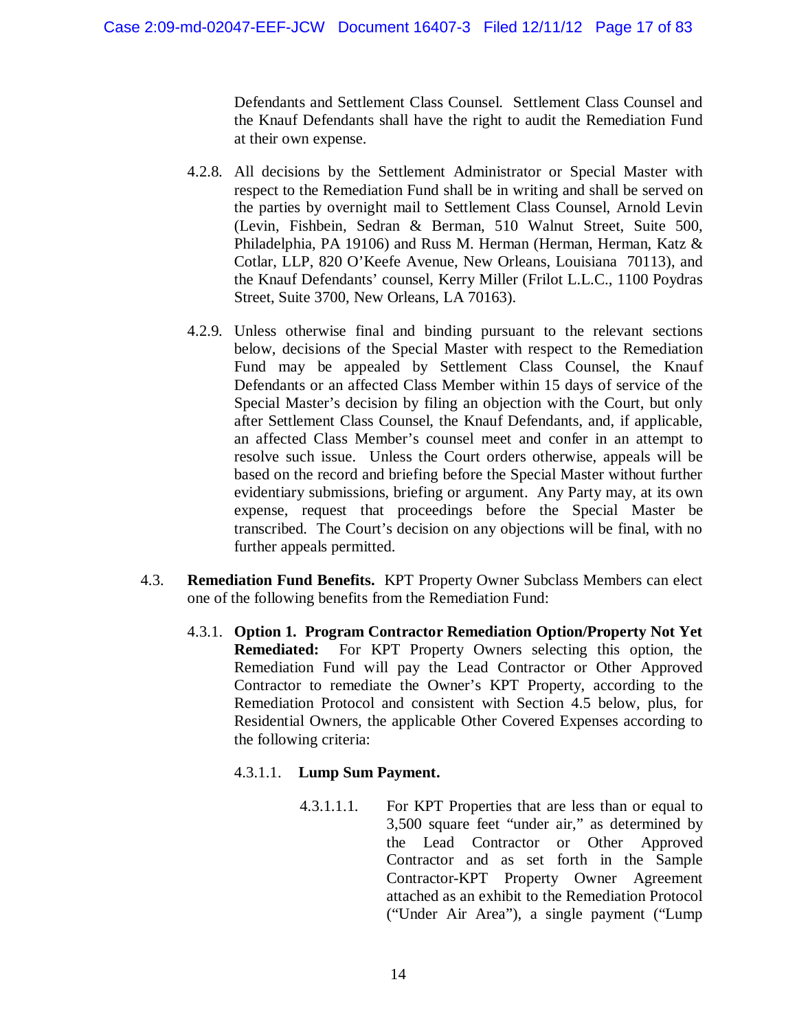Defendants and Settlement Class Counsel. Settlement Class Counsel and the Knauf Defendants shall have the right to audit the Remediation Fund at their own expense.

4.2.8. All decisions by the Settlement Administrator or Special Master with respect to the Remediation Fund shall be in writing and shall be served on the parties by overnight mail to Settlement Class Counsel, Arnold Levin (Levin, Fishbein, Sedran & Berman, 510 Walnut Street, Suite 500, Philadelphia, PA 19106) and Russ M. Herman (Herman, Herman, Katz & Cotlar, LLP, 820 O'Keefe Avenue, New Orleans, Louisiana 70113), and the Knauf Defendants' counsel, Kerry Miller (Frilot L.L.C., 1100 Poydras Street, Suite 3700, New Orleans, LA 70163).

4.2.9. Unless otherwise final and binding pursuant to the relevant sections below, decisions of the Special Master with respect to the Remediation Fund may be appealed by Settlement Class Counsel, the Knauf Defendants or an affected Class Member within 15 days of service of the Special Master's decision by filing an objection with the Court, but only after Settlement Class Counsel, the Knauf Defendants, and, if applicable, an affected Class Member's counsel meet and confer in an attempt to resolve such issue. Unless the Court orders otherwise, appeals will be based on the record and briefing before the Special Master without further evidentiary submissions, briefing or argument. Any Party may, at its own expense, request that proceedings before the Special Master be transcribed. The Court's decision on any objections will be final, with no further appeals permitted.

4.3. **Remediation Fund Benefits.** KPT Property Owner Subclass Members can elect one of the following benefits from the Remediation Fund:

4.3.1. **Option 1. Program Contractor Remediation Option/Property Not Yet Remediated:** For KPT Property Owners selecting this option, the Remediation Fund will pay the Lead Contractor or Other Approved Contractor to remediate the Owner's KPT Property, according to the Remediation Protocol and consistent with Section 4.5 below, plus, for Residential Owners, the applicable Other Covered Expenses according to the following criteria:

4.3.1.1. **Lump Sum Payment.**

4.3.1.1.1. For KPT Properties that are less than or equal to 3,500 square feet "under air," as determined by the Lead Contractor or Other Approved Contractor and as set forth in the Sample Contractor-KPT Property Owner Agreement attached as an exhibit to the Remediation Protocol ("Under Air Area"), a single payment ("Lump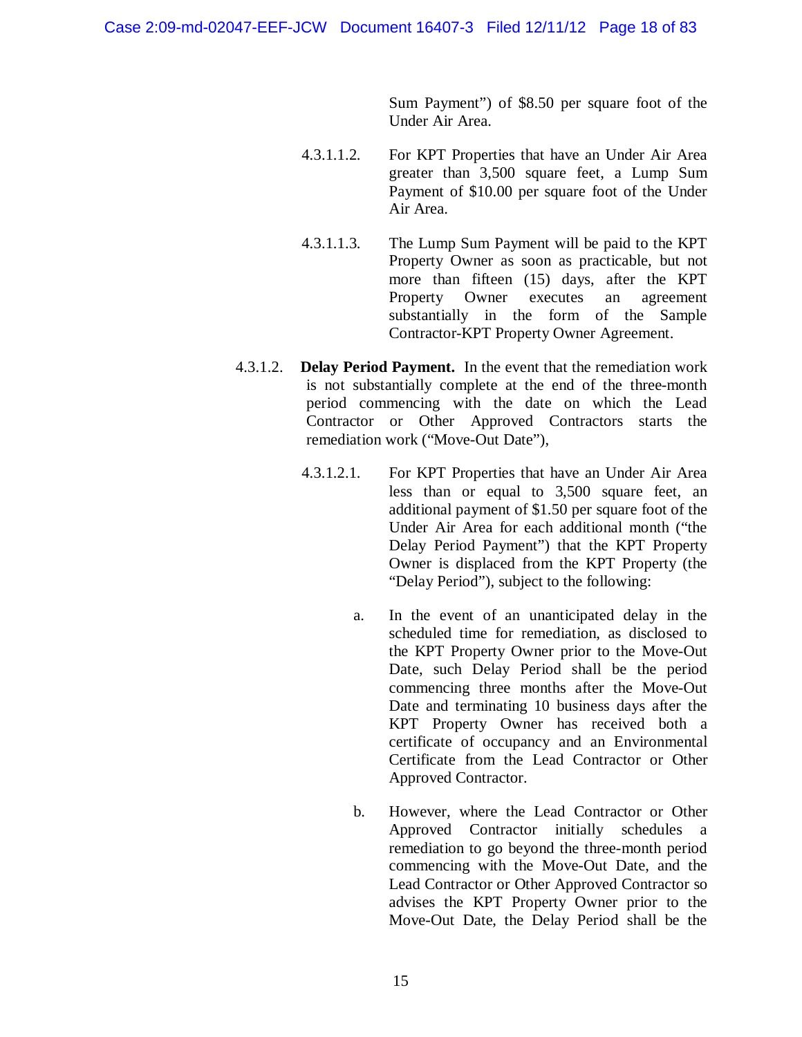Sum Payment") of \$8.50 per square foot of the Under Air Area.

4.3.1.1.2. For KPT Properties that have an Under Air Area greater than 3,500 square feet, a Lump Sum Payment of \$10.00 per square foot of the Under Air Area.

4.3.1.1.3. The Lump Sum Payment will be paid to the KPT Property Owner as soon as practicable, but not more than fifteen (15) days, after the KPT Property Owner executes an agreement substantially in the form of the Sample Contractor-KPT Property Owner Agreement.

4.3.1.2. **Delay Period Payment.** In the event that the remediation work is not substantially complete at the end of the three-month period commencing with the date on which the Lead Contractor or Other Approved Contractors starts the remediation work ("Move-Out Date"),

4.3.1.2.1. For KPT Properties that have an Under Air Area less than or equal to 3,500 square feet, an additional payment of \$1.50 per square foot of the Under Air Area for each additional month ("the Delay Period Payment") that the KPT Property Owner is displaced from the KPT Property (the "Delay Period"), subject to the following:

a. In the event of an unanticipated delay in the scheduled time for remediation, as disclosed to the KPT Property Owner prior to the Move-Out Date, such Delay Period shall be the period commencing three months after the Move-Out Date and terminating 10 business days after the KPT Property Owner has received both a certificate of occupancy and an Environmental Certificate from the Lead Contractor or Other Approved Contractor.

b. However, where the Lead Contractor or Other Approved Contractor initially schedules a remediation to go beyond the three-month period commencing with the Move-Out Date, and the Lead Contractor or Other Approved Contractor so advises the KPT Property Owner prior to the Move-Out Date, the Delay Period shall be the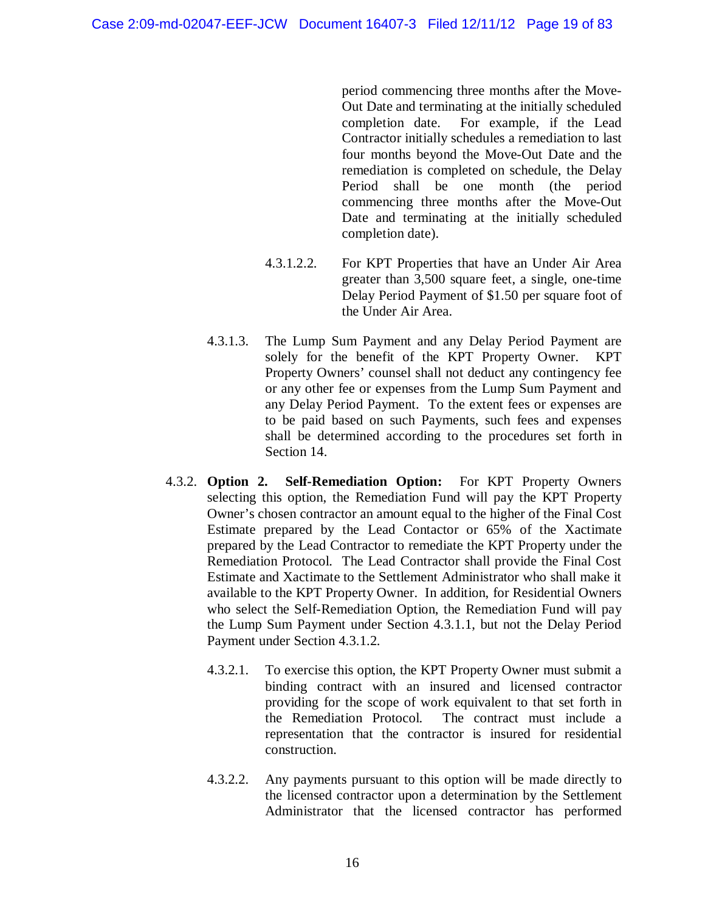period commencing three months after the Move-Out Date and terminating at the initially scheduled completion date. For example, if the Lead Contractor initially schedules a remediation to last four months beyond the Move-Out Date and the remediation is completed on schedule, the Delay Period shall be one month (the period commencing three months after the Move-Out Date and terminating at the initially scheduled completion date).

4.3.1.2.2. For KPT Properties that have an Under Air Area greater than 3,500 square feet, a single, one-time Delay Period Payment of $1.50 per square foot of the Under Air Area.

4.3.1.3. The Lump Sum Payment and any Delay Period Payment are solely for the benefit of the KPT Property Owner. KPT Property Owners' counsel shall not deduct any contingency fee or any other fee or expenses from the Lump Sum Payment and any Delay Period Payment. To the extent fees or expenses are to be paid based on such Payments, such fees and expenses shall be determined according to the procedures set forth in Section 14.

4.3.2. **Option 2. Self-Remediation Option:** For KPT Property Owners selecting this option, the Remediation Fund will pay the KPT Property Owner's chosen contractor an amount equal to the higher of the Final Cost Estimate prepared by the Lead Contactor or 65% of the Xactimate prepared by the Lead Contractor to remediate the KPT Property under the Remediation Protocol. The Lead Contractor shall provide the Final Cost Estimate and Xactimate to the Settlement Administrator who shall make it available to the KPT Property Owner. In addition, for Residential Owners who select the Self-Remediation Option, the Remediation Fund will pay the Lump Sum Payment under Section 4.3.1.1, but not the Delay Period Payment under Section 4.3.1.2.

4.3.2.1. To exercise this option, the KPT Property Owner must submit a binding contract with an insured and licensed contractor providing for the scope of work equivalent to that set forth in the Remediation Protocol. The contract must include a representation that the contractor is insured for residential construction.

4.3.2.2. Any payments pursuant to this option will be made directly to the licensed contractor upon a determination by the Settlement Administrator that the licensed contractor has performed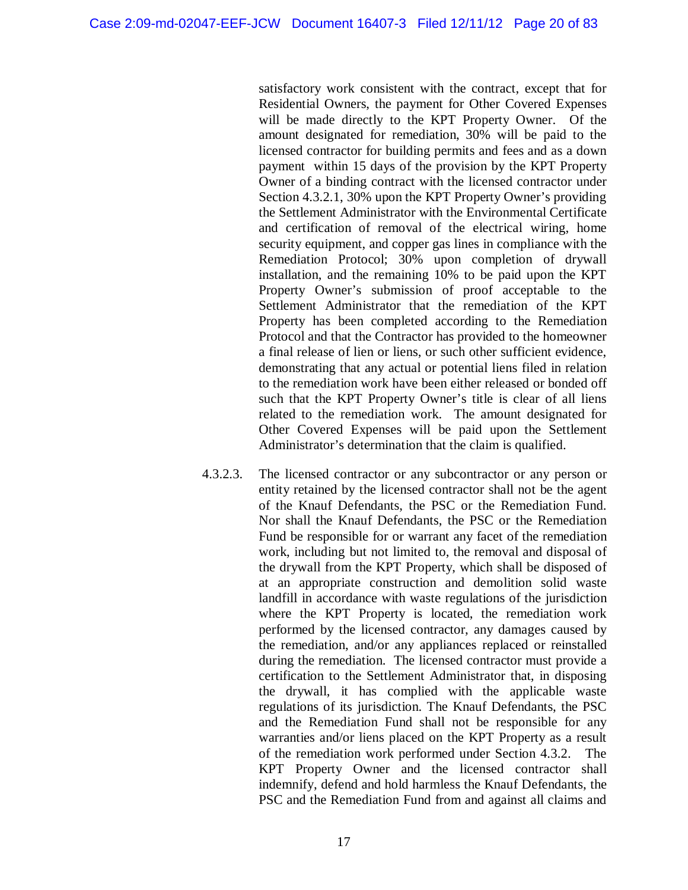satisfactory work consistent with the contract, except that for Residential Owners, the payment for Other Covered Expenses will be made directly to the KPT Property Owner. Of the amount designated for remediation, 30% will be paid to the licensed contractor for building permits and fees and as a down payment within 15 days of the provision by the KPT Property Owner of a binding contract with the licensed contractor under Section 4.3.2.1, 30% upon the KPT Property Owner's providing the Settlement Administrator with the Environmental Certificate and certification of removal of the electrical wiring, home security equipment, and copper gas lines in compliance with the Remediation Protocol; 30% upon completion of drywall installation, and the remaining 10% to be paid upon the KPT Property Owner's submission of proof acceptable to the Settlement Administrator that the remediation of the KPT Property has been completed according to the Remediation Protocol and that the Contractor has provided to the homeowner a final release of lien or liens, or such other sufficient evidence, demonstrating that any actual or potential liens filed in relation to the remediation work have been either released or bonded off such that the KPT Property Owner's title is clear of all liens related to the remediation work. The amount designated for Other Covered Expenses will be paid upon the Settlement Administrator's determination that the claim is qualified.

4.3.2.3. The licensed contractor or any subcontractor or any person or entity retained by the licensed contractor shall not be the agent of the Knauf Defendants, the PSC or the Remediation Fund. Nor shall the Knauf Defendants, the PSC or the Remediation Fund be responsible for or warrant any facet of the remediation work, including but not limited to, the removal and disposal of the drywall from the KPT Property, which shall be disposed of at an appropriate construction and demolition solid waste landfill in accordance with waste regulations of the jurisdiction where the KPT Property is located, the remediation work performed by the licensed contractor, any damages caused by the remediation, and/or any appliances replaced or reinstalled during the remediation. The licensed contractor must provide a certification to the Settlement Administrator that, in disposing the drywall, it has complied with the applicable waste regulations of its jurisdiction. The Knauf Defendants, the PSC and the Remediation Fund shall not be responsible for any warranties and/or liens placed on the KPT Property as a result of the remediation work performed under Section 4.3.2. The KPT Property Owner and the licensed contractor shall indemnify, defend and hold harmless the Knauf Defendants, the PSC and the Remediation Fund from and against all claims and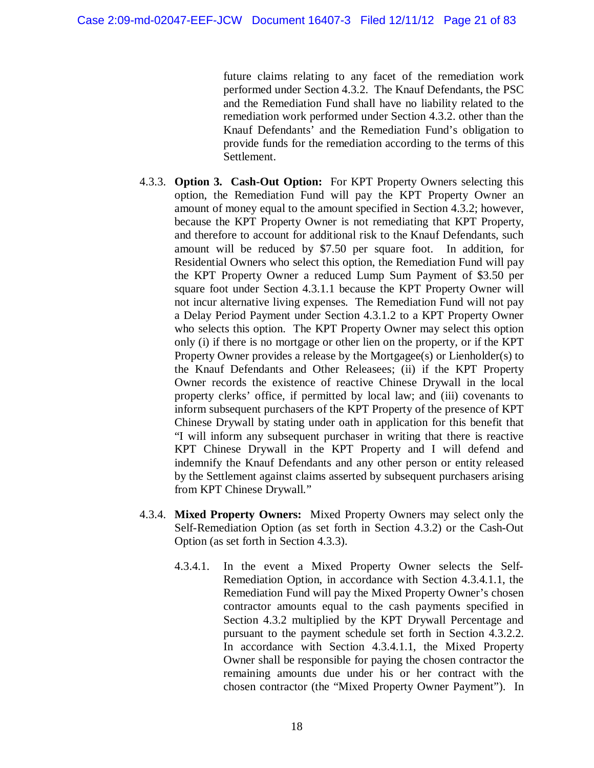future claims relating to any facet of the remediation work performed under Section 4.3.2. The Knauf Defendants, the PSC and the Remediation Fund shall have no liability related to the remediation work performed under Section 4.3.2. other than the Knauf Defendants' and the Remediation Fund's obligation to provide funds for the remediation according to the terms of this Settlement.

4.3.3. **Option 3. Cash-Out Option:** For KPT Property Owners selecting this option, the Remediation Fund will pay the KPT Property Owner an amount of money equal to the amount specified in Section 4.3.2; however, because the KPT Property Owner is not remediating that KPT Property, and therefore to account for additional risk to the Knauf Defendants, such amount will be reduced by $7.50 per square foot. In addition, for Residential Owners who select this option, the Remediation Fund will pay the KPT Property Owner a reduced Lump Sum Payment of $3.50 per square foot under Section 4.3.1.1 because the KPT Property Owner will not incur alternative living expenses. The Remediation Fund will not pay a Delay Period Payment under Section 4.3.1.2 to a KPT Property Owner who selects this option. The KPT Property Owner may select this option only (i) if there is no mortgage or other lien on the property, or if the KPT Property Owner provides a release by the Mortgagee(s) or Lienholder(s) to the Knauf Defendants and Other Releasees; (ii) if the KPT Property Owner records the existence of reactive Chinese Drywall in the local property clerks' office, if permitted by local law; and (iii) covenants to inform subsequent purchasers of the KPT Property of the presence of KPT Chinese Drywall by stating under oath in application for this benefit that "I will inform any subsequent purchaser in writing that there is reactive KPT Chinese Drywall in the KPT Property and I will defend and indemnify the Knauf Defendants and any other person or entity released by the Settlement against claims asserted by subsequent purchasers arising from KPT Chinese Drywall."

4.3.4. **Mixed Property Owners:** Mixed Property Owners may select only the Self-Remediation Option (as set forth in Section 4.3.2) or the Cash-Out Option (as set forth in Section 4.3.3).

4.3.4.1. In the event a Mixed Property Owner selects the Self-Remediation Option, in accordance with Section 4.3.4.1.1, the Remediation Fund will pay the Mixed Property Owner's chosen contractor amounts equal to the cash payments specified in Section 4.3.2 multiplied by the KPT Drywall Percentage and pursuant to the payment schedule set forth in Section 4.3.2.2. In accordance with Section 4.3.4.1.1, the Mixed Property Owner shall be responsible for paying the chosen contractor the remaining amounts due under his or her contract with the chosen contractor (the "Mixed Property Owner Payment"). In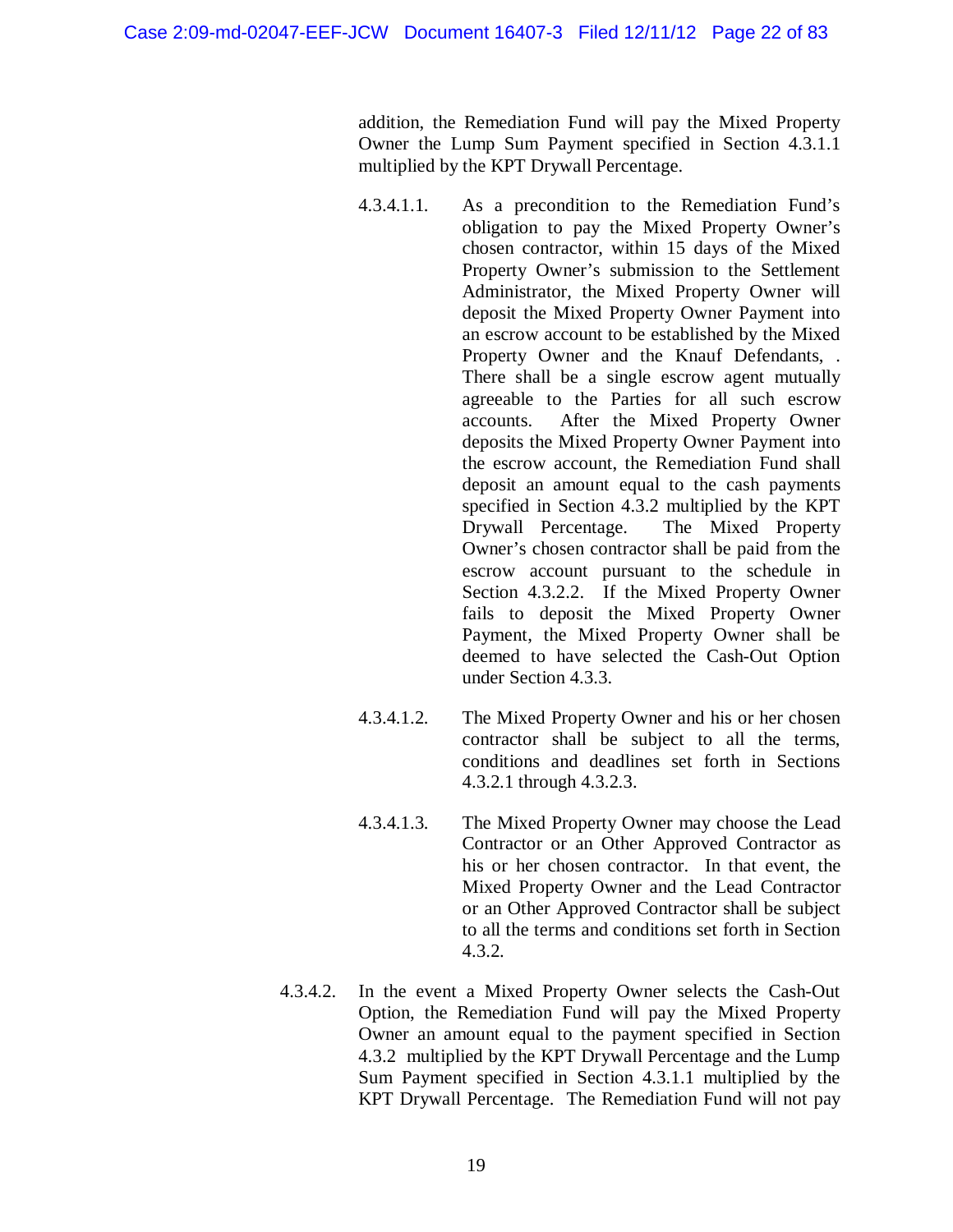addition, the Remediation Fund will pay the Mixed Property Owner the Lump Sum Payment specified in Section 4.3.1.1 multiplied by the KPT Drywall Percentage.

4.3.4.1.1. As a precondition to the Remediation Fund's obligation to pay the Mixed Property Owner's chosen contractor, within 15 days of the Mixed Property Owner's submission to the Settlement Administrator, the Mixed Property Owner will deposit the Mixed Property Owner Payment into an escrow account to be established by the Mixed Property Owner and the Knauf Defendants, . There shall be a single escrow agent mutually agreeable to the Parties for all such escrow accounts. After the Mixed Property Owner deposits the Mixed Property Owner Payment into the escrow account, the Remediation Fund shall deposit an amount equal to the cash payments specified in Section 4.3.2 multiplied by the KPT Drywall Percentage. The Mixed Property Owner's chosen contractor shall be paid from the escrow account pursuant to the schedule in Section 4.3.2.2. If the Mixed Property Owner fails to deposit the Mixed Property Owner Payment, the Mixed Property Owner shall be deemed to have selected the Cash-Out Option under Section 4.3.3.

4.3.4.1.2. The Mixed Property Owner and his or her chosen contractor shall be subject to all the terms, conditions and deadlines set forth in Sections 4.3.2.1 through 4.3.2.3.

4.3.4.1.3. The Mixed Property Owner may choose the Lead Contractor or an Other Approved Contractor as his or her chosen contractor. In that event, the Mixed Property Owner and the Lead Contractor or an Other Approved Contractor shall be subject to all the terms and conditions set forth in Section 4.3.2.

4.3.4.2. In the event a Mixed Property Owner selects the Cash-Out Option, the Remediation Fund will pay the Mixed Property Owner an amount equal to the payment specified in Section 4.3.2 multiplied by the KPT Drywall Percentage and the Lump Sum Payment specified in Section 4.3.1.1 multiplied by the KPT Drywall Percentage. The Remediation Fund will not pay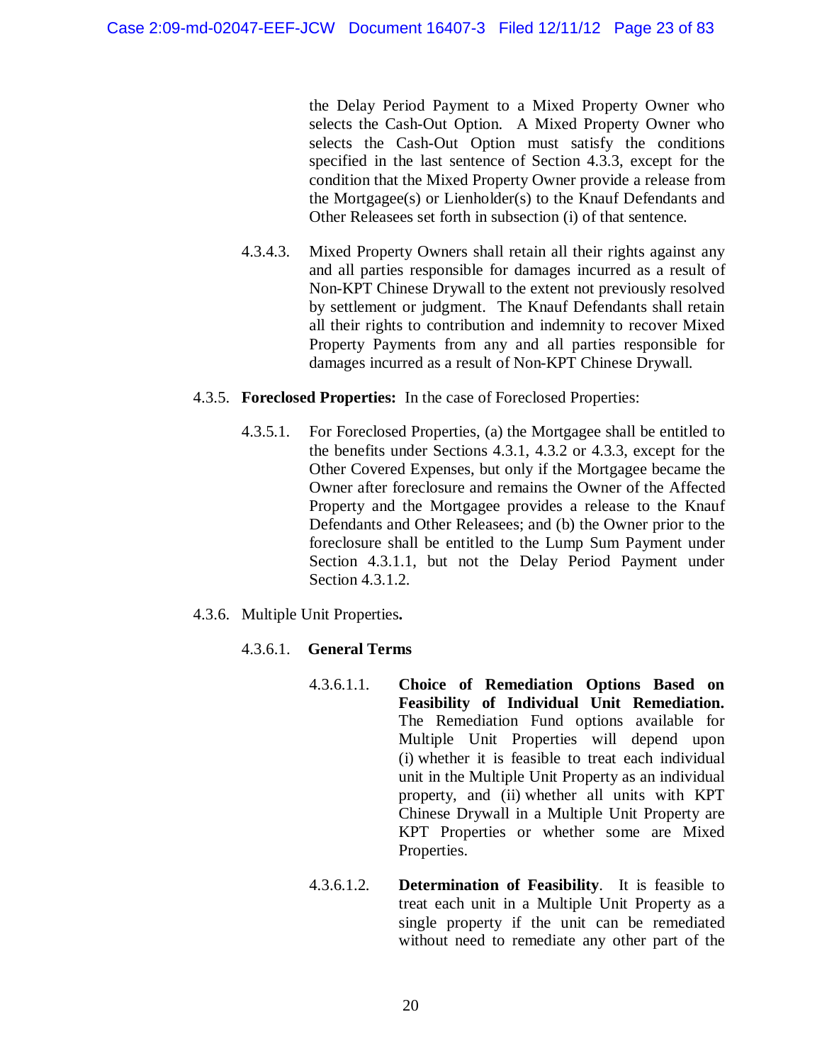the Delay Period Payment to a Mixed Property Owner who selects the Cash-Out Option. A Mixed Property Owner who selects the Cash-Out Option must satisfy the conditions specified in the last sentence of Section 4.3.3, except for the condition that the Mixed Property Owner provide a release from the Mortgagee(s) or Lienholder(s) to the Knauf Defendants and Other Releasees set forth in subsection (i) of that sentence.

4.3.4.3. Mixed Property Owners shall retain all their rights against any and all parties responsible for damages incurred as a result of Non-KPT Chinese Drywall to the extent not previously resolved by settlement or judgment. The Knauf Defendants shall retain all their rights to contribution and indemnity to recover Mixed Property Payments from any and all parties responsible for damages incurred as a result of Non-KPT Chinese Drywall.

4.3.5. **Foreclosed Properties:** In the case of Foreclosed Properties:

4.3.5.1. For Foreclosed Properties, (a) the Mortgagee shall be entitled to the benefits under Sections 4.3.1, 4.3.2 or 4.3.3, except for the Other Covered Expenses, but only if the Mortgagee became the Owner after foreclosure and remains the Owner of the Affected Property and the Mortgagee provides a release to the Knauf Defendants and Other Releasees; and (b) the Owner prior to the foreclosure shall be entitled to the Lump Sum Payment under Section 4.3.1.1, but not the Delay Period Payment under Section 4.3.1.2.

4.3.6. Multiple Unit Properties**.**

4.3.6.1. **General Terms**

4.3.6.1.1. **Choice of Remediation Options Based on Feasibility of Individual Unit Remediation.** The Remediation Fund options available for Multiple Unit Properties will depend upon (i) whether it is feasible to treat each individual unit in the Multiple Unit Property as an individual property, and (ii) whether all units with KPT Chinese Drywall in a Multiple Unit Property are KPT Properties or whether some are Mixed Properties.

4.3.6.1.2. **Determination of Feasibility**. It is feasible to treat each unit in a Multiple Unit Property as a single property if the unit can be remediated without need to remediate any other part of the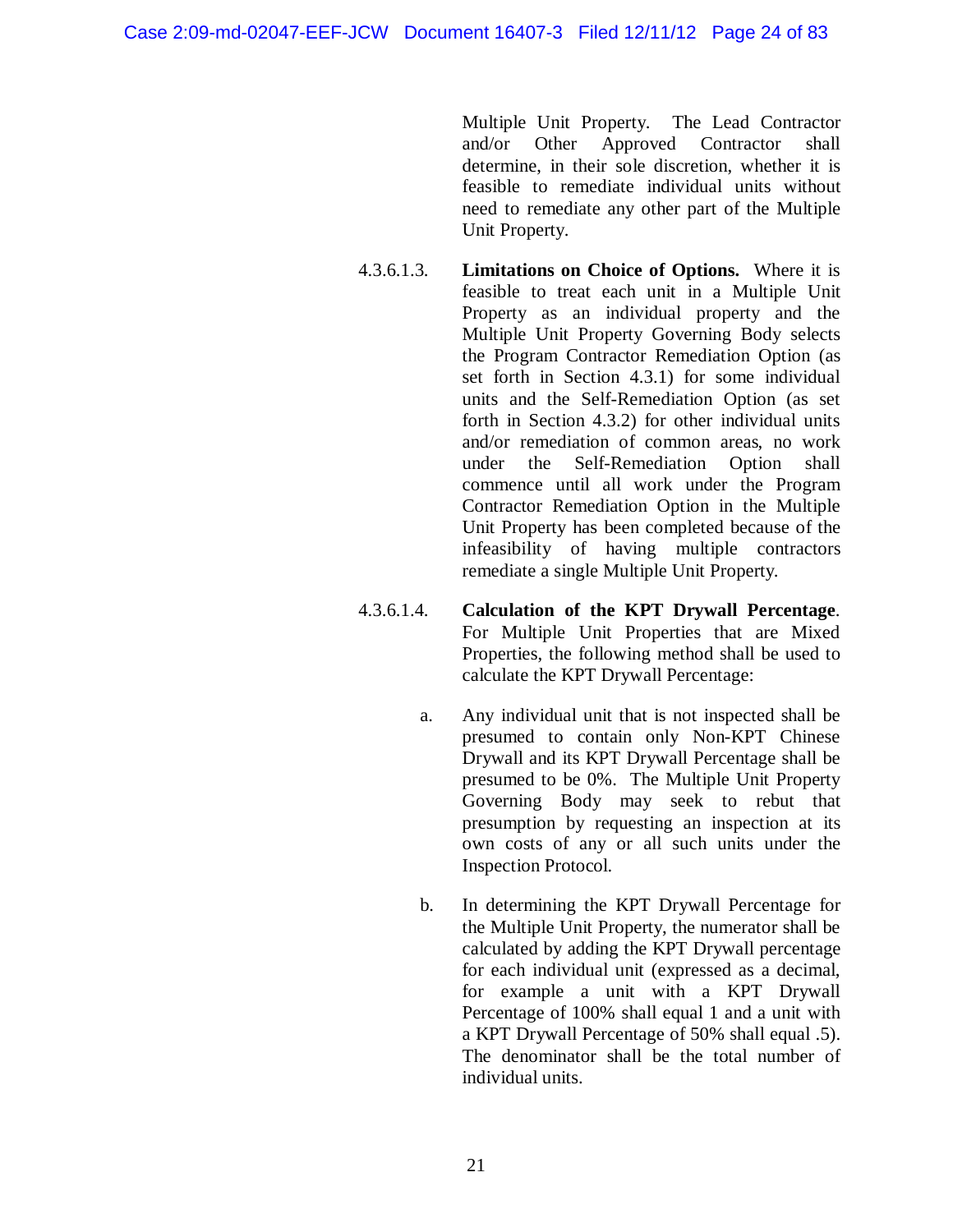Multiple Unit Property. The Lead Contractor and/or Other Approved Contractor shall determine, in their sole discretion, whether it is feasible to remediate individual units without need to remediate any other part of the Multiple Unit Property.

4.3.6.1.3. **Limitations on Choice of Options.** Where it is feasible to treat each unit in a Multiple Unit Property as an individual property and the Multiple Unit Property Governing Body selects the Program Contractor Remediation Option (as set forth in Section 4.3.1) for some individual units and the Self-Remediation Option (as set forth in Section 4.3.2) for other individual units and/or remediation of common areas, no work under the Self-Remediation Option shall commence until all work under the Program Contractor Remediation Option in the Multiple Unit Property has been completed because of the infeasibility of having multiple contractors remediate a single Multiple Unit Property.

4.3.6.1.4. **Calculation of the KPT Drywall Percentage**. For Multiple Unit Properties that are Mixed Properties, the following method shall be used to calculate the KPT Drywall Percentage:

a. Any individual unit that is not inspected shall be presumed to contain only Non-KPT Chinese Drywall and its KPT Drywall Percentage shall be presumed to be 0%. The Multiple Unit Property Governing Body may seek to rebut that presumption by requesting an inspection at its own costs of any or all such units under the Inspection Protocol.

b. In determining the KPT Drywall Percentage for the Multiple Unit Property, the numerator shall be calculated by adding the KPT Drywall percentage for each individual unit (expressed as a decimal, for example a unit with a KPT Drywall Percentage of 100% shall equal 1 and a unit with a KPT Drywall Percentage of 50% shall equal .5). The denominator shall be the total number of individual units.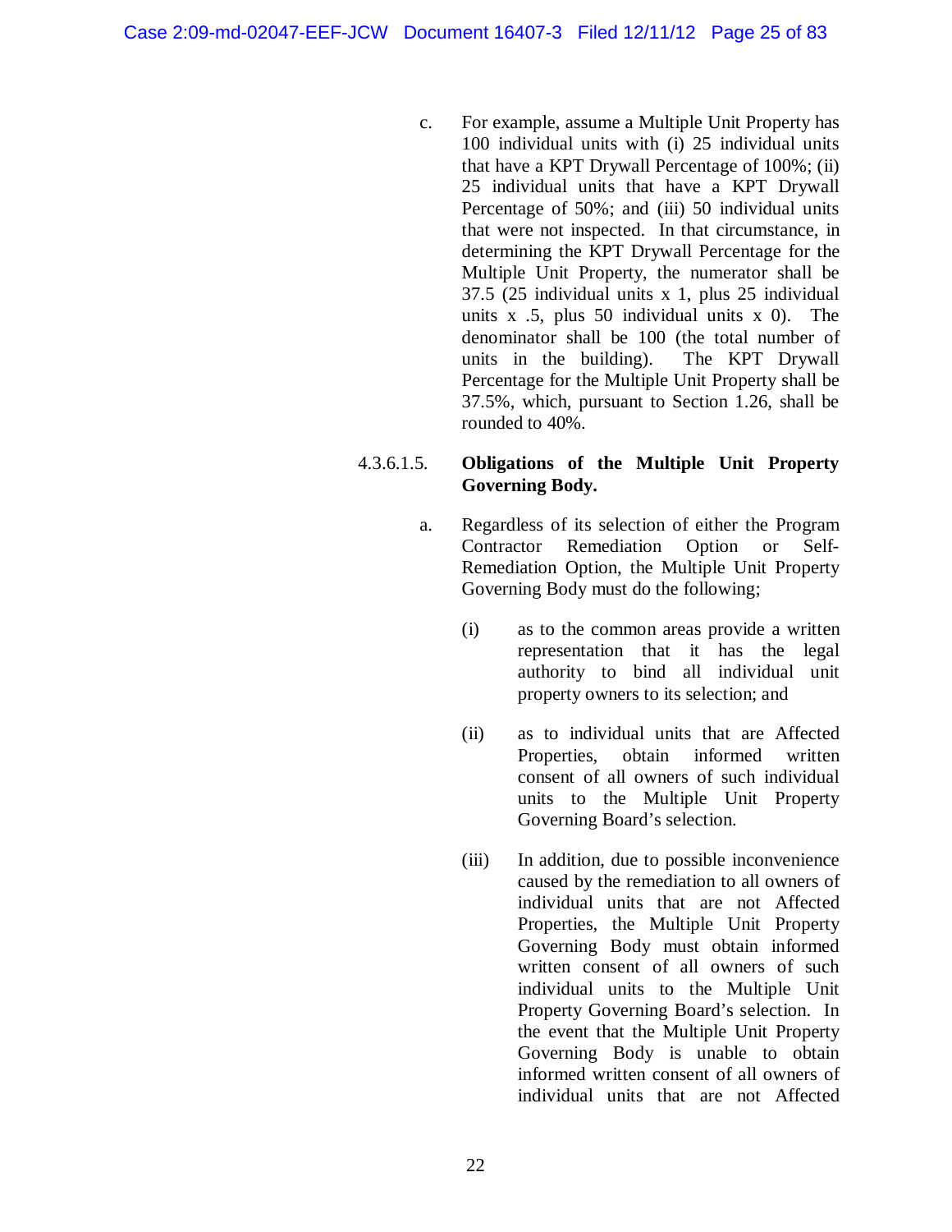c. For example, assume a Multiple Unit Property has 100 individual units with (i) 25 individual units that have a KPT Drywall Percentage of 100%; (ii) 25 individual units that have a KPT Drywall Percentage of 50%; and (iii) 50 individual units that were not inspected. In that circumstance, in determining the KPT Drywall Percentage for the Multiple Unit Property, the numerator shall be 37.5 (25 individual units x 1, plus 25 individual units x .5, plus 50 individual units x 0). The denominator shall be 100 (the total number of units in the building). The KPT Drywall Percentage for the Multiple Unit Property shall be 37.5%, which, pursuant to Section 1.26, shall be rounded to 40%.

4.3.6.1.5. **Obligations of the Multiple Unit Property Governing Body.**

a. Regardless of its selection of either the Program Contractor Remediation Option or Self-Remediation Option, the Multiple Unit Property Governing Body must do the following;

(i) as to the common areas provide a written representation that it has the legal authority to bind all individual unit property owners to its selection; and

(ii) as to individual units that are Affected Properties, obtain informed written consent of all owners of such individual units to the Multiple Unit Property Governing Board's selection.

(iii) In addition, due to possible inconvenience caused by the remediation to all owners of individual units that are not Affected Properties, the Multiple Unit Property Governing Body must obtain informed written consent of all owners of such individual units to the Multiple Unit Property Governing Board's selection. In the event that the Multiple Unit Property Governing Body is unable to obtain informed written consent of all owners of individual units that are not Affected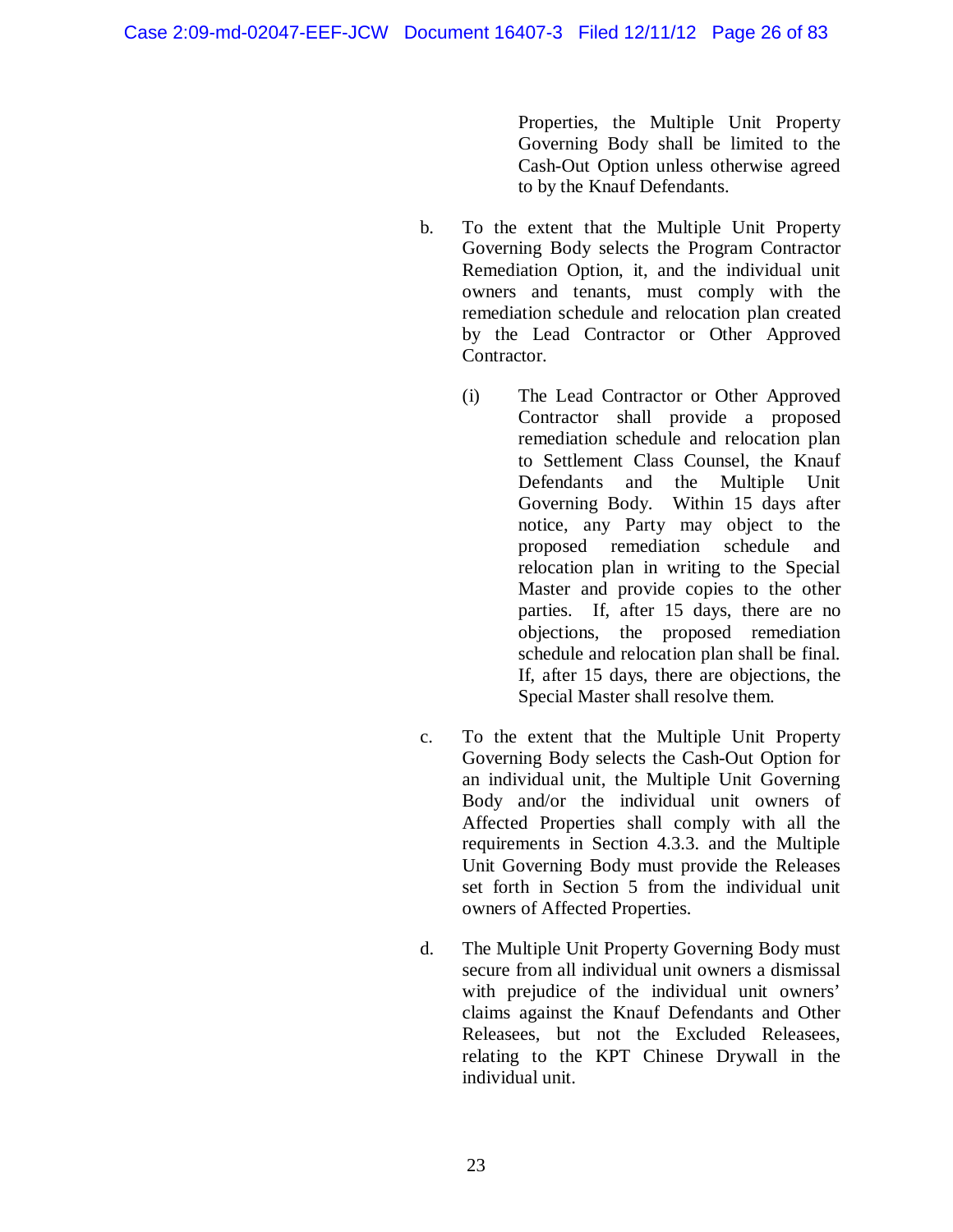Properties, the Multiple Unit Property Governing Body shall be limited to the Cash-Out Option unless otherwise agreed to by the Knauf Defendants.

b. To the extent that the Multiple Unit Property Governing Body selects the Program Contractor Remediation Option, it, and the individual unit owners and tenants, must comply with the remediation schedule and relocation plan created by the Lead Contractor or Other Approved Contractor.

   (i) The Lead Contractor or Other Approved Contractor shall provide a proposed remediation schedule and relocation plan to Settlement Class Counsel, the Knauf Defendants and the Multiple Unit Governing Body. Within 15 days after notice, any Party may object to the proposed remediation schedule and relocation plan in writing to the Special Master and provide copies to the other parties. If, after 15 days, there are no objections, the proposed remediation schedule and relocation plan shall be final. If, after 15 days, there are objections, the Special Master shall resolve them.

c. To the extent that the Multiple Unit Property Governing Body selects the Cash-Out Option for an individual unit, the Multiple Unit Governing Body and/or the individual unit owners of Affected Properties shall comply with all the requirements in Section 4.3.3. and the Multiple Unit Governing Body must provide the Releases set forth in Section 5 from the individual unit owners of Affected Properties.

d. The Multiple Unit Property Governing Body must secure from all individual unit owners a dismissal with prejudice of the individual unit owners' claims against the Knauf Defendants and Other Releasees, but not the Excluded Releasees, relating to the KPT Chinese Drywall in the individual unit.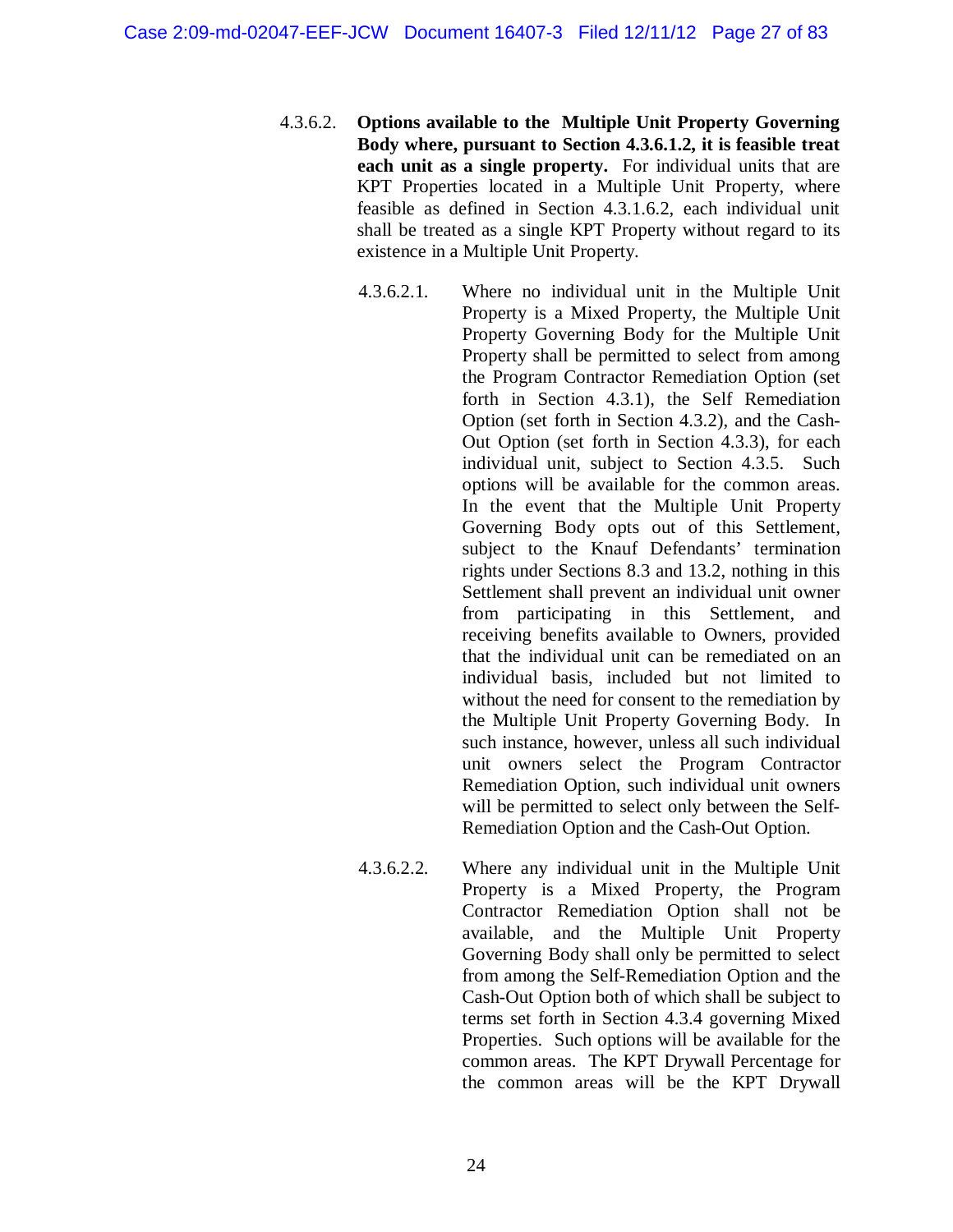4.3.6.2. **Options available to the Multiple Unit Property Governing Body where, pursuant to Section 4.3.6.1.2, it is feasible treat each unit as a single property.** For individual units that are KPT Properties located in a Multiple Unit Property, where feasible as defined in Section 4.3.1.6.2, each individual unit shall be treated as a single KPT Property without regard to its existence in a Multiple Unit Property.

4.3.6.2.1. Where no individual unit in the Multiple Unit Property is a Mixed Property, the Multiple Unit Property Governing Body for the Multiple Unit Property shall be permitted to select from among the Program Contractor Remediation Option (set forth in Section 4.3.1), the Self Remediation Option (set forth in Section 4.3.2), and the Cash-Out Option (set forth in Section 4.3.3), for each individual unit, subject to Section 4.3.5. Such options will be available for the common areas. In the event that the Multiple Unit Property Governing Body opts out of this Settlement, subject to the Knauf Defendants' termination rights under Sections 8.3 and 13.2, nothing in this Settlement shall prevent an individual unit owner from participating in this Settlement, and receiving benefits available to Owners, provided that the individual unit can be remediated on an individual basis, included but not limited to without the need for consent to the remediation by the Multiple Unit Property Governing Body. In such instance, however, unless all such individual unit owners select the Program Contractor Remediation Option, such individual unit owners will be permitted to select only between the Self-Remediation Option and the Cash-Out Option.

4.3.6.2.2. Where any individual unit in the Multiple Unit Property is a Mixed Property, the Program Contractor Remediation Option shall not be available, and the Multiple Unit Property Governing Body shall only be permitted to select from among the Self-Remediation Option and the Cash-Out Option both of which shall be subject to terms set forth in Section 4.3.4 governing Mixed Properties. Such options will be available for the common areas. The KPT Drywall Percentage for the common areas will be the KPT Drywall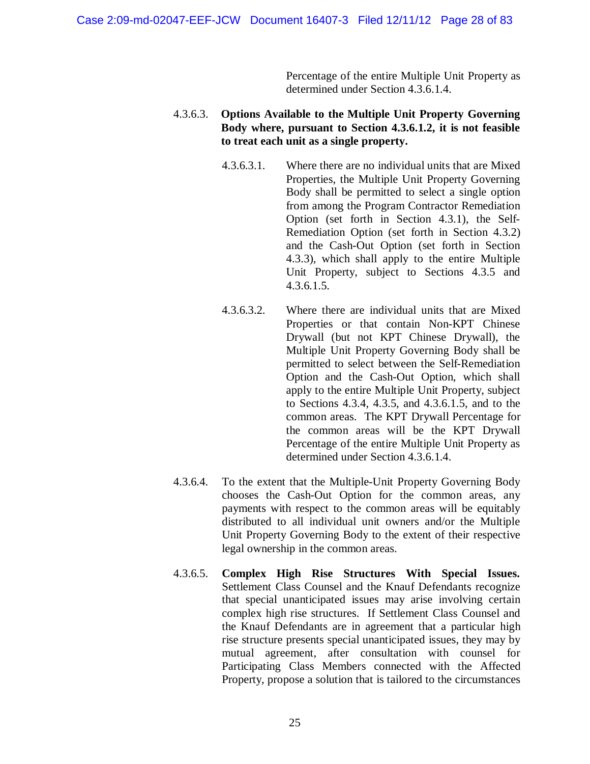Percentage of the entire Multiple Unit Property as determined under Section 4.3.6.1.4.

4.3.6.3. **Options Available to the Multiple Unit Property Governing Body where, pursuant to Section 4.3.6.1.2, it is not feasible to treat each unit as a single property.**

4.3.6.3.1. Where there are no individual units that are Mixed Properties, the Multiple Unit Property Governing Body shall be permitted to select a single option from among the Program Contractor Remediation Option (set forth in Section 4.3.1), the Self-Remediation Option (set forth in Section 4.3.2) and the Cash-Out Option (set forth in Section 4.3.3), which shall apply to the entire Multiple Unit Property, subject to Sections 4.3.5 and 4.3.6.1.5.

4.3.6.3.2. Where there are individual units that are Mixed Properties or that contain Non-KPT Chinese Drywall (but not KPT Chinese Drywall), the Multiple Unit Property Governing Body shall be permitted to select between the Self-Remediation Option and the Cash-Out Option, which shall apply to the entire Multiple Unit Property, subject to Sections 4.3.4, 4.3.5, and 4.3.6.1.5, and to the common areas. The KPT Drywall Percentage for the common areas will be the KPT Drywall Percentage of the entire Multiple Unit Property as determined under Section 4.3.6.1.4.

4.3.6.4. To the extent that the Multiple-Unit Property Governing Body chooses the Cash-Out Option for the common areas, any payments with respect to the common areas will be equitably distributed to all individual unit owners and/or the Multiple Unit Property Governing Body to the extent of their respective legal ownership in the common areas.

4.3.6.5. **Complex High Rise Structures With Special Issues.** Settlement Class Counsel and the Knauf Defendants recognize that special unanticipated issues may arise involving certain complex high rise structures. If Settlement Class Counsel and the Knauf Defendants are in agreement that a particular high rise structure presents special unanticipated issues, they may by mutual agreement, after consultation with counsel for Participating Class Members connected with the Affected Property, propose a solution that is tailored to the circumstances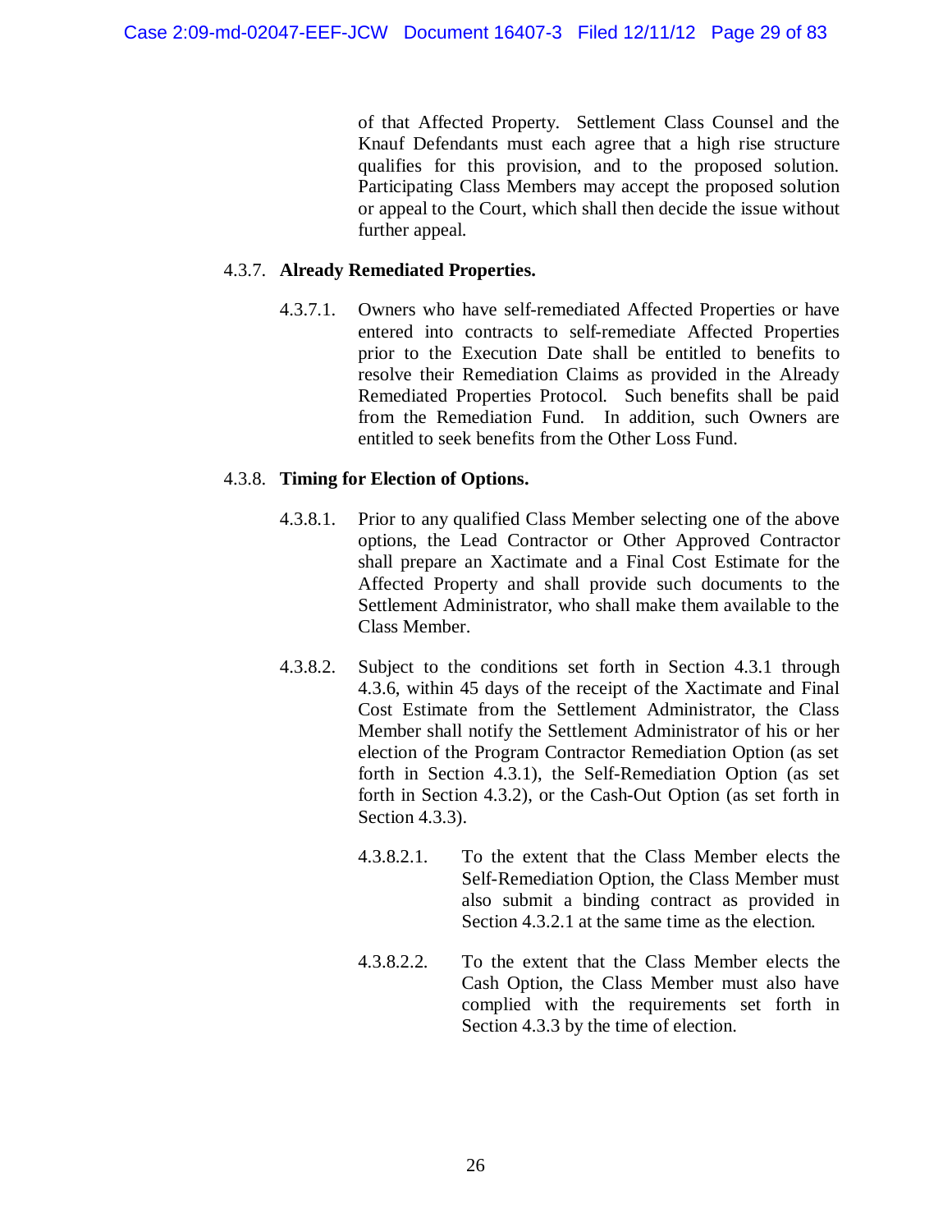of that Affected Property. Settlement Class Counsel and the Knauf Defendants must each agree that a high rise structure qualifies for this provision, and to the proposed solution. Participating Class Members may accept the proposed solution or appeal to the Court, which shall then decide the issue without further appeal.

4.3.7. **Already Remediated Properties.**

4.3.7.1. Owners who have self-remediated Affected Properties or have entered into contracts to self-remediate Affected Properties prior to the Execution Date shall be entitled to benefits to resolve their Remediation Claims as provided in the Already Remediated Properties Protocol. Such benefits shall be paid from the Remediation Fund. In addition, such Owners are entitled to seek benefits from the Other Loss Fund.

4.3.8. **Timing for Election of Options.**

4.3.8.1. Prior to any qualified Class Member selecting one of the above options, the Lead Contractor or Other Approved Contractor shall prepare an Xactimate and a Final Cost Estimate for the Affected Property and shall provide such documents to the Settlement Administrator, who shall make them available to the Class Member.

4.3.8.2. Subject to the conditions set forth in Section 4.3.1 through 4.3.6, within 45 days of the receipt of the Xactimate and Final Cost Estimate from the Settlement Administrator, the Class Member shall notify the Settlement Administrator of his or her election of the Program Contractor Remediation Option (as set forth in Section 4.3.1), the Self-Remediation Option (as set forth in Section 4.3.2), or the Cash-Out Option (as set forth in Section 4.3.3).

4.3.8.2.1. To the extent that the Class Member elects the Self-Remediation Option, the Class Member must also submit a binding contract as provided in Section 4.3.2.1 at the same time as the election.

4.3.8.2.2. To the extent that the Class Member elects the Cash Option, the Class Member must also have complied with the requirements set forth in Section 4.3.3 by the time of election.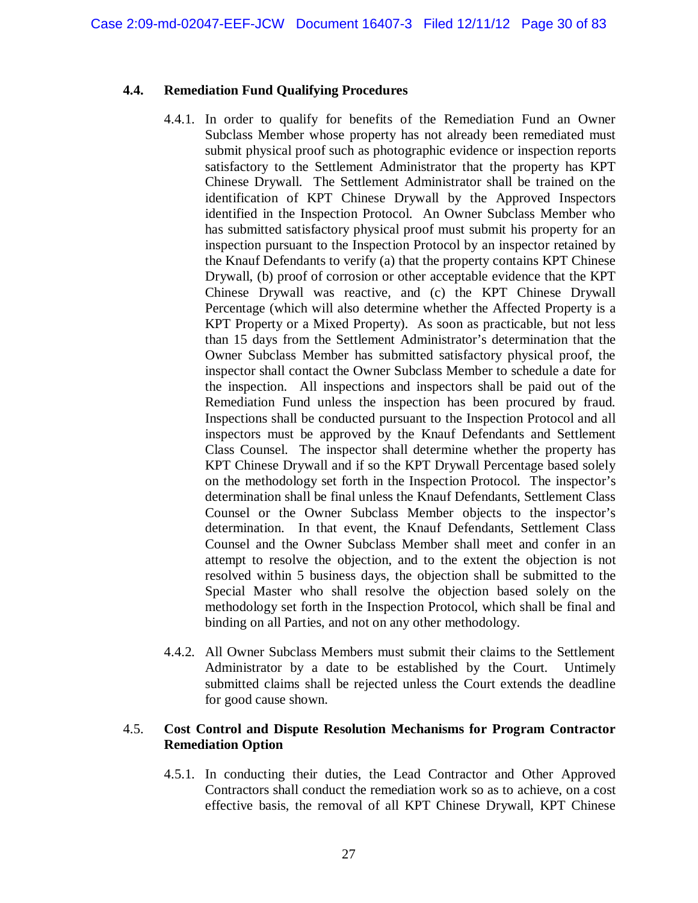## 4.4. Remediation Fund Qualifying Procedures

4.4.1. In order to qualify for benefits of the Remediation Fund an Owner Subclass Member whose property has not already been remediated must submit physical proof such as photographic evidence or inspection reports satisfactory to the Settlement Administrator that the property has KPT Chinese Drywall. The Settlement Administrator shall be trained on the identification of KPT Chinese Drywall by the Approved Inspectors identified in the Inspection Protocol. An Owner Subclass Member who has submitted satisfactory physical proof must submit his property for an inspection pursuant to the Inspection Protocol by an inspector retained by the Knauf Defendants to verify (a) that the property contains KPT Chinese Drywall, (b) proof of corrosion or other acceptable evidence that the KPT Chinese Drywall was reactive, and (c) the KPT Chinese Drywall Percentage (which will also determine whether the Affected Property is a KPT Property or a Mixed Property). As soon as practicable, but not less than 15 days from the Settlement Administrator's determination that the Owner Subclass Member has submitted satisfactory physical proof, the inspector shall contact the Owner Subclass Member to schedule a date for the inspection. All inspections and inspectors shall be paid out of the Remediation Fund unless the inspection has been procured by fraud. Inspections shall be conducted pursuant to the Inspection Protocol and all inspectors must be approved by the Knauf Defendants and Settlement Class Counsel. The inspector shall determine whether the property has KPT Chinese Drywall and if so the KPT Drywall Percentage based solely on the methodology set forth in the Inspection Protocol. The inspector's determination shall be final unless the Knauf Defendants, Settlement Class Counsel or the Owner Subclass Member objects to the inspector's determination. In that event, the Knauf Defendants, Settlement Class Counsel and the Owner Subclass Member shall meet and confer in an attempt to resolve the objection, and to the extent the objection is not resolved within 5 business days, the objection shall be submitted to the Special Master who shall resolve the objection based solely on the methodology set forth in the Inspection Protocol, which shall be final and binding on all Parties, and not on any other methodology.

4.4.2. All Owner Subclass Members must submit their claims to the Settlement Administrator by a date to be established by the Court. Untimely submitted claims shall be rejected unless the Court extends the deadline for good cause shown.

## 4.5. Cost Control and Dispute Resolution Mechanisms for Program Contractor Remediation Option

4.5.1. In conducting their duties, the Lead Contractor and Other Approved Contractors shall conduct the remediation work so as to achieve, on a cost effective basis, the removal of all KPT Chinese Drywall, KPT Chinese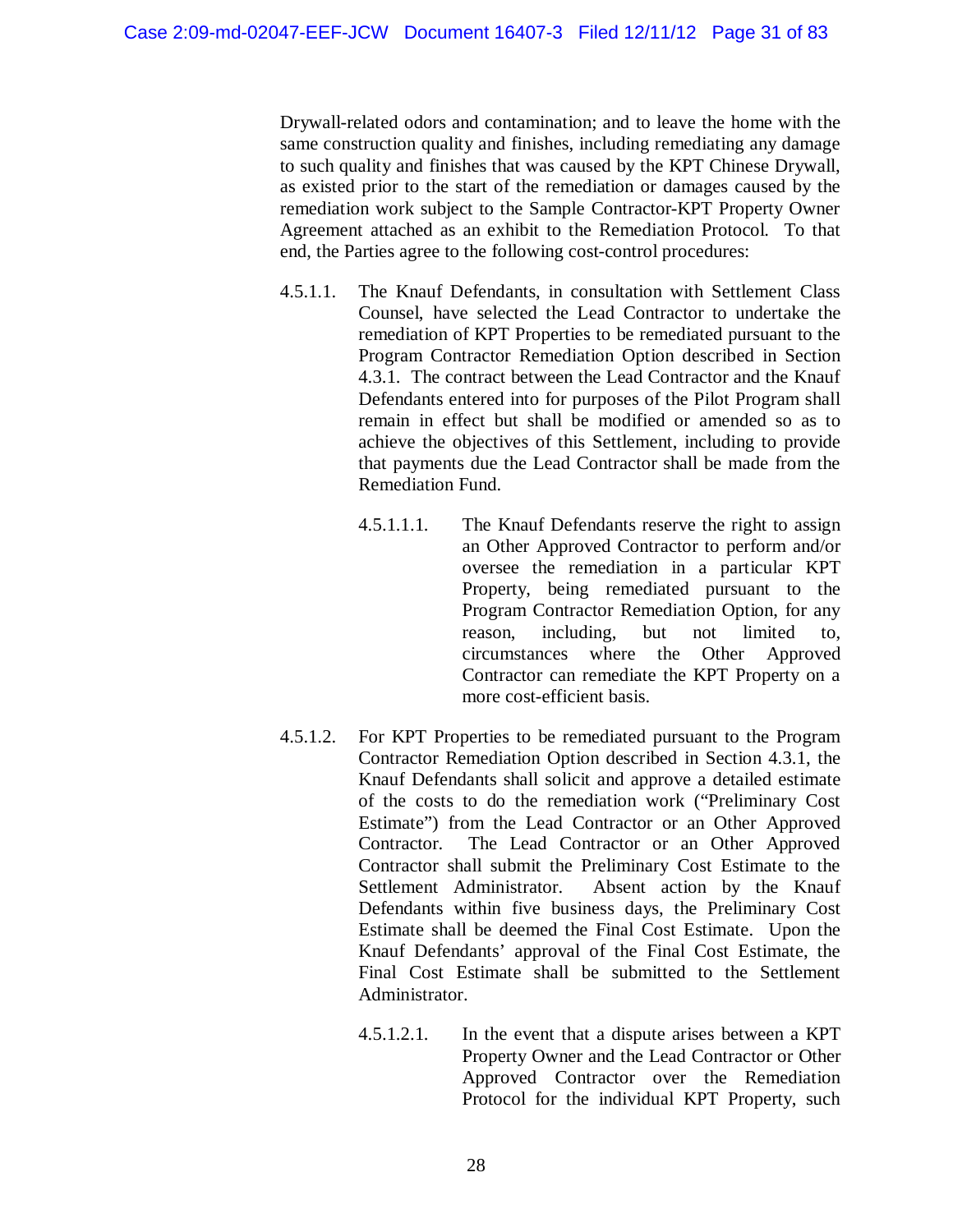Drywall-related odors and contamination; and to leave the home with the same construction quality and finishes, including remediating any damage to such quality and finishes that was caused by the KPT Chinese Drywall, as existed prior to the start of the remediation or damages caused by the remediation work subject to the Sample Contractor-KPT Property Owner Agreement attached as an exhibit to the Remediation Protocol. To that end, the Parties agree to the following cost-control procedures:

4.5.1.1. The Knauf Defendants, in consultation with Settlement Class Counsel, have selected the Lead Contractor to undertake the remediation of KPT Properties to be remediated pursuant to the Program Contractor Remediation Option described in Section 4.3.1. The contract between the Lead Contractor and the Knauf Defendants entered into for purposes of the Pilot Program shall remain in effect but shall be modified or amended so as to achieve the objectives of this Settlement, including to provide that payments due the Lead Contractor shall be made from the Remediation Fund.

4.5.1.1.1. The Knauf Defendants reserve the right to assign an Other Approved Contractor to perform and/or oversee the remediation in a particular KPT Property, being remediated pursuant to the Program Contractor Remediation Option, for any reason, including, but not limited to, circumstances where the Other Approved Contractor can remediate the KPT Property on a more cost-efficient basis.

4.5.1.2. For KPT Properties to be remediated pursuant to the Program Contractor Remediation Option described in Section 4.3.1, the Knauf Defendants shall solicit and approve a detailed estimate of the costs to do the remediation work ("Preliminary Cost Estimate") from the Lead Contractor or an Other Approved Contractor. The Lead Contractor or an Other Approved Contractor shall submit the Preliminary Cost Estimate to the Settlement Administrator. Absent action by the Knauf Defendants within five business days, the Preliminary Cost Estimate shall be deemed the Final Cost Estimate. Upon the Knauf Defendants' approval of the Final Cost Estimate, the Final Cost Estimate shall be submitted to the Settlement Administrator.

4.5.1.2.1. In the event that a dispute arises between a KPT Property Owner and the Lead Contractor or Other Approved Contractor over the Remediation Protocol for the individual KPT Property, such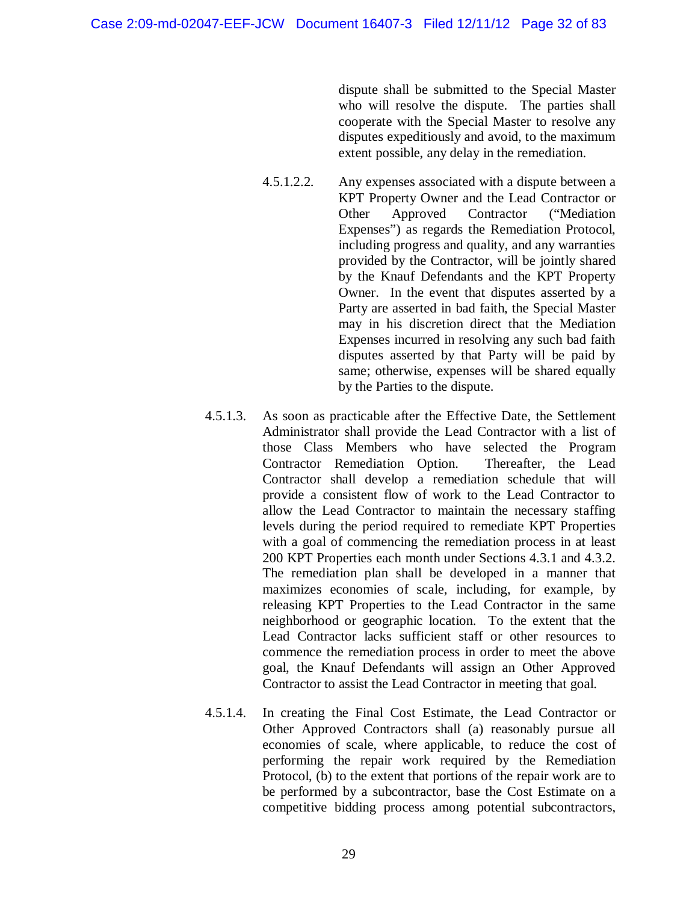dispute shall be submitted to the Special Master who will resolve the dispute. The parties shall cooperate with the Special Master to resolve any disputes expeditiously and avoid, to the maximum extent possible, any delay in the remediation.

4.5.1.2.2. Any expenses associated with a dispute between a KPT Property Owner and the Lead Contractor or Other Approved Contractor ("Mediation Expenses") as regards the Remediation Protocol, including progress and quality, and any warranties provided by the Contractor, will be jointly shared by the Knauf Defendants and the KPT Property Owner. In the event that disputes asserted by a Party are asserted in bad faith, the Special Master may in his discretion direct that the Mediation Expenses incurred in resolving any such bad faith disputes asserted by that Party will be paid by same; otherwise, expenses will be shared equally by the Parties to the dispute.

4.5.1.3. As soon as practicable after the Effective Date, the Settlement Administrator shall provide the Lead Contractor with a list of those Class Members who have selected the Program Contractor Remediation Option. Thereafter, the Lead Contractor shall develop a remediation schedule that will provide a consistent flow of work to the Lead Contractor to allow the Lead Contractor to maintain the necessary staffing levels during the period required to remediate KPT Properties with a goal of commencing the remediation process in at least 200 KPT Properties each month under Sections 4.3.1 and 4.3.2. The remediation plan shall be developed in a manner that maximizes economies of scale, including, for example, by releasing KPT Properties to the Lead Contractor in the same neighborhood or geographic location. To the extent that the Lead Contractor lacks sufficient staff or other resources to commence the remediation process in order to meet the above goal, the Knauf Defendants will assign an Other Approved Contractor to assist the Lead Contractor in meeting that goal.

4.5.1.4. In creating the Final Cost Estimate, the Lead Contractor or Other Approved Contractors shall (a) reasonably pursue all economies of scale, where applicable, to reduce the cost of performing the repair work required by the Remediation Protocol, (b) to the extent that portions of the repair work are to be performed by a subcontractor, base the Cost Estimate on a competitive bidding process among potential subcontractors,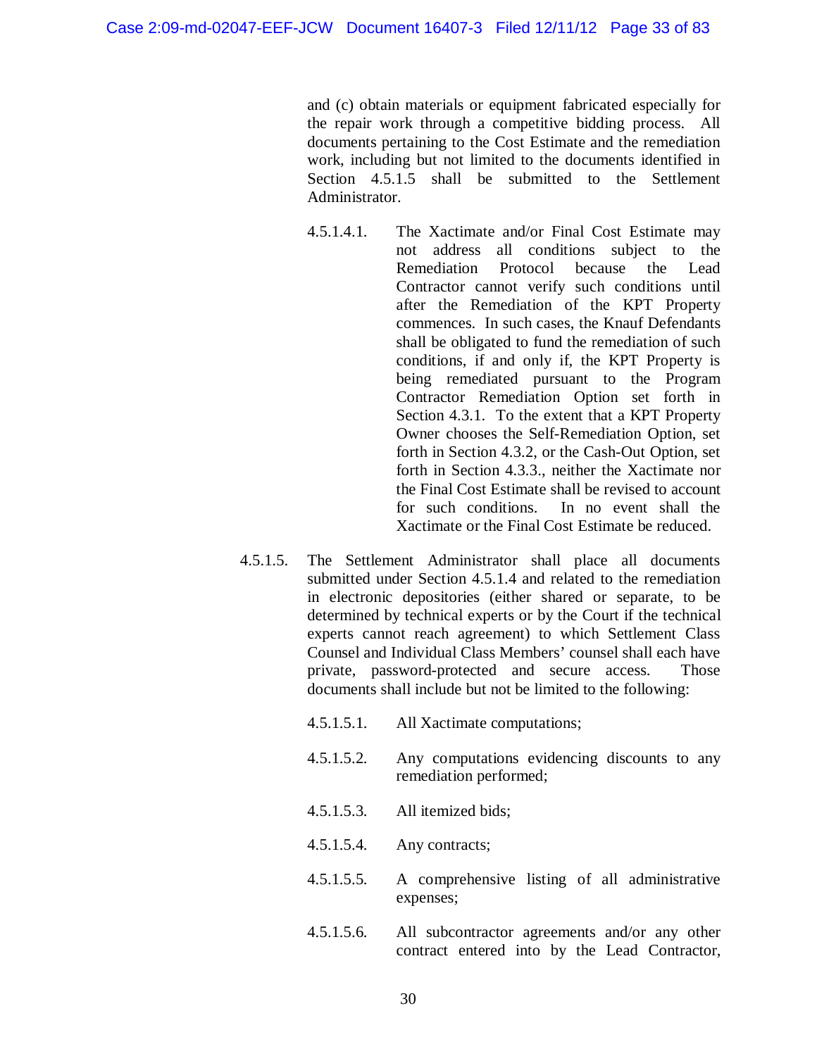and (c) obtain materials or equipment fabricated especially for the repair work through a competitive bidding process. All documents pertaining to the Cost Estimate and the remediation work, including but not limited to the documents identified in Section 4.5.1.5 shall be submitted to the Settlement Administrator.

4.5.1.4.1. The Xactimate and/or Final Cost Estimate may not address all conditions subject to the Remediation Protocol because the Lead Contractor cannot verify such conditions until after the Remediation of the KPT Property commences. In such cases, the Knauf Defendants shall be obligated to fund the remediation of such conditions, if and only if, the KPT Property is being remediated pursuant to the Program Contractor Remediation Option set forth in Section 4.3.1. To the extent that a KPT Property Owner chooses the Self-Remediation Option, set forth in Section 4.3.2, or the Cash-Out Option, set forth in Section 4.3.3., neither the Xactimate nor the Final Cost Estimate shall be revised to account for such conditions. In no event shall the Xactimate or the Final Cost Estimate be reduced.

4.5.1.5. The Settlement Administrator shall place all documents submitted under Section 4.5.1.4 and related to the remediation in electronic depositories (either shared or separate, to be determined by technical experts or by the Court if the technical experts cannot reach agreement) to which Settlement Class Counsel and Individual Class Members' counsel shall each have private, password-protected and secure access. Those documents shall include but not be limited to the following:

4.5.1.5.1. All Xactimate computations;

4.5.1.5.2. Any computations evidencing discounts to any remediation performed;

4.5.1.5.3. All itemized bids;

4.5.1.5.4. Any contracts;

4.5.1.5.5. A comprehensive listing of all administrative expenses;

4.5.1.5.6. All subcontractor agreements and/or any other contract entered into by the Lead Contractor,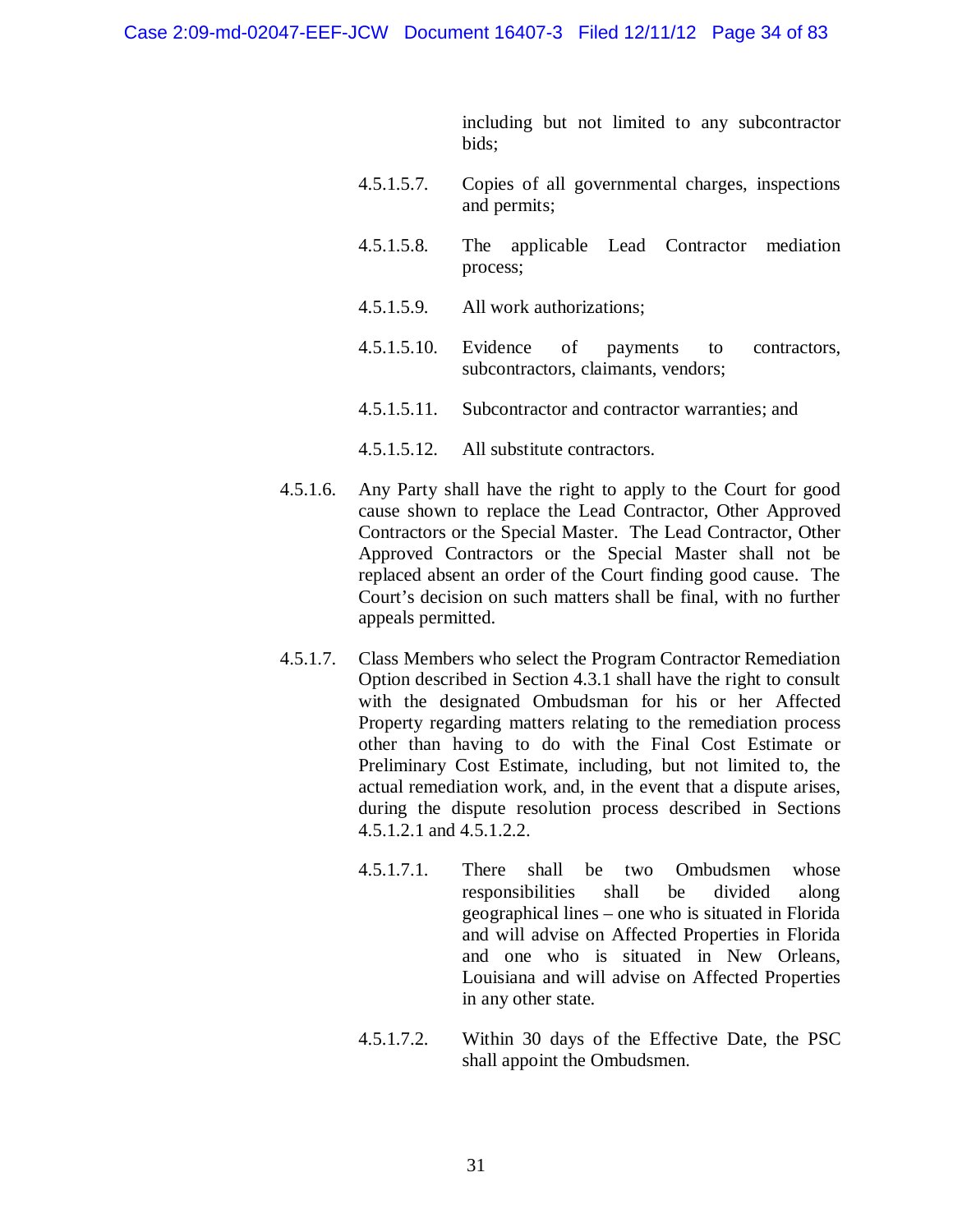including but not limited to any subcontractor bids;

4.5.1.5.7. Copies of all governmental charges, inspections and permits;

4.5.1.5.8. The applicable Lead Contractor mediation process;

4.5.1.5.9. All work authorizations;

4.5.1.5.10. Evidence of payments to contractors, subcontractors, claimants, vendors;

4.5.1.5.11. Subcontractor and contractor warranties; and

4.5.1.5.12. All substitute contractors.

4.5.1.6. Any Party shall have the right to apply to the Court for good cause shown to replace the Lead Contractor, Other Approved Contractors or the Special Master. The Lead Contractor, Other Approved Contractors or the Special Master shall not be replaced absent an order of the Court finding good cause. The Court's decision on such matters shall be final, with no further appeals permitted.

4.5.1.7. Class Members who select the Program Contractor Remediation Option described in Section 4.3.1 shall have the right to consult with the designated Ombudsman for his or her Affected Property regarding matters relating to the remediation process other than having to do with the Final Cost Estimate or Preliminary Cost Estimate, including, but not limited to, the actual remediation work, and, in the event that a dispute arises, during the dispute resolution process described in Sections 4.5.1.2.1 and 4.5.1.2.2.

4.5.1.7.1. There shall be two Ombudsmen whose responsibilities shall be divided along geographical lines – one who is situated in Florida and will advise on Affected Properties in Florida and one who is situated in New Orleans, Louisiana and will advise on Affected Properties in any other state.

4.5.1.7.2. Within 30 days of the Effective Date, the PSC shall appoint the Ombudsmen.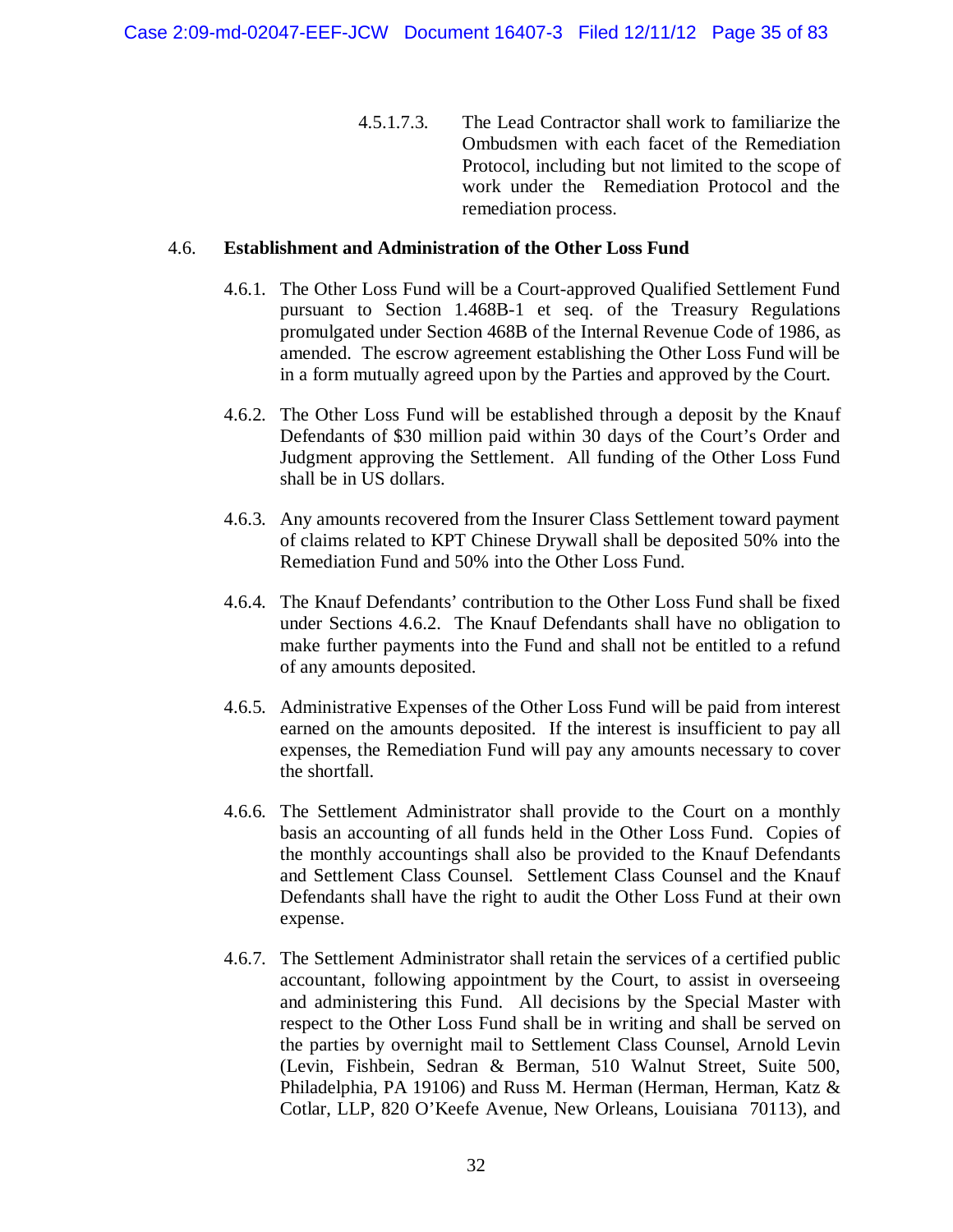4.5.1.7.3. The Lead Contractor shall work to familiarize the Ombudsmen with each facet of the Remediation Protocol, including but not limited to the scope of work under the Remediation Protocol and the remediation process.

4.6. **Establishment and Administration of the Other Loss Fund**

4.6.1. The Other Loss Fund will be a Court-approved Qualified Settlement Fund pursuant to Section 1.468B-1 et seq. of the Treasury Regulations promulgated under Section 468B of the Internal Revenue Code of 1986, as amended. The escrow agreement establishing the Other Loss Fund will be in a form mutually agreed upon by the Parties and approved by the Court.

4.6.2. The Other Loss Fund will be established through a deposit by the Knauf Defendants of $30 million paid within 30 days of the Court's Order and Judgment approving the Settlement. All funding of the Other Loss Fund shall be in US dollars.

4.6.3. Any amounts recovered from the Insurer Class Settlement toward payment of claims related to KPT Chinese Drywall shall be deposited 50% into the Remediation Fund and 50% into the Other Loss Fund.

4.6.4. The Knauf Defendants' contribution to the Other Loss Fund shall be fixed under Sections 4.6.2. The Knauf Defendants shall have no obligation to make further payments into the Fund and shall not be entitled to a refund of any amounts deposited.

4.6.5. Administrative Expenses of the Other Loss Fund will be paid from interest earned on the amounts deposited. If the interest is insufficient to pay all expenses, the Remediation Fund will pay any amounts necessary to cover the shortfall.

4.6.6. The Settlement Administrator shall provide to the Court on a monthly basis an accounting of all funds held in the Other Loss Fund. Copies of the monthly accountings shall also be provided to the Knauf Defendants and Settlement Class Counsel. Settlement Class Counsel and the Knauf Defendants shall have the right to audit the Other Loss Fund at their own expense.

4.6.7. The Settlement Administrator shall retain the services of a certified public accountant, following appointment by the Court, to assist in overseeing and administering this Fund. All decisions by the Special Master with respect to the Other Loss Fund shall be in writing and shall be served on the parties by overnight mail to Settlement Class Counsel, Arnold Levin (Levin, Fishbein, Sedran & Berman, 510 Walnut Street, Suite 500, Philadelphia, PA 19106) and Russ M. Herman (Herman, Herman, Katz & Cotlar, LLP, 820 O'Keefe Avenue, New Orleans, Louisiana 70113), and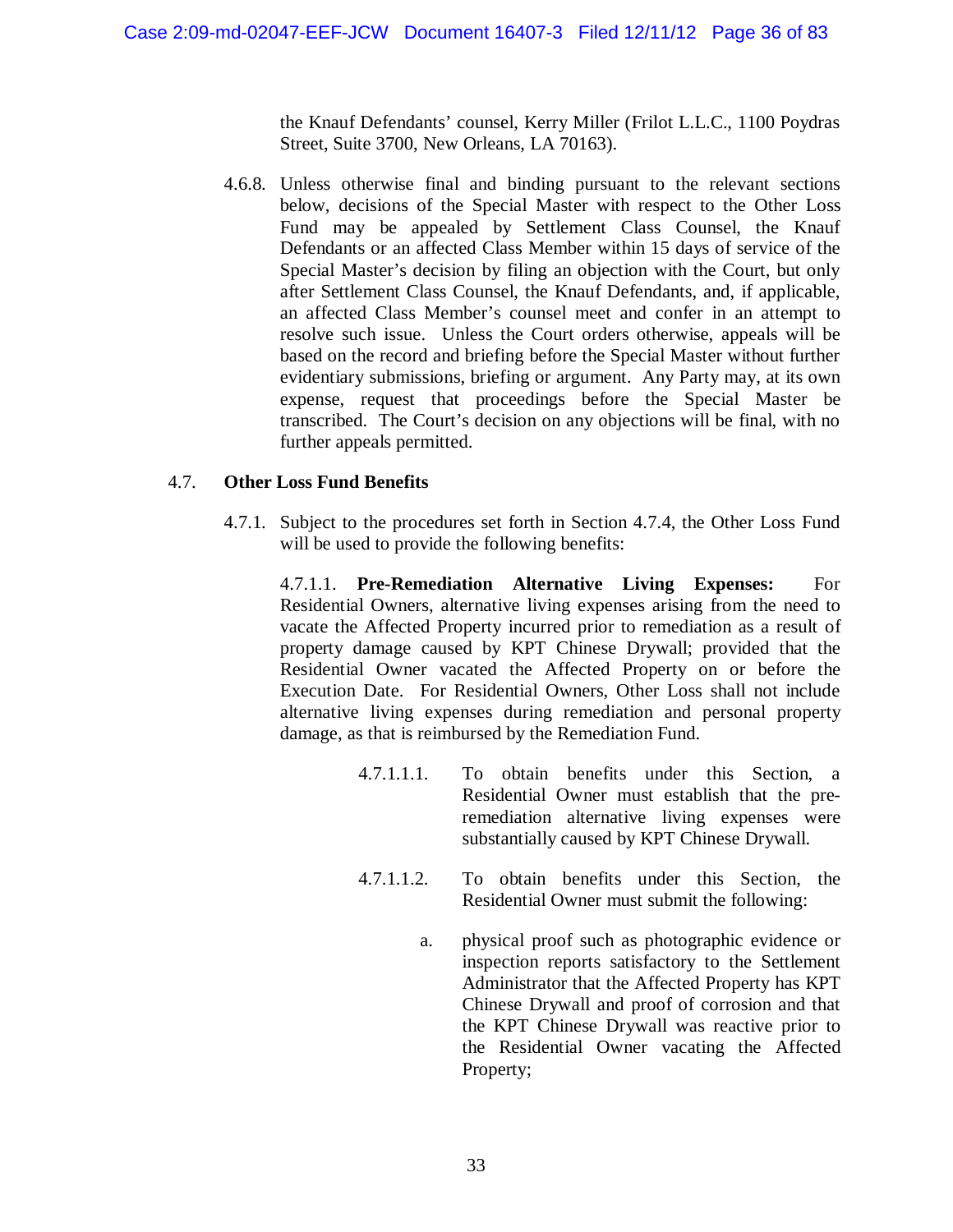the Knauf Defendants' counsel, Kerry Miller (Frilot L.L.C., 1100 Poydras Street, Suite 3700, New Orleans, LA 70163).

4.6.8. Unless otherwise final and binding pursuant to the relevant sections below, decisions of the Special Master with respect to the Other Loss Fund may be appealed by Settlement Class Counsel, the Knauf Defendants or an affected Class Member within 15 days of service of the Special Master's decision by filing an objection with the Court, but only after Settlement Class Counsel, the Knauf Defendants, and, if applicable, an affected Class Member's counsel meet and confer in an attempt to resolve such issue. Unless the Court orders otherwise, appeals will be based on the record and briefing before the Special Master without further evidentiary submissions, briefing or argument. Any Party may, at its own expense, request that proceedings before the Special Master be transcribed. The Court's decision on any objections will be final, with no further appeals permitted.

4.7. **Other Loss Fund Benefits**

4.7.1. Subject to the procedures set forth in Section 4.7.4, the Other Loss Fund will be used to provide the following benefits:

4.7.1.1. **Pre-Remediation Alternative Living Expenses:** For Residential Owners, alternative living expenses arising from the need to vacate the Affected Property incurred prior to remediation as a result of property damage caused by KPT Chinese Drywall; provided that the Residential Owner vacated the Affected Property on or before the Execution Date. For Residential Owners, Other Loss shall not include alternative living expenses during remediation and personal property damage, as that is reimbursed by the Remediation Fund.

4.7.1.1.1. To obtain benefits under this Section, a Residential Owner must establish that the pre-remediation alternative living expenses were substantially caused by KPT Chinese Drywall.

4.7.1.1.2. To obtain benefits under this Section, the Residential Owner must submit the following:

a. physical proof such as photographic evidence or inspection reports satisfactory to the Settlement Administrator that the Affected Property has KPT Chinese Drywall and proof of corrosion and that the KPT Chinese Drywall was reactive prior to the Residential Owner vacating the Affected Property;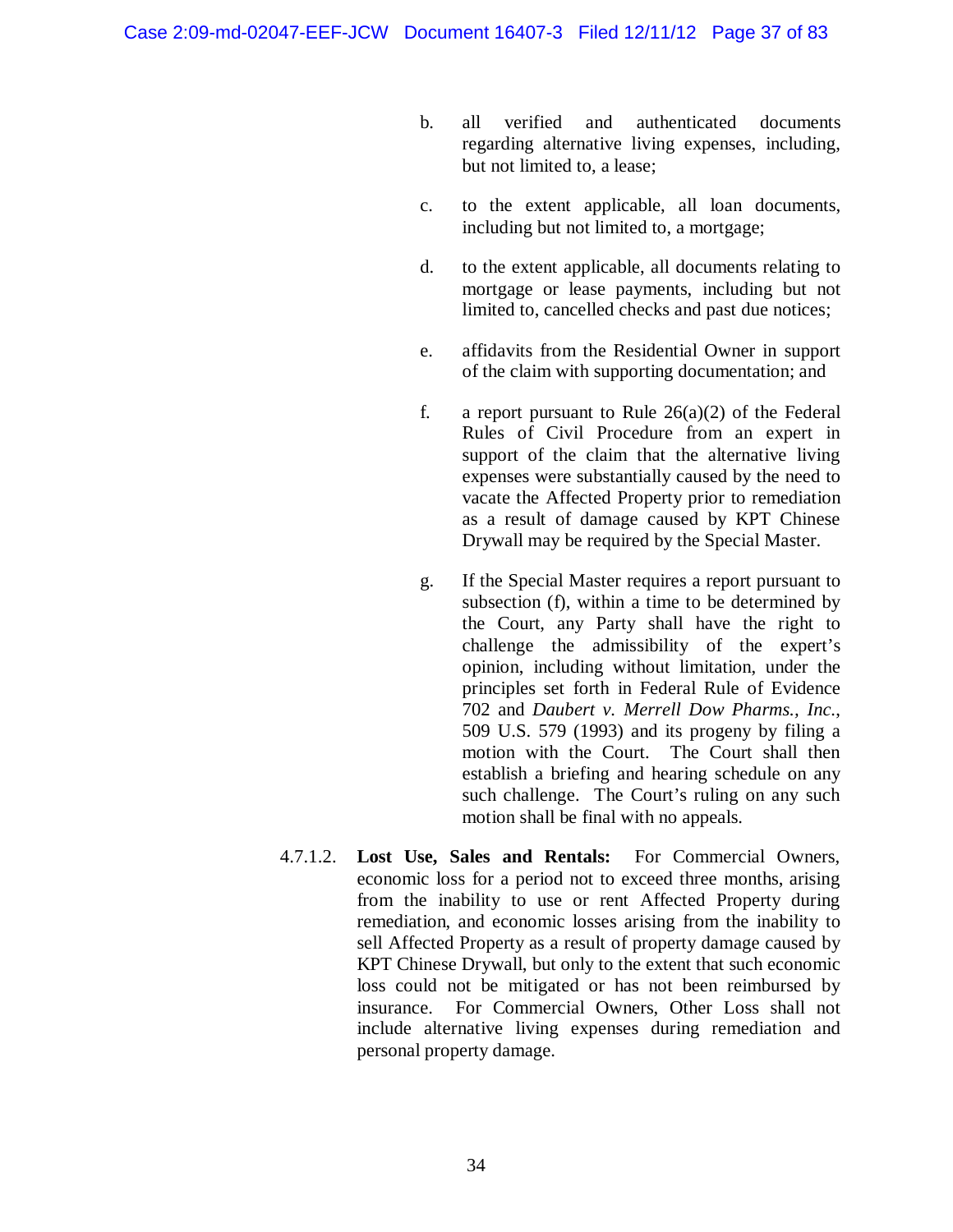b. all verified and authenticated documents regarding alternative living expenses, including, but not limited to, a lease;

c. to the extent applicable, all loan documents, including but not limited to, a mortgage;

d. to the extent applicable, all documents relating to mortgage or lease payments, including but not limited to, cancelled checks and past due notices;

e. affidavits from the Residential Owner in support of the claim with supporting documentation; and

f. a report pursuant to Rule 26(a)(2) of the Federal Rules of Civil Procedure from an expert in support of the claim that the alternative living expenses were substantially caused by the need to vacate the Affected Property prior to remediation as a result of damage caused by KPT Chinese Drywall may be required by the Special Master.

g. If the Special Master requires a report pursuant to subsection (f), within a time to be determined by the Court, any Party shall have the right to challenge the admissibility of the expert's opinion, including without limitation, under the principles set forth in Federal Rule of Evidence 702 and *Daubert v. Merrell Dow Pharms., Inc.*, 509 U.S. 579 (1993) and its progeny by filing a motion with the Court. The Court shall then establish a briefing and hearing schedule on any such challenge. The Court's ruling on any such motion shall be final with no appeals.

4.7.1.2. **Lost Use, Sales and Rentals:** For Commercial Owners, economic loss for a period not to exceed three months, arising from the inability to use or rent Affected Property during remediation, and economic losses arising from the inability to sell Affected Property as a result of property damage caused by KPT Chinese Drywall, but only to the extent that such economic loss could not be mitigated or has not been reimbursed by insurance. For Commercial Owners, Other Loss shall not include alternative living expenses during remediation and personal property damage.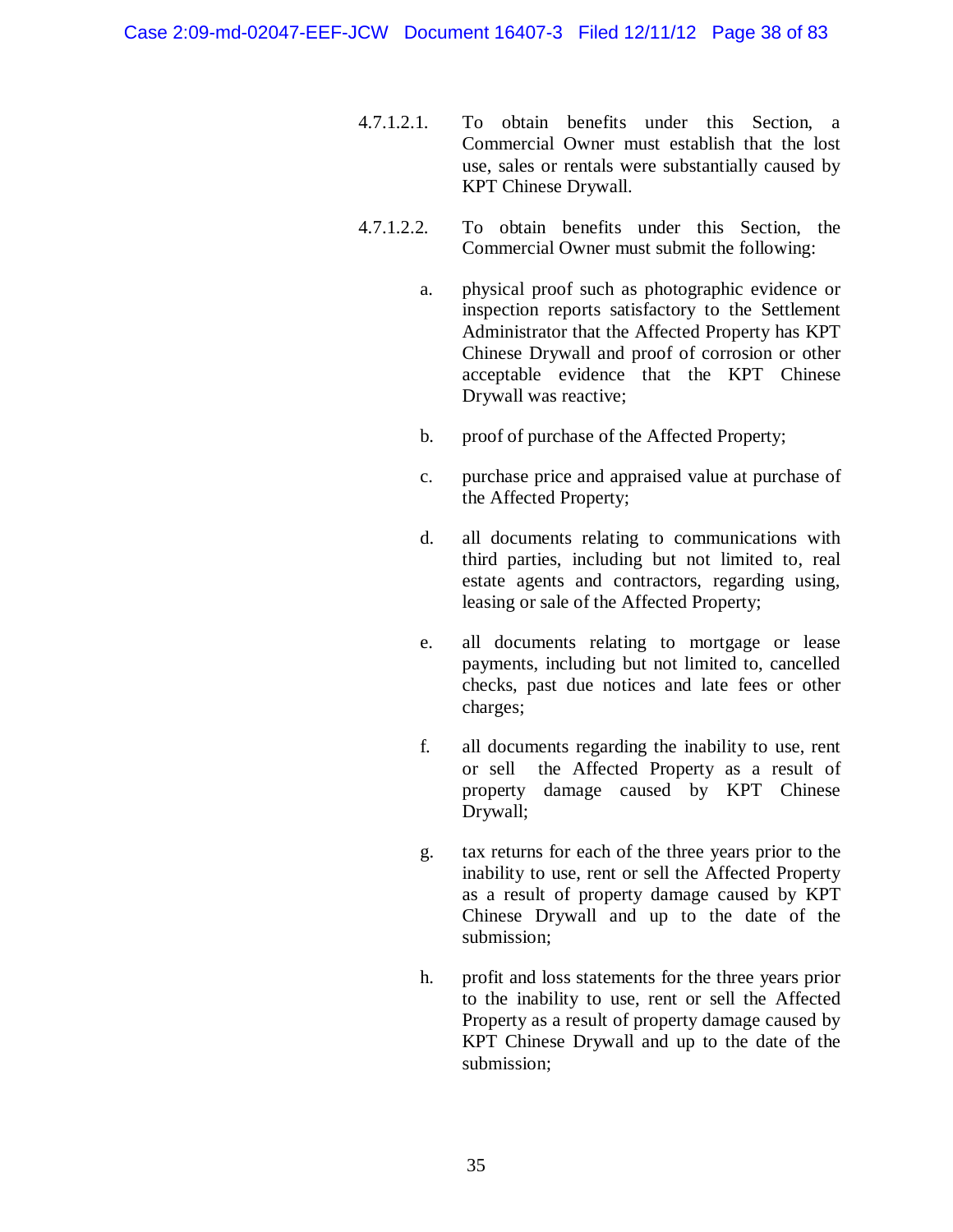4.7.1.2.1. To obtain benefits under this Section, a Commercial Owner must establish that the lost use, sales or rentals were substantially caused by KPT Chinese Drywall.

4.7.1.2.2. To obtain benefits under this Section, the Commercial Owner must submit the following:

a. physical proof such as photographic evidence or inspection reports satisfactory to the Settlement Administrator that the Affected Property has KPT Chinese Drywall and proof of corrosion or other acceptable evidence that the KPT Chinese Drywall was reactive;

b. proof of purchase of the Affected Property;

c. purchase price and appraised value at purchase of the Affected Property;

d. all documents relating to communications with third parties, including but not limited to, real estate agents and contractors, regarding using, leasing or sale of the Affected Property;

e. all documents relating to mortgage or lease payments, including but not limited to, cancelled checks, past due notices and late fees or other charges;

f. all documents regarding the inability to use, rent or sell the Affected Property as a result of property damage caused by KPT Chinese Drywall;

g. tax returns for each of the three years prior to the inability to use, rent or sell the Affected Property as a result of property damage caused by KPT Chinese Drywall and up to the date of the submission;

h. profit and loss statements for the three years prior to the inability to use, rent or sell the Affected Property as a result of property damage caused by KPT Chinese Drywall and up to the date of the submission;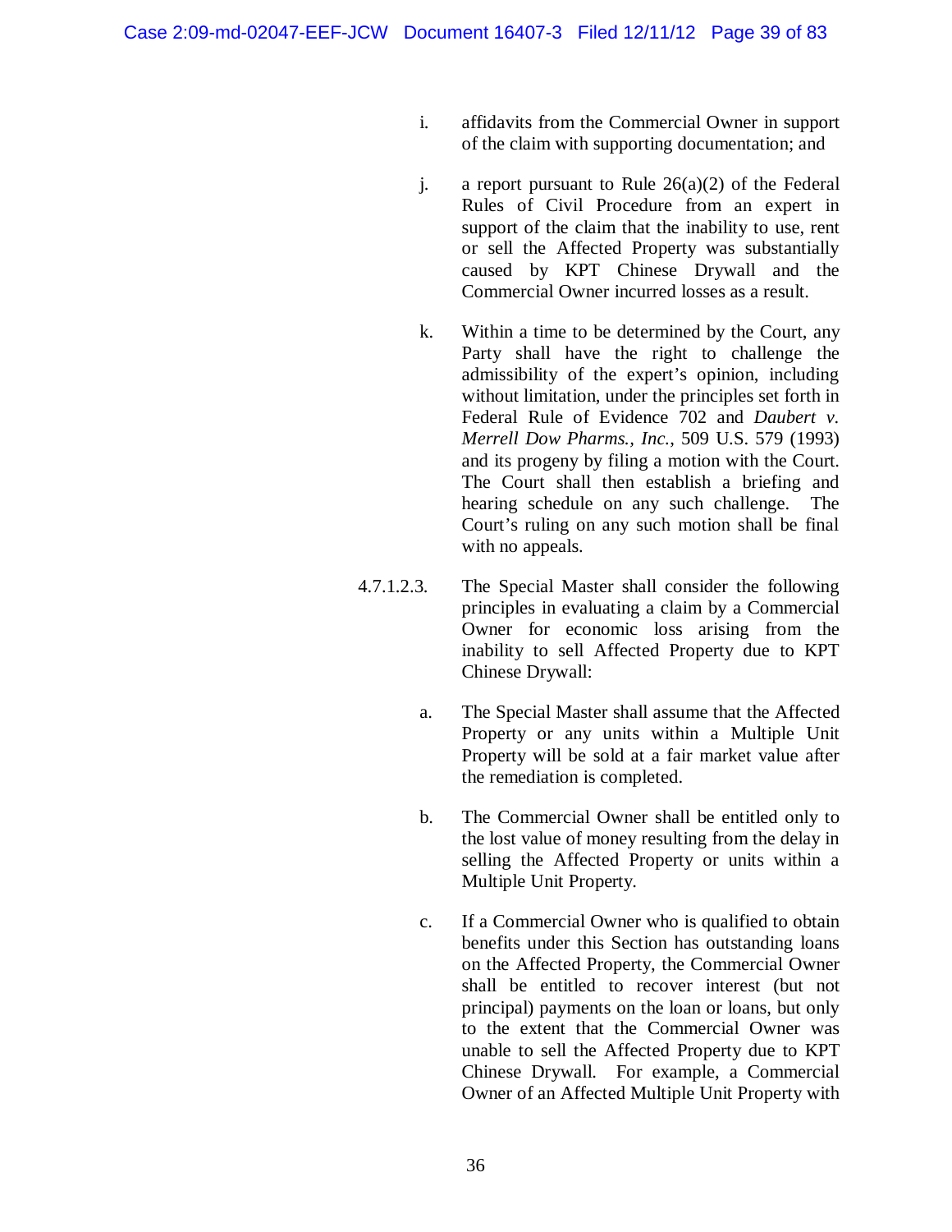i. affidavits from the Commercial Owner in support of the claim with supporting documentation; and

j. a report pursuant to Rule 26(a)(2) of the Federal Rules of Civil Procedure from an expert in support of the claim that the inability to use, rent or sell the Affected Property was substantially caused by KPT Chinese Drywall and the Commercial Owner incurred losses as a result.

k. Within a time to be determined by the Court, any Party shall have the right to challenge the admissibility of the expert's opinion, including without limitation, under the principles set forth in Federal Rule of Evidence 702 and *Daubert v. Merrell Dow Pharms., Inc.*, 509 U.S. 579 (1993) and its progeny by filing a motion with the Court. The Court shall then establish a briefing and hearing schedule on any such challenge. The Court's ruling on any such motion shall be final with no appeals.

4.7.1.2.3. The Special Master shall consider the following principles in evaluating a claim by a Commercial Owner for economic loss arising from the inability to sell Affected Property due to KPT Chinese Drywall:

a. The Special Master shall assume that the Affected Property or any units within a Multiple Unit Property will be sold at a fair market value after the remediation is completed.

b. The Commercial Owner shall be entitled only to the lost value of money resulting from the delay in selling the Affected Property or units within a Multiple Unit Property.

c. If a Commercial Owner who is qualified to obtain benefits under this Section has outstanding loans on the Affected Property, the Commercial Owner shall be entitled to recover interest (but not principal) payments on the loan or loans, but only to the extent that the Commercial Owner was unable to sell the Affected Property due to KPT Chinese Drywall. For example, a Commercial Owner of an Affected Multiple Unit Property with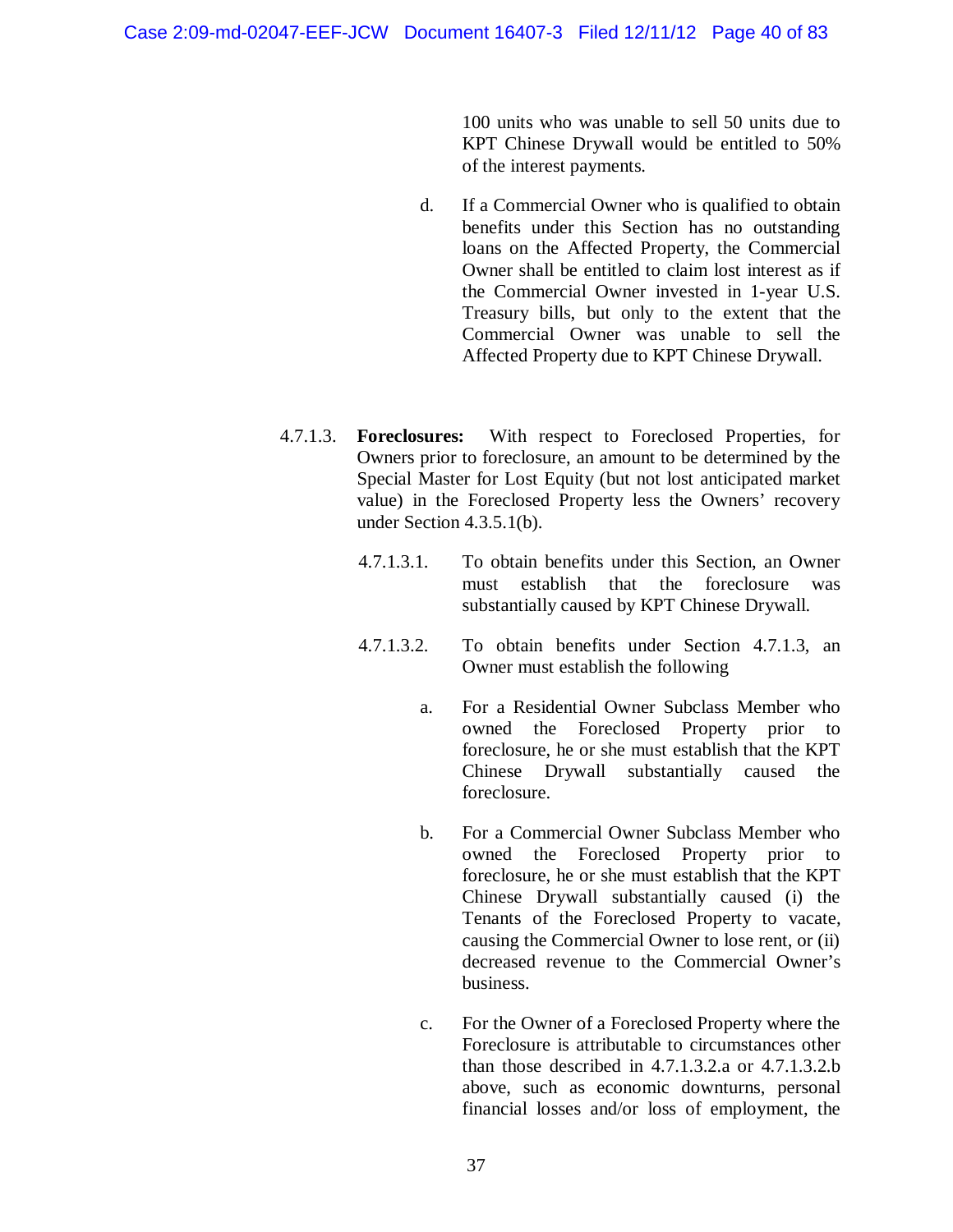100 units who was unable to sell 50 units due to KPT Chinese Drywall would be entitled to 50% of the interest payments.

d. If a Commercial Owner who is qualified to obtain benefits under this Section has no outstanding loans on the Affected Property, the Commercial Owner shall be entitled to claim lost interest as if the Commercial Owner invested in 1-year U.S. Treasury bills, but only to the extent that the Commercial Owner was unable to sell the Affected Property due to KPT Chinese Drywall.

4.7.1.3. **Foreclosures:** With respect to Foreclosed Properties, for Owners prior to foreclosure, an amount to be determined by the Special Master for Lost Equity (but not lost anticipated market value) in the Foreclosed Property less the Owners' recovery under Section 4.3.5.1(b).

4.7.1.3.1. To obtain benefits under this Section, an Owner must establish that the foreclosure was substantially caused by KPT Chinese Drywall.

4.7.1.3.2. To obtain benefits under Section 4.7.1.3, an Owner must establish the following

a. For a Residential Owner Subclass Member who owned the Foreclosed Property prior to foreclosure, he or she must establish that the KPT Chinese Drywall substantially caused the foreclosure.

b. For a Commercial Owner Subclass Member who owned the Foreclosed Property prior to foreclosure, he or she must establish that the KPT Chinese Drywall substantially caused (i) the Tenants of the Foreclosed Property to vacate, causing the Commercial Owner to lose rent, or (ii) decreased revenue to the Commercial Owner's business.

c. For the Owner of a Foreclosed Property where the Foreclosure is attributable to circumstances other than those described in 4.7.1.3.2.a or 4.7.1.3.2.b above, such as economic downturns, personal financial losses and/or loss of employment, the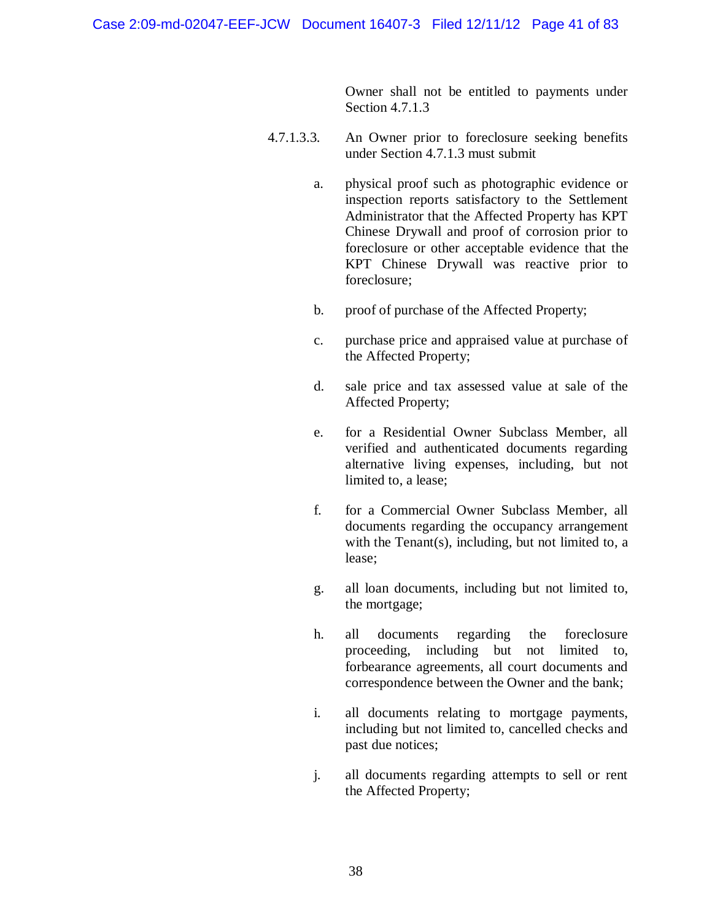Owner shall not be entitled to payments under Section 4.7.1.3

4.7.1.3.3. An Owner prior to foreclosure seeking benefits under Section 4.7.1.3 must submit

a. physical proof such as photographic evidence or inspection reports satisfactory to the Settlement Administrator that the Affected Property has KPT Chinese Drywall and proof of corrosion prior to foreclosure or other acceptable evidence that the KPT Chinese Drywall was reactive prior to foreclosure;

b. proof of purchase of the Affected Property;

c. purchase price and appraised value at purchase of the Affected Property;

d. sale price and tax assessed value at sale of the Affected Property;

e. for a Residential Owner Subclass Member, all verified and authenticated documents regarding alternative living expenses, including, but not limited to, a lease;

f. for a Commercial Owner Subclass Member, all documents regarding the occupancy arrangement with the Tenant(s), including, but not limited to, a lease;

g. all loan documents, including but not limited to, the mortgage;

h. all documents regarding the foreclosure proceeding, including but not limited to, forbearance agreements, all court documents and correspondence between the Owner and the bank;

i. all documents relating to mortgage payments, including but not limited to, cancelled checks and past due notices;

j. all documents regarding attempts to sell or rent the Affected Property;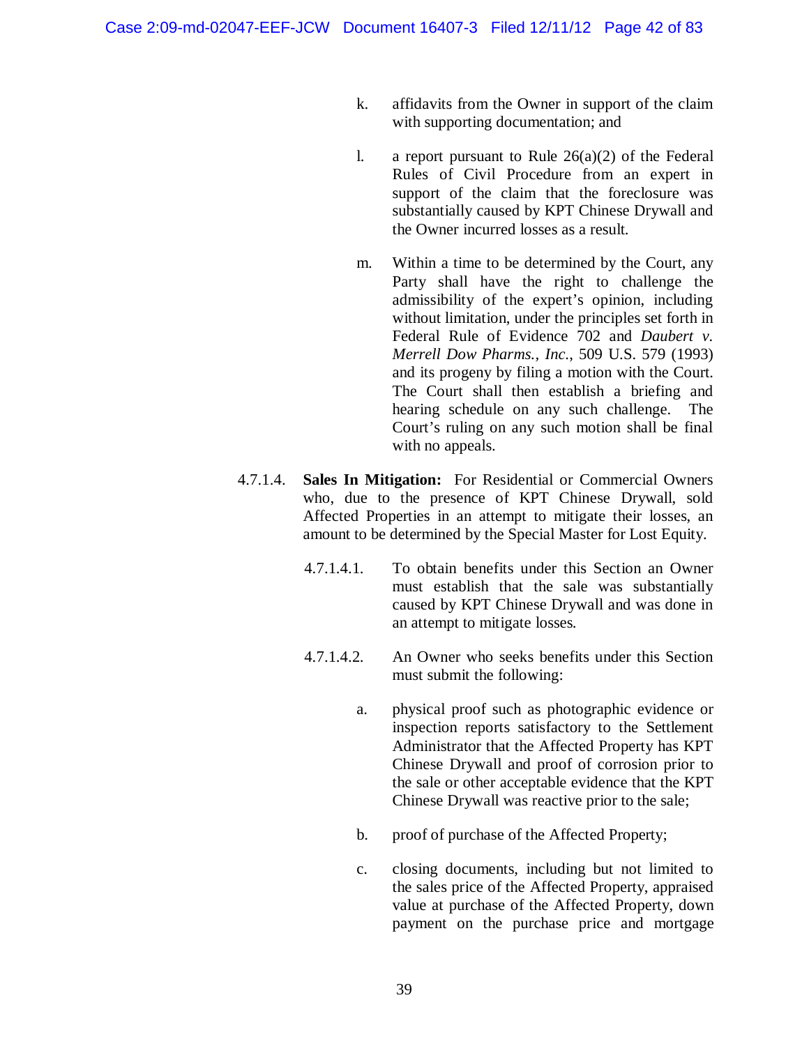k. affidavits from the Owner in support of the claim with supporting documentation; and

l. a report pursuant to Rule 26(a)(2) of the Federal Rules of Civil Procedure from an expert in support of the claim that the foreclosure was substantially caused by KPT Chinese Drywall and the Owner incurred losses as a result.

m. Within a time to be determined by the Court, any Party shall have the right to challenge the admissibility of the expert's opinion, including without limitation, under the principles set forth in Federal Rule of Evidence 702 and *Daubert v. Merrell Dow Pharms., Inc.*, 509 U.S. 579 (1993) and its progeny by filing a motion with the Court. The Court shall then establish a briefing and hearing schedule on any such challenge. The Court's ruling on any such motion shall be final with no appeals.

4.7.1.4. **Sales In Mitigation:** For Residential or Commercial Owners who, due to the presence of KPT Chinese Drywall, sold Affected Properties in an attempt to mitigate their losses, an amount to be determined by the Special Master for Lost Equity.

4.7.1.4.1. To obtain benefits under this Section an Owner must establish that the sale was substantially caused by KPT Chinese Drywall and was done in an attempt to mitigate losses.

4.7.1.4.2. An Owner who seeks benefits under this Section must submit the following:

a. physical proof such as photographic evidence or inspection reports satisfactory to the Settlement Administrator that the Affected Property has KPT Chinese Drywall and proof of corrosion prior to the sale or other acceptable evidence that the KPT Chinese Drywall was reactive prior to the sale;

b. proof of purchase of the Affected Property;

c. closing documents, including but not limited to the sales price of the Affected Property, appraised value at purchase of the Affected Property, down payment on the purchase price and mortgage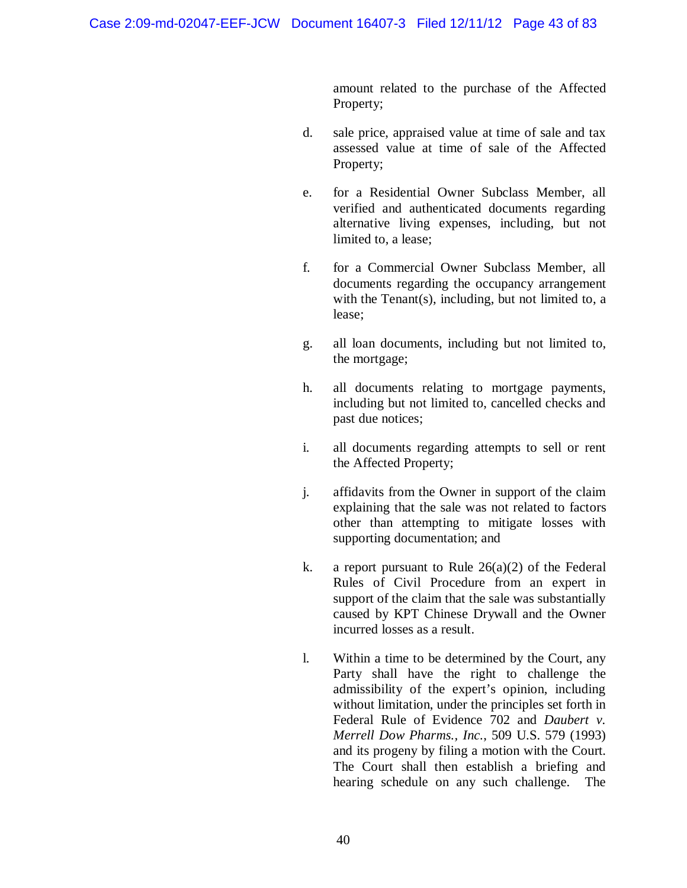amount related to the purchase of the Affected Property;

d. sale price, appraised value at time of sale and tax assessed value at time of sale of the Affected Property;

e. for a Residential Owner Subclass Member, all verified and authenticated documents regarding alternative living expenses, including, but not limited to, a lease;

f. for a Commercial Owner Subclass Member, all documents regarding the occupancy arrangement with the Tenant(s), including, but not limited to, a lease;

g. all loan documents, including but not limited to, the mortgage;

h. all documents relating to mortgage payments, including but not limited to, cancelled checks and past due notices;

i. all documents regarding attempts to sell or rent the Affected Property;

j. affidavits from the Owner in support of the claim explaining that the sale was not related to factors other than attempting to mitigate losses with supporting documentation; and

k. a report pursuant to Rule 26(a)(2) of the Federal Rules of Civil Procedure from an expert in support of the claim that the sale was substantially caused by KPT Chinese Drywall and the Owner incurred losses as a result.

l. Within a time to be determined by the Court, any Party shall have the right to challenge the admissibility of the expert's opinion, including without limitation, under the principles set forth in Federal Rule of Evidence 702 and *Daubert v. Merrell Dow Pharms., Inc.*, 509 U.S. 579 (1993) and its progeny by filing a motion with the Court. The Court shall then establish a briefing and hearing schedule on any such challenge. The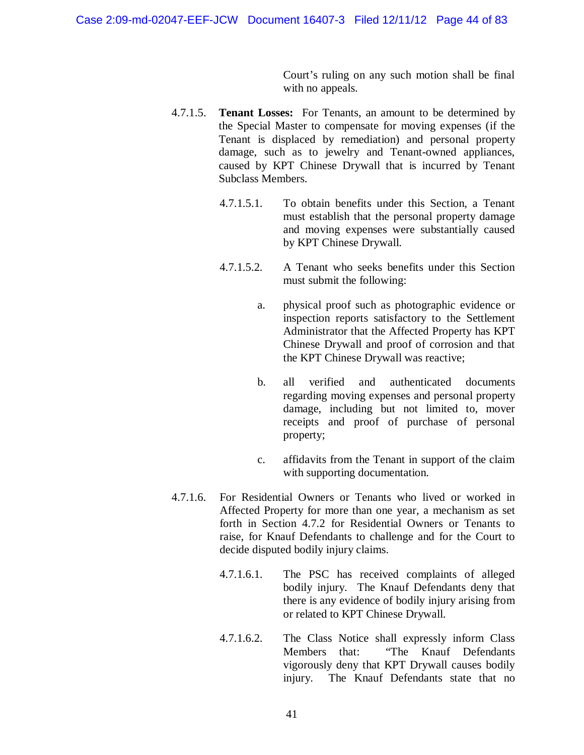Court's ruling on any such motion shall be final with no appeals.

4.7.1.5. **Tenant Losses:** For Tenants, an amount to be determined by the Special Master to compensate for moving expenses (if the Tenant is displaced by remediation) and personal property damage, such as to jewelry and Tenant-owned appliances, caused by KPT Chinese Drywall that is incurred by Tenant Subclass Members.

4.7.1.5.1. To obtain benefits under this Section, a Tenant must establish that the personal property damage and moving expenses were substantially caused by KPT Chinese Drywall.

4.7.1.5.2. A Tenant who seeks benefits under this Section must submit the following:

a. physical proof such as photographic evidence or inspection reports satisfactory to the Settlement Administrator that the Affected Property has KPT Chinese Drywall and proof of corrosion and that the KPT Chinese Drywall was reactive;

b. all verified and authenticated documents regarding moving expenses and personal property damage, including but not limited to, mover receipts and proof of purchase of personal property;

c. affidavits from the Tenant in support of the claim with supporting documentation.

4.7.1.6. For Residential Owners or Tenants who lived or worked in Affected Property for more than one year, a mechanism as set forth in Section 4.7.2 for Residential Owners or Tenants to raise, for Knauf Defendants to challenge and for the Court to decide disputed bodily injury claims.

4.7.1.6.1. The PSC has received complaints of alleged bodily injury. The Knauf Defendants deny that there is any evidence of bodily injury arising from or related to KPT Chinese Drywall.

4.7.1.6.2. The Class Notice shall expressly inform Class Members that: "The Knauf Defendants vigorously deny that KPT Drywall causes bodily injury. The Knauf Defendants state that no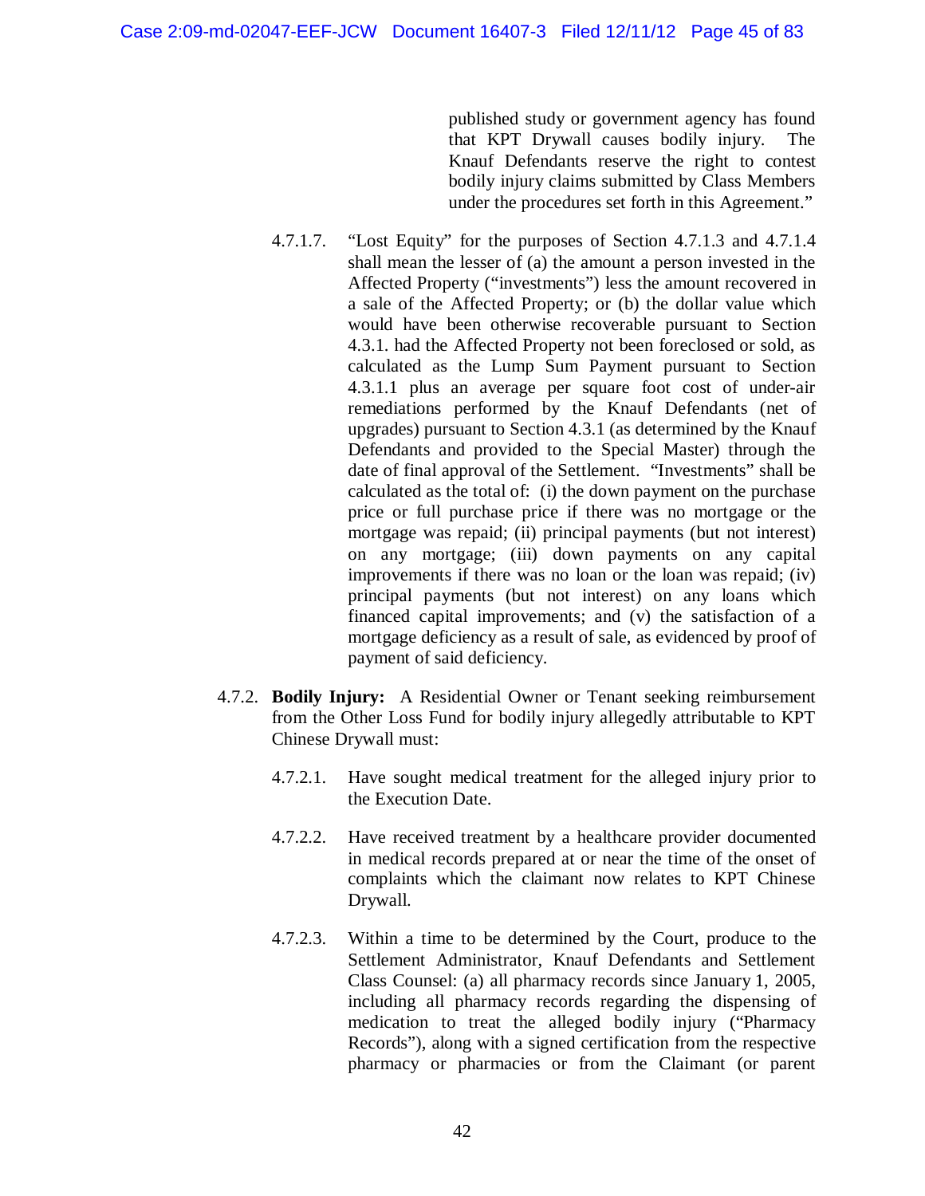published study or government agency has found that KPT Drywall causes bodily injury. The Knauf Defendants reserve the right to contest bodily injury claims submitted by Class Members under the procedures set forth in this Agreement."

4.7.1.7. "Lost Equity" for the purposes of Section 4.7.1.3 and 4.7.1.4 shall mean the lesser of (a) the amount a person invested in the Affected Property ("investments") less the amount recovered in a sale of the Affected Property; or (b) the dollar value which would have been otherwise recoverable pursuant to Section 4.3.1. had the Affected Property not been foreclosed or sold, as calculated as the Lump Sum Payment pursuant to Section 4.3.1.1 plus an average per square foot cost of under-air remediations performed by the Knauf Defendants (net of upgrades) pursuant to Section 4.3.1 (as determined by the Knauf Defendants and provided to the Special Master) through the date of final approval of the Settlement. "Investments" shall be calculated as the total of: (i) the down payment on the purchase price or full purchase price if there was no mortgage or the mortgage was repaid; (ii) principal payments (but not interest) on any mortgage; (iii) down payments on any capital improvements if there was no loan or the loan was repaid; (iv) principal payments (but not interest) on any loans which financed capital improvements; and (v) the satisfaction of a mortgage deficiency as a result of sale, as evidenced by proof of payment of said deficiency.

4.7.2. **Bodily Injury:** A Residential Owner or Tenant seeking reimbursement from the Other Loss Fund for bodily injury allegedly attributable to KPT Chinese Drywall must:

4.7.2.1. Have sought medical treatment for the alleged injury prior to the Execution Date.

4.7.2.2. Have received treatment by a healthcare provider documented in medical records prepared at or near the time of the onset of complaints which the claimant now relates to KPT Chinese Drywall.

4.7.2.3. Within a time to be determined by the Court, produce to the Settlement Administrator, Knauf Defendants and Settlement Class Counsel: (a) all pharmacy records since January 1, 2005, including all pharmacy records regarding the dispensing of medication to treat the alleged bodily injury ("Pharmacy Records"), along with a signed certification from the respective pharmacy or pharmacies or from the Claimant (or parent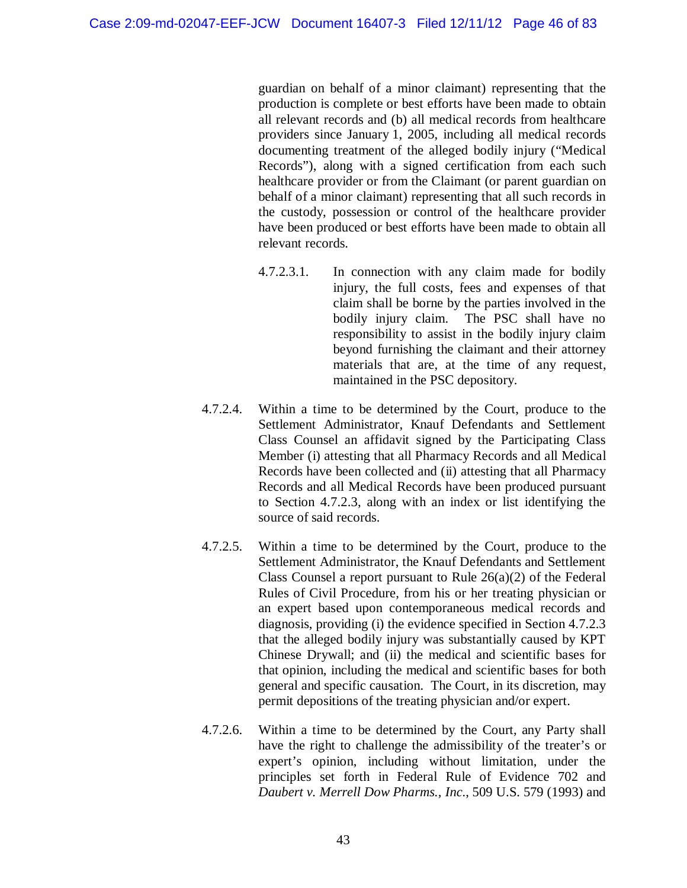guardian on behalf of a minor claimant) representing that the production is complete or best efforts have been made to obtain all relevant records and (b) all medical records from healthcare providers since January 1, 2005, including all medical records documenting treatment of the alleged bodily injury ("Medical Records"), along with a signed certification from each such healthcare provider or from the Claimant (or parent guardian on behalf of a minor claimant) representing that all such records in the custody, possession or control of the healthcare provider have been produced or best efforts have been made to obtain all relevant records.

4.7.2.3.1. In connection with any claim made for bodily injury, the full costs, fees and expenses of that claim shall be borne by the parties involved in the bodily injury claim. The PSC shall have no responsibility to assist in the bodily injury claim beyond furnishing the claimant and their attorney materials that are, at the time of any request, maintained in the PSC depository.

4.7.2.4. Within a time to be determined by the Court, produce to the Settlement Administrator, Knauf Defendants and Settlement Class Counsel an affidavit signed by the Participating Class Member (i) attesting that all Pharmacy Records and all Medical Records have been collected and (ii) attesting that all Pharmacy Records and all Medical Records have been produced pursuant to Section 4.7.2.3, along with an index or list identifying the source of said records.

4.7.2.5. Within a time to be determined by the Court, produce to the Settlement Administrator, the Knauf Defendants and Settlement Class Counsel a report pursuant to Rule 26(a)(2) of the Federal Rules of Civil Procedure, from his or her treating physician or an expert based upon contemporaneous medical records and diagnosis, providing (i) the evidence specified in Section 4.7.2.3 that the alleged bodily injury was substantially caused by KPT Chinese Drywall; and (ii) the medical and scientific bases for that opinion, including the medical and scientific bases for both general and specific causation. The Court, in its discretion, may permit depositions of the treating physician and/or expert.

4.7.2.6. Within a time to be determined by the Court, any Party shall have the right to challenge the admissibility of the treater's or expert's opinion, including without limitation, under the principles set forth in Federal Rule of Evidence 702 and *Daubert v. Merrell Dow Pharms., Inc.*, 509 U.S. 579 (1993) and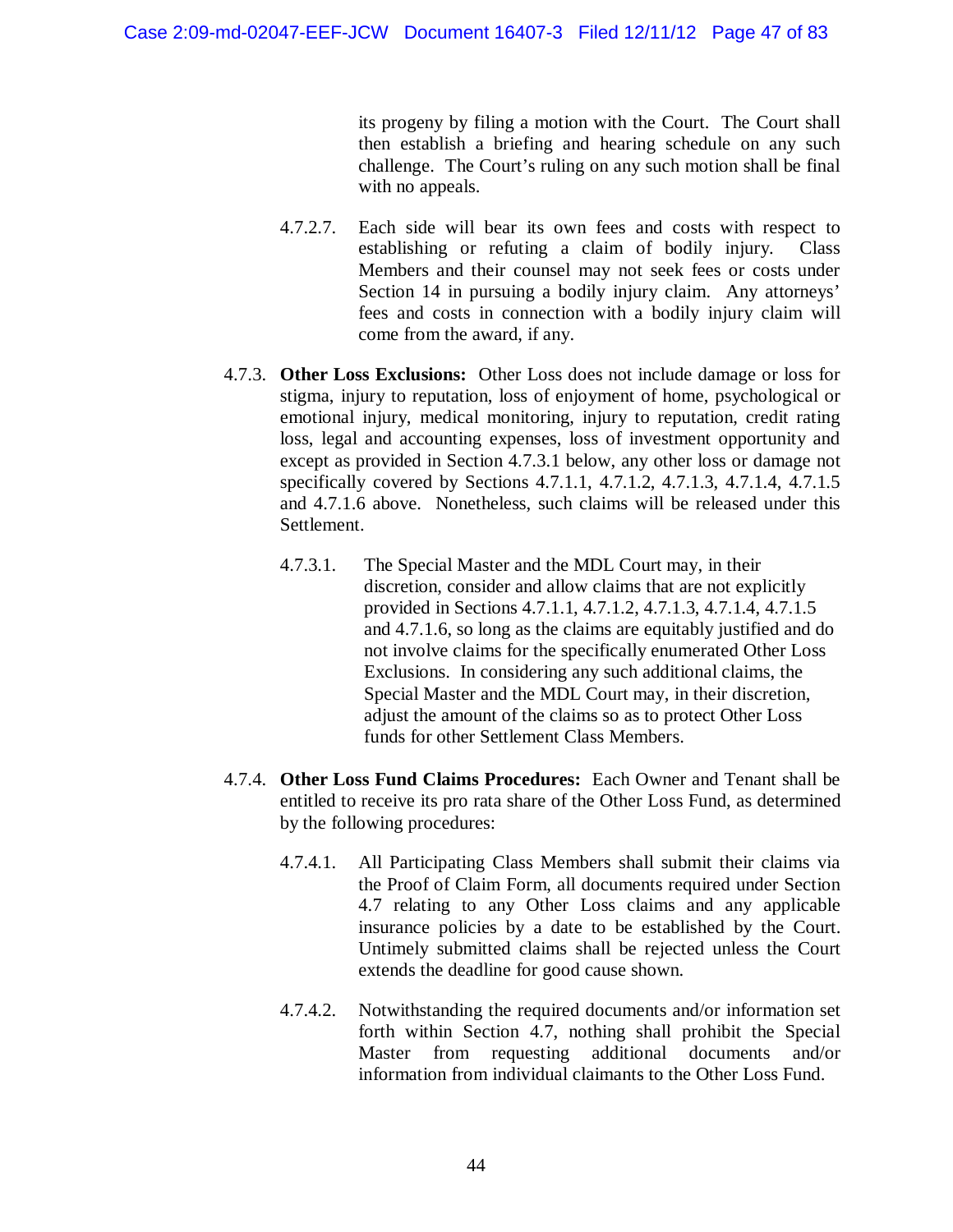its progeny by filing a motion with the Court. The Court shall then establish a briefing and hearing schedule on any such challenge. The Court's ruling on any such motion shall be final with no appeals.

4.7.2.7. Each side will bear its own fees and costs with respect to establishing or refuting a claim of bodily injury. Class Members and their counsel may not seek fees or costs under Section 14 in pursuing a bodily injury claim. Any attorneys' fees and costs in connection with a bodily injury claim will come from the award, if any.

4.7.3. **Other Loss Exclusions:** Other Loss does not include damage or loss for stigma, injury to reputation, loss of enjoyment of home, psychological or emotional injury, medical monitoring, injury to reputation, credit rating loss, legal and accounting expenses, loss of investment opportunity and except as provided in Section 4.7.3.1 below, any other loss or damage not specifically covered by Sections 4.7.1.1, 4.7.1.2, 4.7.1.3, 4.7.1.4, 4.7.1.5 and 4.7.1.6 above. Nonetheless, such claims will be released under this Settlement.

4.7.3.1. The Special Master and the MDL Court may, in their discretion, consider and allow claims that are not explicitly provided in Sections 4.7.1.1, 4.7.1.2, 4.7.1.3, 4.7.1.4, 4.7.1.5 and 4.7.1.6, so long as the claims are equitably justified and do not involve claims for the specifically enumerated Other Loss Exclusions. In considering any such additional claims, the Special Master and the MDL Court may, in their discretion, adjust the amount of the claims so as to protect Other Loss funds for other Settlement Class Members.

4.7.4. **Other Loss Fund Claims Procedures:** Each Owner and Tenant shall be entitled to receive its pro rata share of the Other Loss Fund, as determined by the following procedures:

4.7.4.1. All Participating Class Members shall submit their claims via the Proof of Claim Form, all documents required under Section 4.7 relating to any Other Loss claims and any applicable insurance policies by a date to be established by the Court. Untimely submitted claims shall be rejected unless the Court extends the deadline for good cause shown.

4.7.4.2. Notwithstanding the required documents and/or information set forth within Section 4.7, nothing shall prohibit the Special Master from requesting additional documents and/or information from individual claimants to the Other Loss Fund.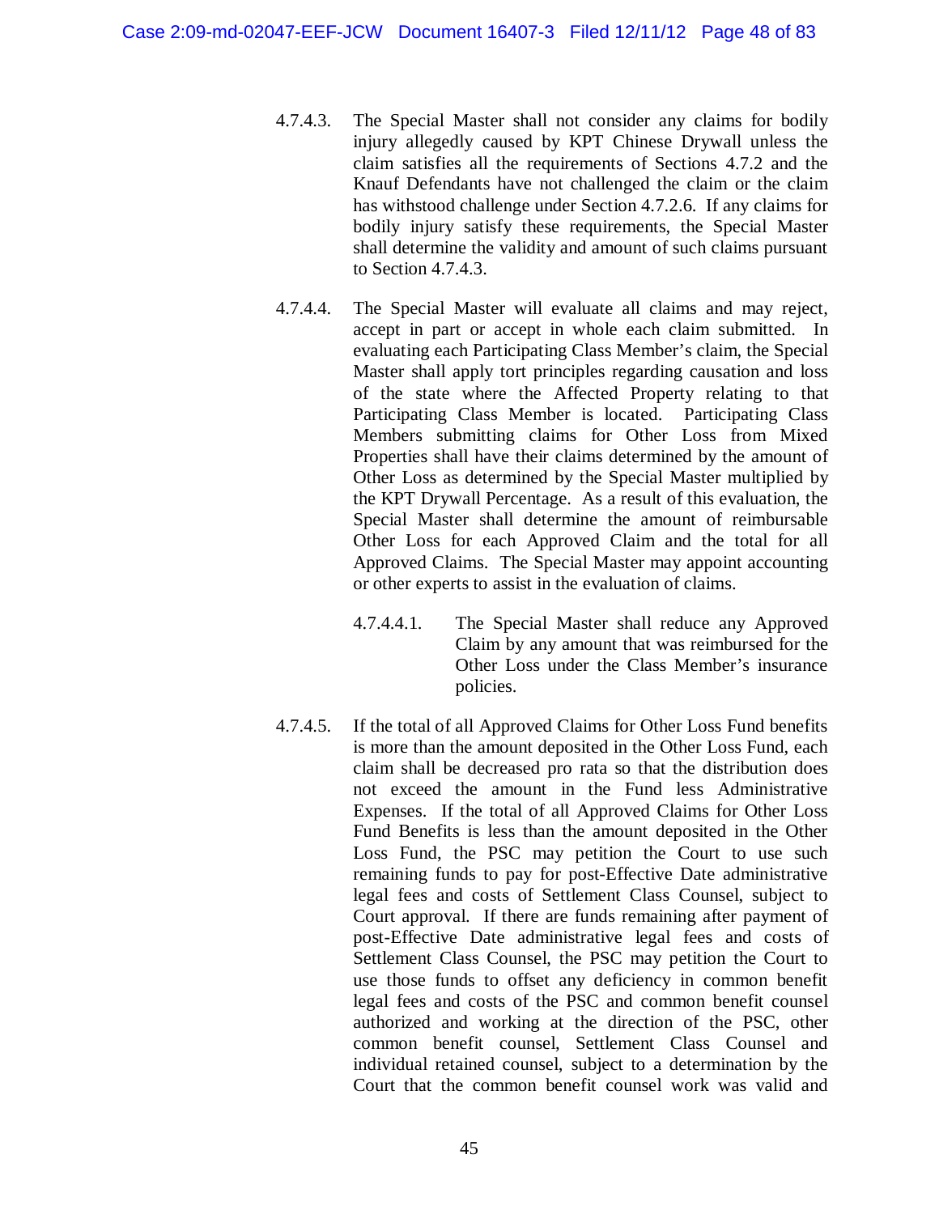4.7.4.3. The Special Master shall not consider any claims for bodily injury allegedly caused by KPT Chinese Drywall unless the claim satisfies all the requirements of Sections 4.7.2 and the Knauf Defendants have not challenged the claim or the claim has withstood challenge under Section 4.7.2.6. If any claims for bodily injury satisfy these requirements, the Special Master shall determine the validity and amount of such claims pursuant to Section 4.7.4.3.

4.7.4.4. The Special Master will evaluate all claims and may reject, accept in part or accept in whole each claim submitted. In evaluating each Participating Class Member's claim, the Special Master shall apply tort principles regarding causation and loss of the state where the Affected Property relating to that Participating Class Member is located. Participating Class Members submitting claims for Other Loss from Mixed Properties shall have their claims determined by the amount of Other Loss as determined by the Special Master multiplied by the KPT Drywall Percentage. As a result of this evaluation, the Special Master shall determine the amount of reimbursable Other Loss for each Approved Claim and the total for all Approved Claims. The Special Master may appoint accounting or other experts to assist in the evaluation of claims.

4.7.4.4.1. The Special Master shall reduce any Approved Claim by any amount that was reimbursed for the Other Loss under the Class Member's insurance policies.

4.7.4.5. If the total of all Approved Claims for Other Loss Fund benefits is more than the amount deposited in the Other Loss Fund, each claim shall be decreased pro rata so that the distribution does not exceed the amount in the Fund less Administrative Expenses. If the total of all Approved Claims for Other Loss Fund Benefits is less than the amount deposited in the Other Loss Fund, the PSC may petition the Court to use such remaining funds to pay for post-Effective Date administrative legal fees and costs of Settlement Class Counsel, subject to Court approval. If there are funds remaining after payment of post-Effective Date administrative legal fees and costs of Settlement Class Counsel, the PSC may petition the Court to use those funds to offset any deficiency in common benefit legal fees and costs of the PSC and common benefit counsel authorized and working at the direction of the PSC, other common benefit counsel, Settlement Class Counsel and individual retained counsel, subject to a determination by the Court that the common benefit counsel work was valid and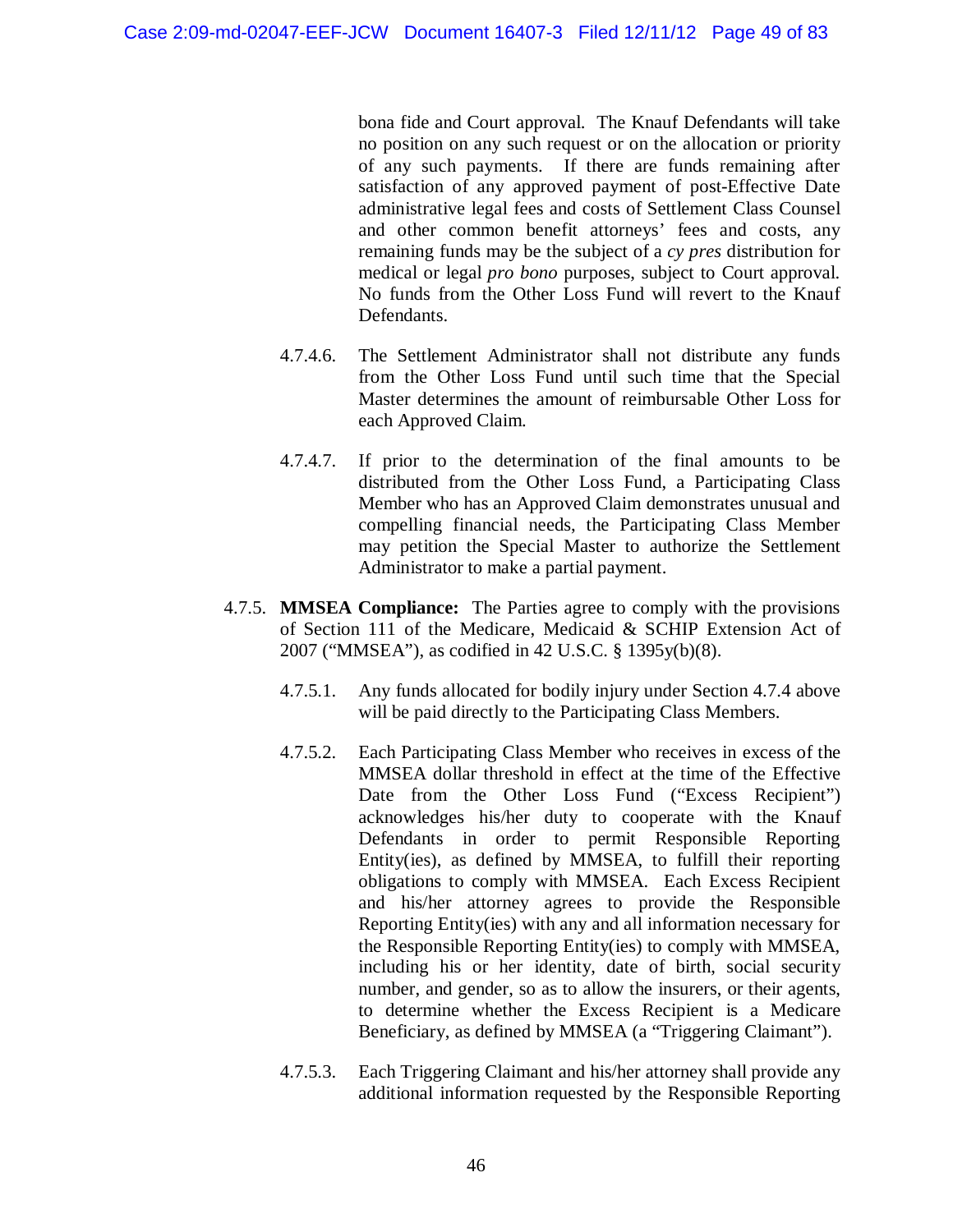bona fide and Court approval. The Knauf Defendants will take no position on any such request or on the allocation or priority of any such payments. If there are funds remaining after satisfaction of any approved payment of post-Effective Date administrative legal fees and costs of Settlement Class Counsel and other common benefit attorneys' fees and costs, any remaining funds may be the subject of a *cy pres* distribution for medical or legal *pro bono* purposes, subject to Court approval. No funds from the Other Loss Fund will revert to the Knauf Defendants.

4.7.4.6. The Settlement Administrator shall not distribute any funds from the Other Loss Fund until such time that the Special Master determines the amount of reimbursable Other Loss for each Approved Claim.

4.7.4.7. If prior to the determination of the final amounts to be distributed from the Other Loss Fund, a Participating Class Member who has an Approved Claim demonstrates unusual and compelling financial needs, the Participating Class Member may petition the Special Master to authorize the Settlement Administrator to make a partial payment.

4.7.5. **MMSEA Compliance:** The Parties agree to comply with the provisions of Section 111 of the Medicare, Medicaid & SCHIP Extension Act of 2007 ("MMSEA"), as codified in 42 U.S.C. § 1395y(b)(8).

4.7.5.1. Any funds allocated for bodily injury under Section 4.7.4 above will be paid directly to the Participating Class Members.

4.7.5.2. Each Participating Class Member who receives in excess of the MMSEA dollar threshold in effect at the time of the Effective Date from the Other Loss Fund ("Excess Recipient") acknowledges his/her duty to cooperate with the Knauf Defendants in order to permit Responsible Reporting Entity(ies), as defined by MMSEA, to fulfill their reporting obligations to comply with MMSEA. Each Excess Recipient and his/her attorney agrees to provide the Responsible Reporting Entity(ies) with any and all information necessary for the Responsible Reporting Entity(ies) to comply with MMSEA, including his or her identity, date of birth, social security number, and gender, so as to allow the insurers, or their agents, to determine whether the Excess Recipient is a Medicare Beneficiary, as defined by MMSEA (a "Triggering Claimant").

4.7.5.3. Each Triggering Claimant and his/her attorney shall provide any additional information requested by the Responsible Reporting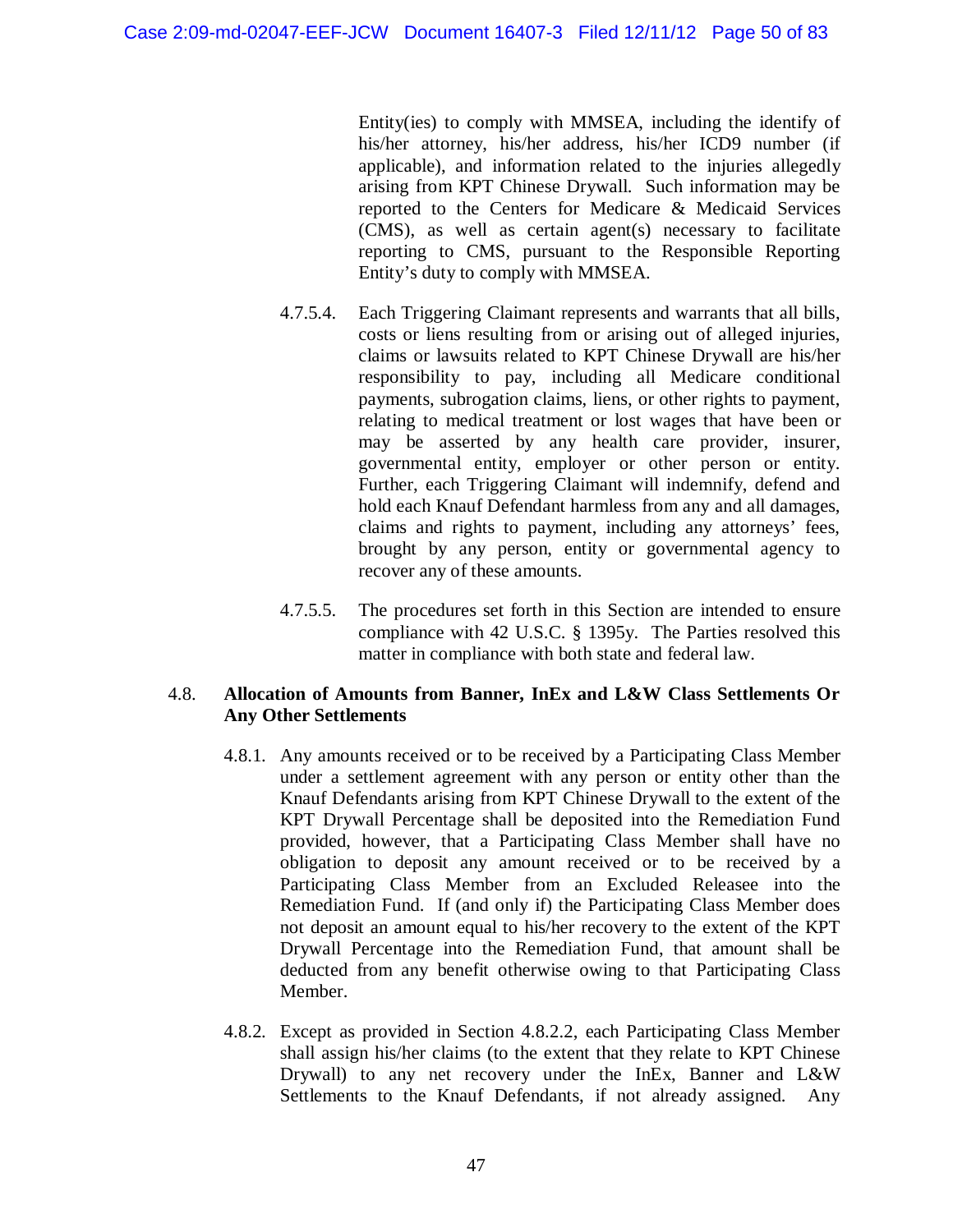Entity(ies) to comply with MMSEA, including the identify of his/her attorney, his/her address, his/her ICD9 number (if applicable), and information related to the injuries allegedly arising from KPT Chinese Drywall. Such information may be reported to the Centers for Medicare & Medicaid Services (CMS), as well as certain agent(s) necessary to facilitate reporting to CMS, pursuant to the Responsible Reporting Entity's duty to comply with MMSEA.

4.7.5.4. Each Triggering Claimant represents and warrants that all bills, costs or liens resulting from or arising out of alleged injuries, claims or lawsuits related to KPT Chinese Drywall are his/her responsibility to pay, including all Medicare conditional payments, subrogation claims, liens, or other rights to payment, relating to medical treatment or lost wages that have been or may be asserted by any health care provider, insurer, governmental entity, employer or other person or entity. Further, each Triggering Claimant will indemnify, defend and hold each Knauf Defendant harmless from any and all damages, claims and rights to payment, including any attorneys' fees, brought by any person, entity or governmental agency to recover any of these amounts.

4.7.5.5. The procedures set forth in this Section are intended to ensure compliance with 42 U.S.C. § 1395y. The Parties resolved this matter in compliance with both state and federal law.

4.8. **Allocation of Amounts from Banner, InEx and L&W Class Settlements Or Any Other Settlements**

4.8.1. Any amounts received or to be received by a Participating Class Member under a settlement agreement with any person or entity other than the Knauf Defendants arising from KPT Chinese Drywall to the extent of the KPT Drywall Percentage shall be deposited into the Remediation Fund provided, however, that a Participating Class Member shall have no obligation to deposit any amount received or to be received by a Participating Class Member from an Excluded Releasee into the Remediation Fund. If (and only if) the Participating Class Member does not deposit an amount equal to his/her recovery to the extent of the KPT Drywall Percentage into the Remediation Fund, that amount shall be deducted from any benefit otherwise owing to that Participating Class Member.

4.8.2. Except as provided in Section 4.8.2.2, each Participating Class Member shall assign his/her claims (to the extent that they relate to KPT Chinese Drywall) to any net recovery under the InEx, Banner and L&W Settlements to the Knauf Defendants, if not already assigned. Any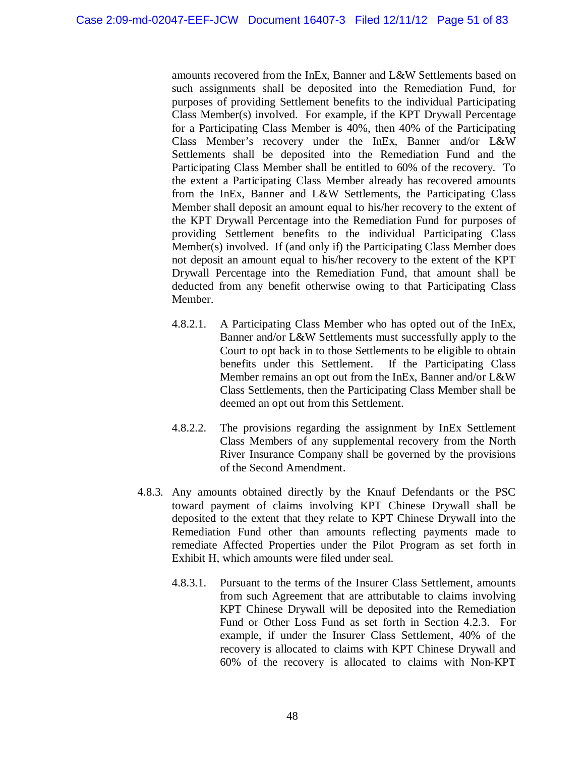amounts recovered from the InEx, Banner and L&W Settlements based on such assignments shall be deposited into the Remediation Fund, for purposes of providing Settlement benefits to the individual Participating Class Member(s) involved. For example, if the KPT Drywall Percentage for a Participating Class Member is 40%, then 40% of the Participating Class Member's recovery under the InEx, Banner and/or L&W Settlements shall be deposited into the Remediation Fund and the Participating Class Member shall be entitled to 60% of the recovery. To the extent a Participating Class Member already has recovered amounts from the InEx, Banner and L&W Settlements, the Participating Class Member shall deposit an amount equal to his/her recovery to the extent of the KPT Drywall Percentage into the Remediation Fund for purposes of providing Settlement benefits to the individual Participating Class Member(s) involved. If (and only if) the Participating Class Member does not deposit an amount equal to his/her recovery to the extent of the KPT Drywall Percentage into the Remediation Fund, that amount shall be deducted from any benefit otherwise owing to that Participating Class Member.

4.8.2.1. A Participating Class Member who has opted out of the InEx, Banner and/or L&W Settlements must successfully apply to the Court to opt back in to those Settlements to be eligible to obtain benefits under this Settlement. If the Participating Class Member remains an opt out from the InEx, Banner and/or L&W Class Settlements, then the Participating Class Member shall be deemed an opt out from this Settlement.

4.8.2.2. The provisions regarding the assignment by InEx Settlement Class Members of any supplemental recovery from the North River Insurance Company shall be governed by the provisions of the Second Amendment.

4.8.3. Any amounts obtained directly by the Knauf Defendants or the PSC toward payment of claims involving KPT Chinese Drywall shall be deposited to the extent that they relate to KPT Chinese Drywall into the Remediation Fund other than amounts reflecting payments made to remediate Affected Properties under the Pilot Program as set forth in Exhibit H, which amounts were filed under seal.

4.8.3.1. Pursuant to the terms of the Insurer Class Settlement, amounts from such Agreement that are attributable to claims involving KPT Chinese Drywall will be deposited into the Remediation Fund or Other Loss Fund as set forth in Section 4.2.3. For example, if under the Insurer Class Settlement, 40% of the recovery is allocated to claims with KPT Chinese Drywall and 60% of the recovery is allocated to claims with Non-KPT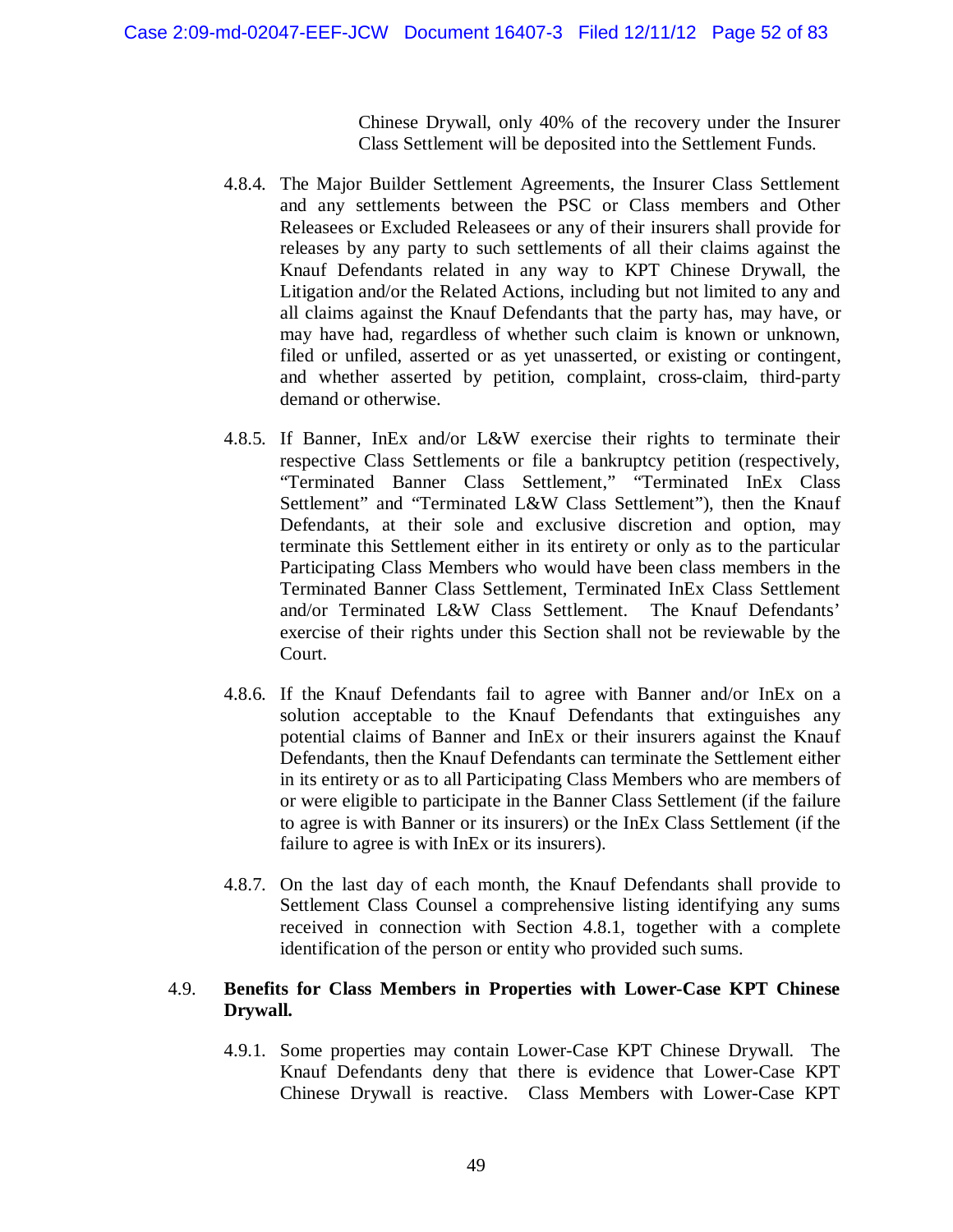Chinese Drywall, only 40% of the recovery under the Insurer Class Settlement will be deposited into the Settlement Funds.

4.8.4. The Major Builder Settlement Agreements, the Insurer Class Settlement and any settlements between the PSC or Class members and Other Releasees or Excluded Releasees or any of their insurers shall provide for releases by any party to such settlements of all their claims against the Knauf Defendants related in any way to KPT Chinese Drywall, the Litigation and/or the Related Actions, including but not limited to any and all claims against the Knauf Defendants that the party has, may have, or may have had, regardless of whether such claim is known or unknown, filed or unfiled, asserted or as yet unasserted, or existing or contingent, and whether asserted by petition, complaint, cross-claim, third-party demand or otherwise.

4.8.5. If Banner, InEx and/or L&W exercise their rights to terminate their respective Class Settlements or file a bankruptcy petition (respectively, "Terminated Banner Class Settlement," "Terminated InEx Class Settlement" and "Terminated L&W Class Settlement"), then the Knauf Defendants, at their sole and exclusive discretion and option, may terminate this Settlement either in its entirety or only as to the particular Participating Class Members who would have been class members in the Terminated Banner Class Settlement, Terminated InEx Class Settlement and/or Terminated L&W Class Settlement. The Knauf Defendants' exercise of their rights under this Section shall not be reviewable by the Court.

4.8.6. If the Knauf Defendants fail to agree with Banner and/or InEx on a solution acceptable to the Knauf Defendants that extinguishes any potential claims of Banner and InEx or their insurers against the Knauf Defendants, then the Knauf Defendants can terminate the Settlement either in its entirety or as to all Participating Class Members who are members of or were eligible to participate in the Banner Class Settlement (if the failure to agree is with Banner or its insurers) or the InEx Class Settlement (if the failure to agree is with InEx or its insurers).

4.8.7. On the last day of each month, the Knauf Defendants shall provide to Settlement Class Counsel a comprehensive listing identifying any sums received in connection with Section 4.8.1, together with a complete identification of the person or entity who provided such sums.

4.9. **Benefits for Class Members in Properties with Lower-Case KPT Chinese Drywall.**

4.9.1. Some properties may contain Lower-Case KPT Chinese Drywall. The Knauf Defendants deny that there is evidence that Lower-Case KPT Chinese Drywall is reactive. Class Members with Lower-Case KPT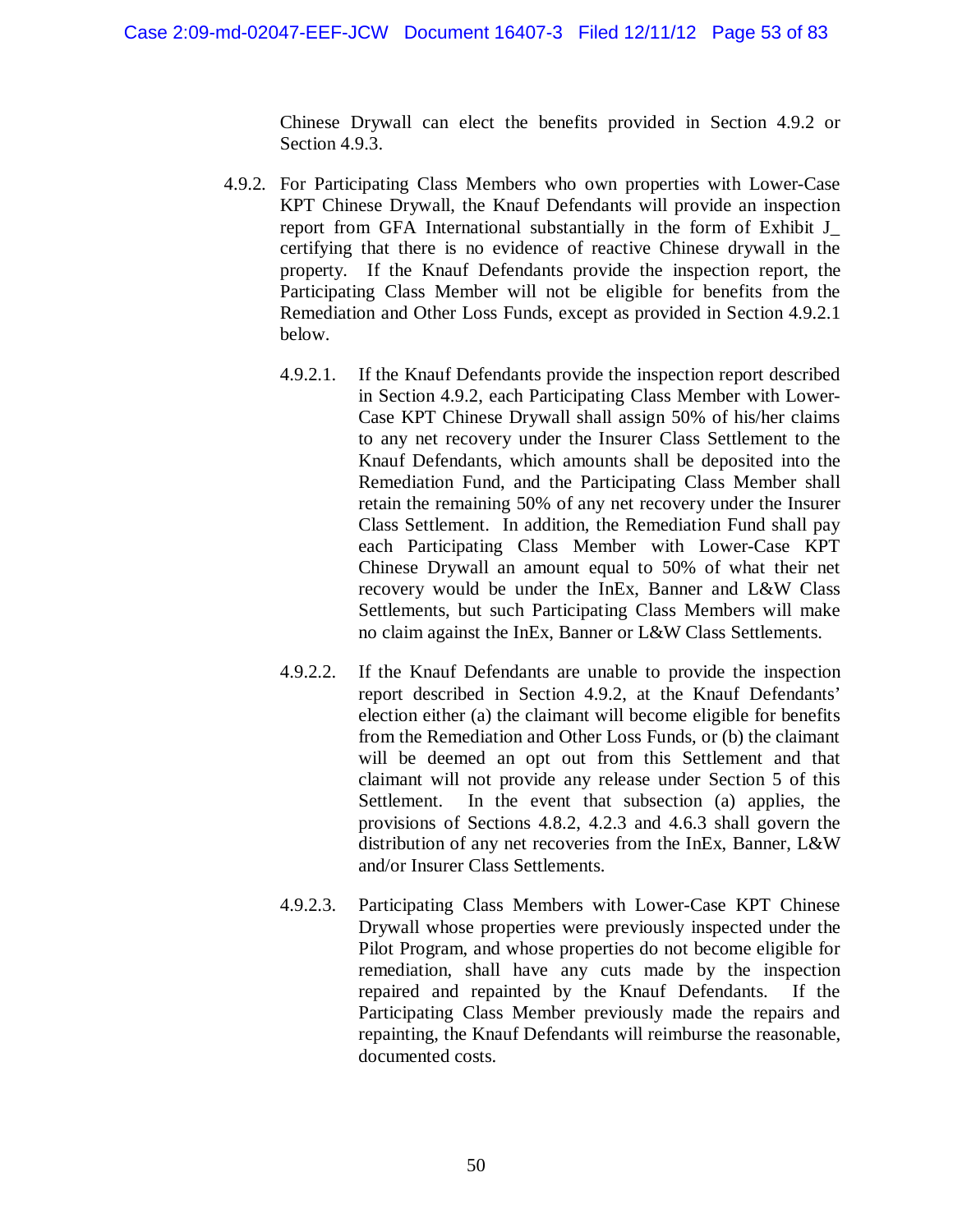Chinese Drywall can elect the benefits provided in Section 4.9.2 or Section 4.9.3.

4.9.2. For Participating Class Members who own properties with Lower-Case KPT Chinese Drywall, the Knauf Defendants will provide an inspection report from GFA International substantially in the form of Exhibit J_ certifying that there is no evidence of reactive Chinese drywall in the property. If the Knauf Defendants provide the inspection report, the Participating Class Member will not be eligible for benefits from the Remediation and Other Loss Funds, except as provided in Section 4.9.2.1 below.

4.9.2.1. If the Knauf Defendants provide the inspection report described in Section 4.9.2, each Participating Class Member with Lower-Case KPT Chinese Drywall shall assign 50% of his/her claims to any net recovery under the Insurer Class Settlement to the Knauf Defendants, which amounts shall be deposited into the Remediation Fund, and the Participating Class Member shall retain the remaining 50% of any net recovery under the Insurer Class Settlement. In addition, the Remediation Fund shall pay each Participating Class Member with Lower-Case KPT Chinese Drywall an amount equal to 50% of what their net recovery would be under the InEx, Banner and L&W Class Settlements, but such Participating Class Members will make no claim against the InEx, Banner or L&W Class Settlements.

4.9.2.2. If the Knauf Defendants are unable to provide the inspection report described in Section 4.9.2, at the Knauf Defendants' election either (a) the claimant will become eligible for benefits from the Remediation and Other Loss Funds, or (b) the claimant will be deemed an opt out from this Settlement and that claimant will not provide any release under Section 5 of this Settlement. In the event that subsection (a) applies, the provisions of Sections 4.8.2, 4.2.3 and 4.6.3 shall govern the distribution of any net recoveries from the InEx, Banner, L&W and/or Insurer Class Settlements.

4.9.2.3. Participating Class Members with Lower-Case KPT Chinese Drywall whose properties were previously inspected under the Pilot Program, and whose properties do not become eligible for remediation, shall have any cuts made by the inspection repaired and repainted by the Knauf Defendants. If the Participating Class Member previously made the repairs and repainting, the Knauf Defendants will reimburse the reasonable, documented costs.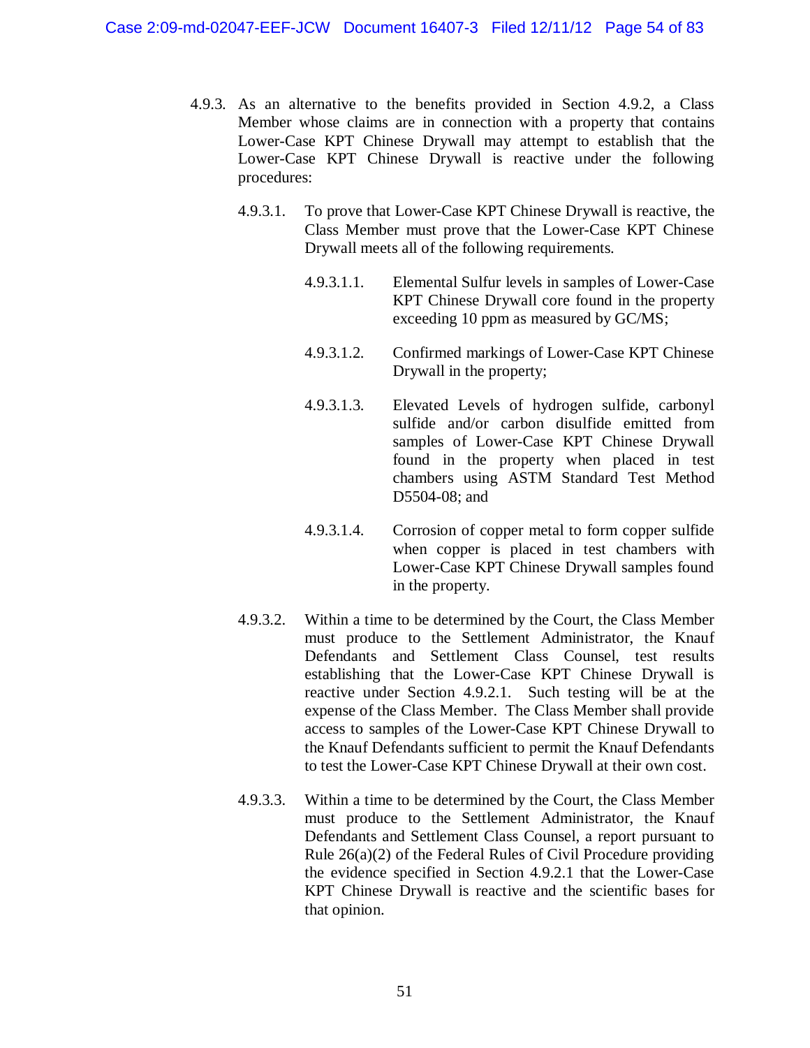4.9.3. As an alternative to the benefits provided in Section 4.9.2, a Class Member whose claims are in connection with a property that contains Lower-Case KPT Chinese Drywall may attempt to establish that the Lower-Case KPT Chinese Drywall is reactive under the following procedures:

4.9.3.1. To prove that Lower-Case KPT Chinese Drywall is reactive, the Class Member must prove that the Lower-Case KPT Chinese Drywall meets all of the following requirements.

4.9.3.1.1. Elemental Sulfur levels in samples of Lower-Case KPT Chinese Drywall core found in the property exceeding 10 ppm as measured by GC/MS;

4.9.3.1.2. Confirmed markings of Lower-Case KPT Chinese Drywall in the property;

4.9.3.1.3. Elevated Levels of hydrogen sulfide, carbonyl sulfide and/or carbon disulfide emitted from samples of Lower-Case KPT Chinese Drywall found in the property when placed in test chambers using ASTM Standard Test Method D5504-08; and

4.9.3.1.4. Corrosion of copper metal to form copper sulfide when copper is placed in test chambers with Lower-Case KPT Chinese Drywall samples found in the property.

4.9.3.2. Within a time to be determined by the Court, the Class Member must produce to the Settlement Administrator, the Knauf Defendants and Settlement Class Counsel, test results establishing that the Lower-Case KPT Chinese Drywall is reactive under Section 4.9.2.1. Such testing will be at the expense of the Class Member. The Class Member shall provide access to samples of the Lower-Case KPT Chinese Drywall to the Knauf Defendants sufficient to permit the Knauf Defendants to test the Lower-Case KPT Chinese Drywall at their own cost.

4.9.3.3. Within a time to be determined by the Court, the Class Member must produce to the Settlement Administrator, the Knauf Defendants and Settlement Class Counsel, a report pursuant to Rule 26(a)(2) of the Federal Rules of Civil Procedure providing the evidence specified in Section 4.9.2.1 that the Lower-Case KPT Chinese Drywall is reactive and the scientific bases for that opinion.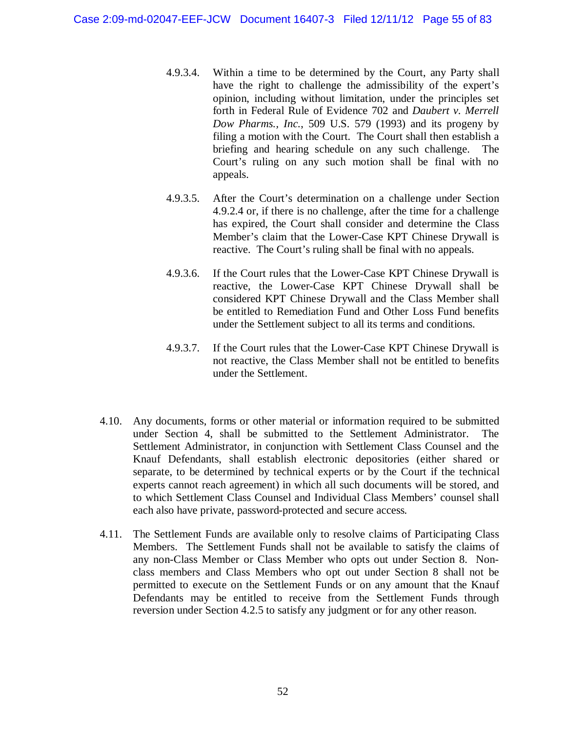4.9.3.4. Within a time to be determined by the Court, any Party shall have the right to challenge the admissibility of the expert's opinion, including without limitation, under the principles set forth in Federal Rule of Evidence 702 and *Daubert v. Merrell Dow Pharms., Inc.*, 509 U.S. 579 (1993) and its progeny by filing a motion with the Court. The Court shall then establish a briefing and hearing schedule on any such challenge. The Court's ruling on any such motion shall be final with no appeals.

4.9.3.5. After the Court's determination on a challenge under Section 4.9.2.4 or, if there is no challenge, after the time for a challenge has expired, the Court shall consider and determine the Class Member's claim that the Lower-Case KPT Chinese Drywall is reactive. The Court's ruling shall be final with no appeals.

4.9.3.6. If the Court rules that the Lower-Case KPT Chinese Drywall is reactive, the Lower-Case KPT Chinese Drywall shall be considered KPT Chinese Drywall and the Class Member shall be entitled to Remediation Fund and Other Loss Fund benefits under the Settlement subject to all its terms and conditions.

4.9.3.7. If the Court rules that the Lower-Case KPT Chinese Drywall is not reactive, the Class Member shall not be entitled to benefits under the Settlement.

4.10. Any documents, forms or other material or information required to be submitted under Section 4, shall be submitted to the Settlement Administrator. The Settlement Administrator, in conjunction with Settlement Class Counsel and the Knauf Defendants, shall establish electronic depositories (either shared or separate, to be determined by technical experts or by the Court if the technical experts cannot reach agreement) in which all such documents will be stored, and to which Settlement Class Counsel and Individual Class Members' counsel shall each also have private, password-protected and secure access.

4.11. The Settlement Funds are available only to resolve claims of Participating Class Members. The Settlement Funds shall not be available to satisfy the claims of any non-Class Member or Class Member who opts out under Section 8. Non-class members and Class Members who opt out under Section 8 shall not be permitted to execute on the Settlement Funds or on any amount that the Knauf Defendants may be entitled to receive from the Settlement Funds through reversion under Section 4.2.5 to satisfy any judgment or for any other reason.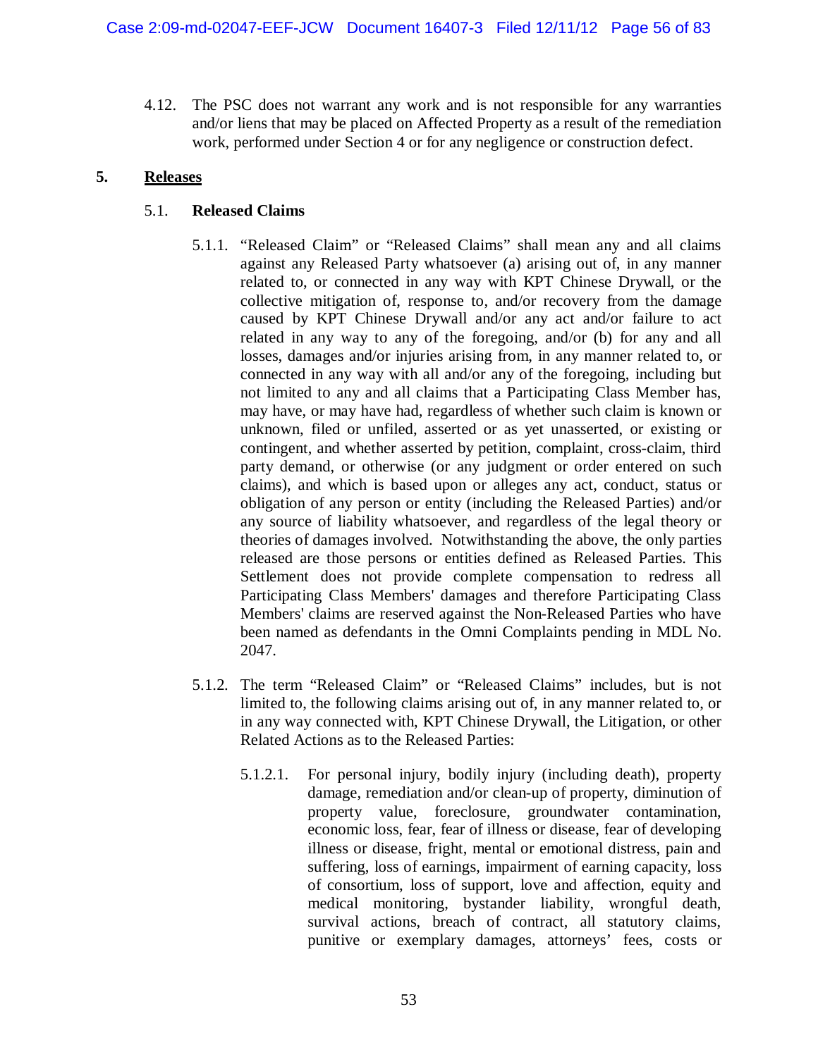4.12. The PSC does not warrant any work and is not responsible for any warranties and/or liens that may be placed on Affected Property as a result of the remediation work, performed under Section 4 or for any negligence or construction defect.

## 5. <u>Releases</u>

### 5.1. **Released Claims**

5.1.1. "Released Claim" or "Released Claims" shall mean any and all claims against any Released Party whatsoever (a) arising out of, in any manner related to, or connected in any way with KPT Chinese Drywall, or the collective mitigation of, response to, and/or recovery from the damage caused by KPT Chinese Drywall and/or any act and/or failure to act related in any way to any of the foregoing, and/or (b) for any and all losses, damages and/or injuries arising from, in any manner related to, or connected in any way with all and/or any of the foregoing, including but not limited to any and all claims that a Participating Class Member has, may have, or may have had, regardless of whether such claim is known or unknown, filed or unfiled, asserted or as yet unasserted, or existing or contingent, and whether asserted by petition, complaint, cross-claim, third party demand, or otherwise (or any judgment or order entered on such claims), and which is based upon or alleges any act, conduct, status or obligation of any person or entity (including the Released Parties) and/or any source of liability whatsoever, and regardless of the legal theory or theories of damages involved. Notwithstanding the above, the only parties released are those persons or entities defined as Released Parties. This Settlement does not provide complete compensation to redress all Participating Class Members' damages and therefore Participating Class Members' claims are reserved against the Non-Released Parties who have been named as defendants in the Omni Complaints pending in MDL No. 2047.

5.1.2. The term "Released Claim" or "Released Claims" includes, but is not limited to, the following claims arising out of, in any manner related to, or in any way connected with, KPT Chinese Drywall, the Litigation, or other Related Actions as to the Released Parties:

5.1.2.1. For personal injury, bodily injury (including death), property damage, remediation and/or clean-up of property, diminution of property value, foreclosure, groundwater contamination, economic loss, fear, fear of illness or disease, fear of developing illness or disease, fright, mental or emotional distress, pain and suffering, loss of earnings, impairment of earning capacity, loss of consortium, loss of support, love and affection, equity and medical monitoring, bystander liability, wrongful death, survival actions, breach of contract, all statutory claims, punitive or exemplary damages, attorneys' fees, costs or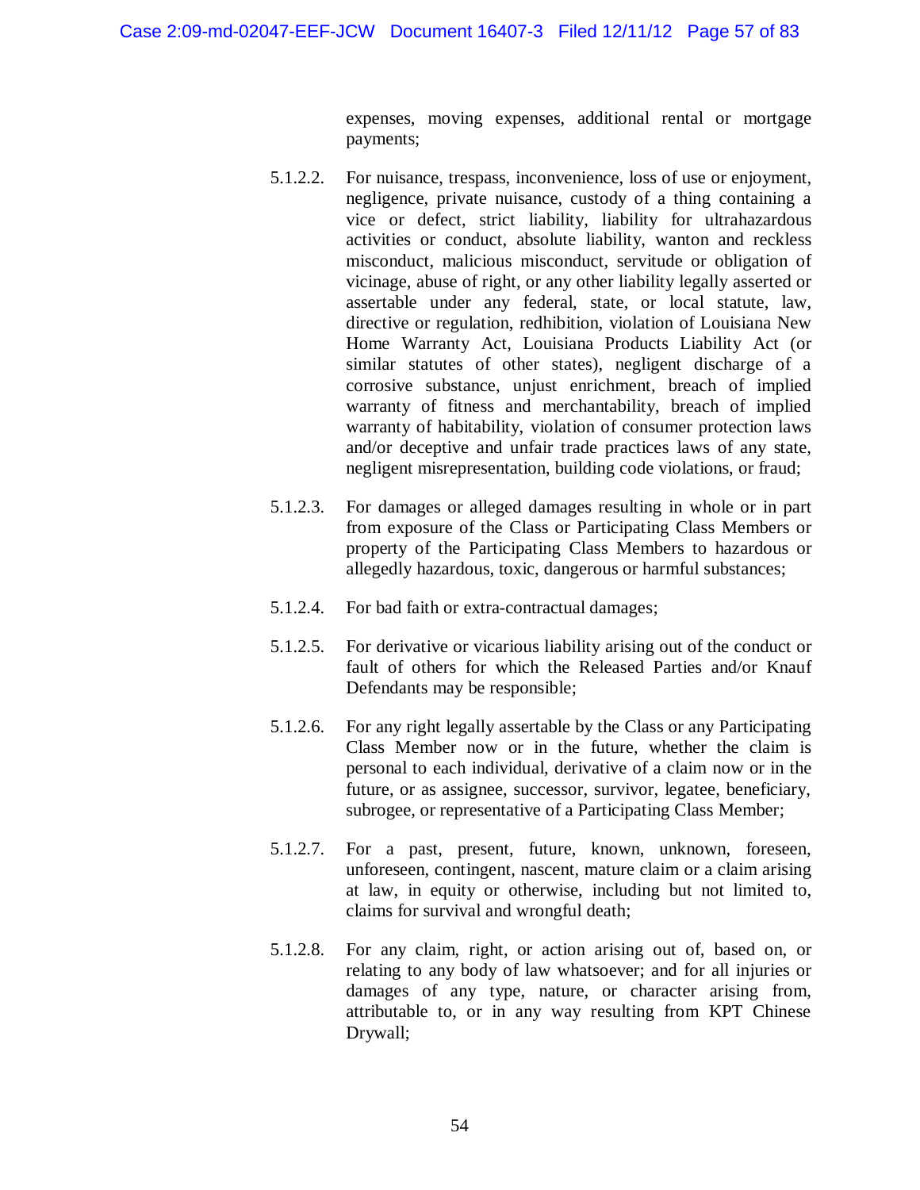expenses, moving expenses, additional rental or mortgage payments;

5.1.2.2. For nuisance, trespass, inconvenience, loss of use or enjoyment, negligence, private nuisance, custody of a thing containing a vice or defect, strict liability, liability for ultrahazardous activities or conduct, absolute liability, wanton and reckless misconduct, malicious misconduct, servitude or obligation of vicinage, abuse of right, or any other liability legally asserted or assertable under any federal, state, or local statute, law, directive or regulation, redhibition, violation of Louisiana New Home Warranty Act, Louisiana Products Liability Act (or similar statutes of other states), negligent discharge of a corrosive substance, unjust enrichment, breach of implied warranty of fitness and merchantability, breach of implied warranty of habitability, violation of consumer protection laws and/or deceptive and unfair trade practices laws of any state, negligent misrepresentation, building code violations, or fraud;

5.1.2.3. For damages or alleged damages resulting in whole or in part from exposure of the Class or Participating Class Members or property of the Participating Class Members to hazardous or allegedly hazardous, toxic, dangerous or harmful substances;

5.1.2.4. For bad faith or extra-contractual damages;

5.1.2.5. For derivative or vicarious liability arising out of the conduct or fault of others for which the Released Parties and/or Knauf Defendants may be responsible;

5.1.2.6. For any right legally assertable by the Class or any Participating Class Member now or in the future, whether the claim is personal to each individual, derivative of a claim now or in the future, or as assignee, successor, survivor, legatee, beneficiary, subrogee, or representative of a Participating Class Member;

5.1.2.7. For a past, present, future, known, unknown, foreseen, unforeseen, contingent, nascent, mature claim or a claim arising at law, in equity or otherwise, including but not limited to, claims for survival and wrongful death;

5.1.2.8. For any claim, right, or action arising out of, based on, or relating to any body of law whatsoever; and for all injuries or damages of any type, nature, or character arising from, attributable to, or in any way resulting from KPT Chinese Drywall;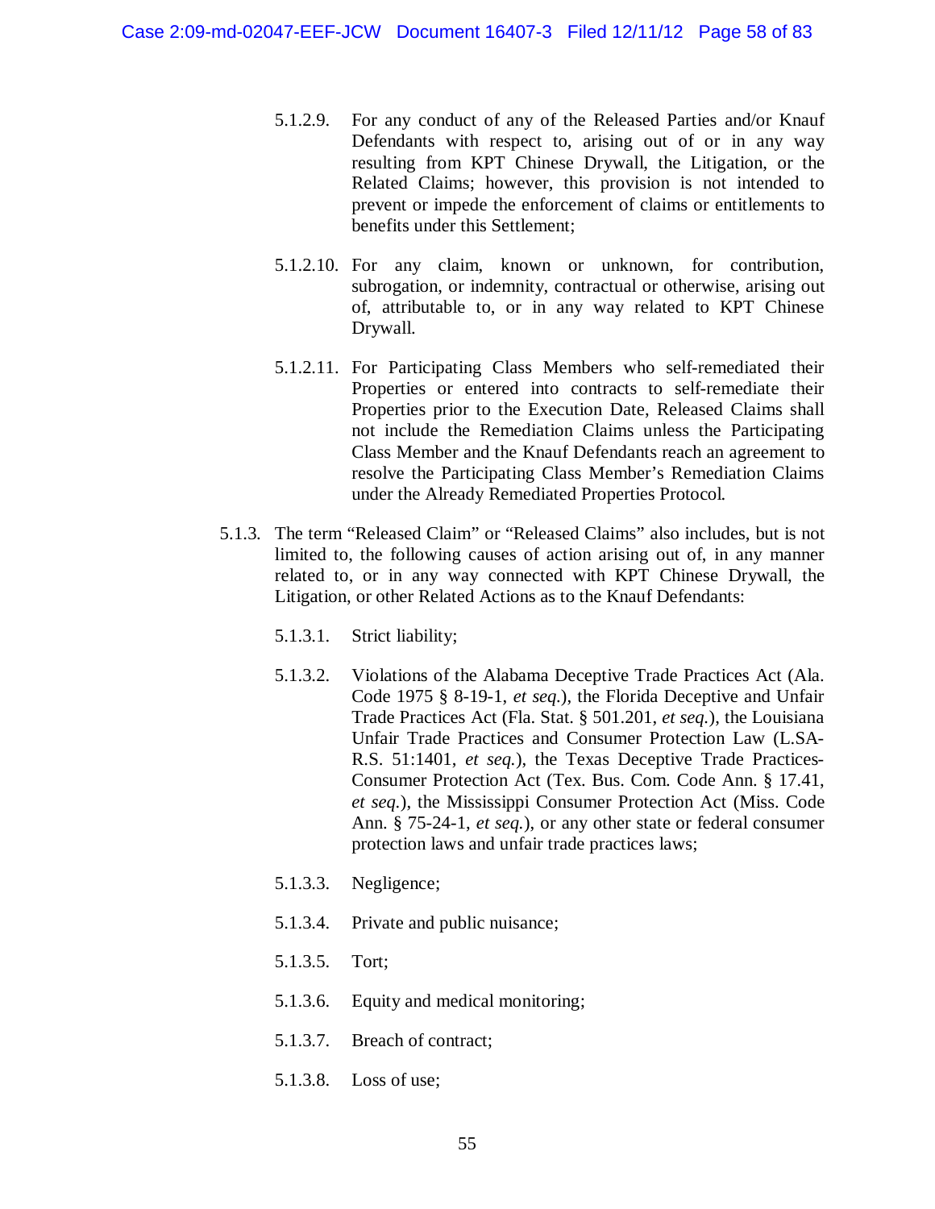5.1.2.9. For any conduct of any of the Released Parties and/or Knauf Defendants with respect to, arising out of or in any way resulting from KPT Chinese Drywall, the Litigation, or the Related Claims; however, this provision is not intended to prevent or impede the enforcement of claims or entitlements to benefits under this Settlement;

5.1.2.10. For any claim, known or unknown, for contribution, subrogation, or indemnity, contractual or otherwise, arising out of, attributable to, or in any way related to KPT Chinese Drywall.

5.1.2.11. For Participating Class Members who self-remediated their Properties or entered into contracts to self-remediate their Properties prior to the Execution Date, Released Claims shall not include the Remediation Claims unless the Participating Class Member and the Knauf Defendants reach an agreement to resolve the Participating Class Member's Remediation Claims under the Already Remediated Properties Protocol.

5.1.3. The term "Released Claim" or "Released Claims" also includes, but is not limited to, the following causes of action arising out of, in any manner related to, or in any way connected with KPT Chinese Drywall, the Litigation, or other Related Actions as to the Knauf Defendants:

5.1.3.1. Strict liability;

5.1.3.2. Violations of the Alabama Deceptive Trade Practices Act (Ala. Code 1975 § 8-19-1, *et seq.*), the Florida Deceptive and Unfair Trade Practices Act (Fla. Stat. § 501.201, *et seq.*), the Louisiana Unfair Trade Practices and Consumer Protection Law (L.SA-R.S. 51:1401, *et seq.*), the Texas Deceptive Trade Practices-Consumer Protection Act (Tex. Bus. Com. Code Ann. § 17.41, *et seq.*), the Mississippi Consumer Protection Act (Miss. Code Ann. § 75-24-1, *et seq.*), or any other state or federal consumer protection laws and unfair trade practices laws;

5.1.3.3. Negligence;

5.1.3.4. Private and public nuisance;

5.1.3.5. Tort;

5.1.3.6. Equity and medical monitoring;

5.1.3.7. Breach of contract;

5.1.3.8. Loss of use;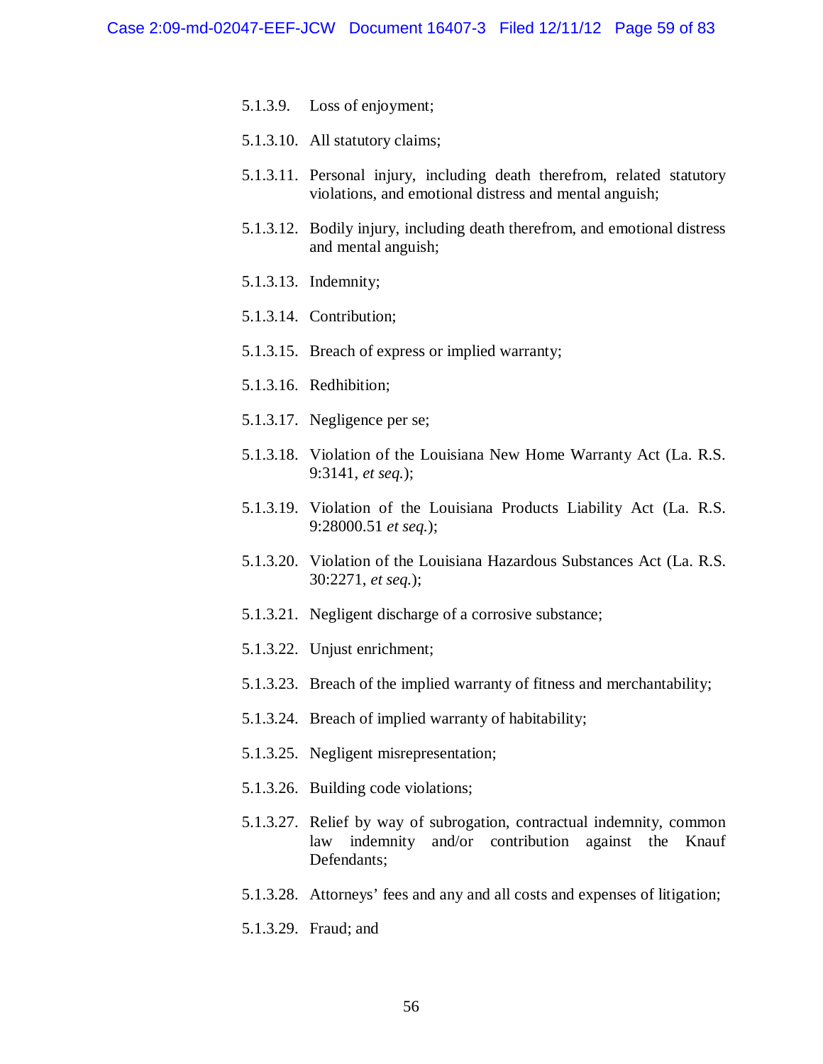5.1.3.9. Loss of enjoyment;

5.1.3.10. All statutory claims;

5.1.3.11. Personal injury, including death therefrom, related statutory violations, and emotional distress and mental anguish;

5.1.3.12. Bodily injury, including death therefrom, and emotional distress and mental anguish;

5.1.3.13. Indemnity;

5.1.3.14. Contribution;

5.1.3.15. Breach of express or implied warranty;

5.1.3.16. Redhibition;

5.1.3.17. Negligence per se;

5.1.3.18. Violation of the Louisiana New Home Warranty Act (La. R.S. 9:3141, *et seq.*);

5.1.3.19. Violation of the Louisiana Products Liability Act (La. R.S. 9:28000.51 *et seq.*);

5.1.3.20. Violation of the Louisiana Hazardous Substances Act (La. R.S. 30:2271, *et seq.*);

5.1.3.21. Negligent discharge of a corrosive substance;

5.1.3.22. Unjust enrichment;

5.1.3.23. Breach of the implied warranty of fitness and merchantability;

5.1.3.24. Breach of implied warranty of habitability;

5.1.3.25. Negligent misrepresentation;

5.1.3.26. Building code violations;

5.1.3.27. Relief by way of subrogation, contractual indemnity, common law indemnity and/or contribution against the Knauf Defendants;

5.1.3.28. Attorneys' fees and any and all costs and expenses of litigation;

5.1.3.29. Fraud; and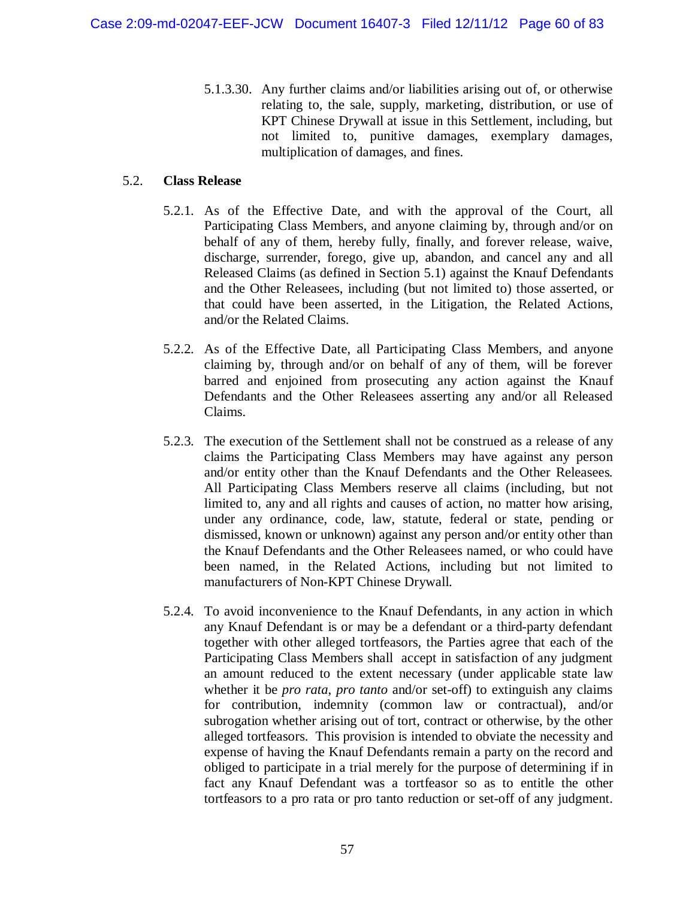5.1.3.30. Any further claims and/or liabilities arising out of, or otherwise relating to, the sale, supply, marketing, distribution, or use of KPT Chinese Drywall at issue in this Settlement, including, but not limited to, punitive damages, exemplary damages, multiplication of damages, and fines.

5.2. **Class Release**

5.2.1. As of the Effective Date, and with the approval of the Court, all Participating Class Members, and anyone claiming by, through and/or on behalf of any of them, hereby fully, finally, and forever release, waive, discharge, surrender, forego, give up, abandon, and cancel any and all Released Claims (as defined in Section 5.1) against the Knauf Defendants and the Other Releasees, including (but not limited to) those asserted, or that could have been asserted, in the Litigation, the Related Actions, and/or the Related Claims.

5.2.2. As of the Effective Date, all Participating Class Members, and anyone claiming by, through and/or on behalf of any of them, will be forever barred and enjoined from prosecuting any action against the Knauf Defendants and the Other Releasees asserting any and/or all Released Claims.

5.2.3. The execution of the Settlement shall not be construed as a release of any claims the Participating Class Members may have against any person and/or entity other than the Knauf Defendants and the Other Releasees. All Participating Class Members reserve all claims (including, but not limited to, any and all rights and causes of action, no matter how arising, under any ordinance, code, law, statute, federal or state, pending or dismissed, known or unknown) against any person and/or entity other than the Knauf Defendants and the Other Releasees named, or who could have been named, in the Related Actions, including but not limited to manufacturers of Non-KPT Chinese Drywall.

5.2.4. To avoid inconvenience to the Knauf Defendants, in any action in which any Knauf Defendant is or may be a defendant or a third-party defendant together with other alleged tortfeasors, the Parties agree that each of the Participating Class Members shall accept in satisfaction of any judgment an amount reduced to the extent necessary (under applicable state law whether it be *pro rata*, *pro tanto* and/or set-off) to extinguish any claims for contribution, indemnity (common law or contractual), and/or subrogation whether arising out of tort, contract or otherwise, by the other alleged tortfeasors. This provision is intended to obviate the necessity and expense of having the Knauf Defendants remain a party on the record and obliged to participate in a trial merely for the purpose of determining if in fact any Knauf Defendant was a tortfeasor so as to entitle the other tortfeasors to a pro rata or pro tanto reduction or set-off of any judgment.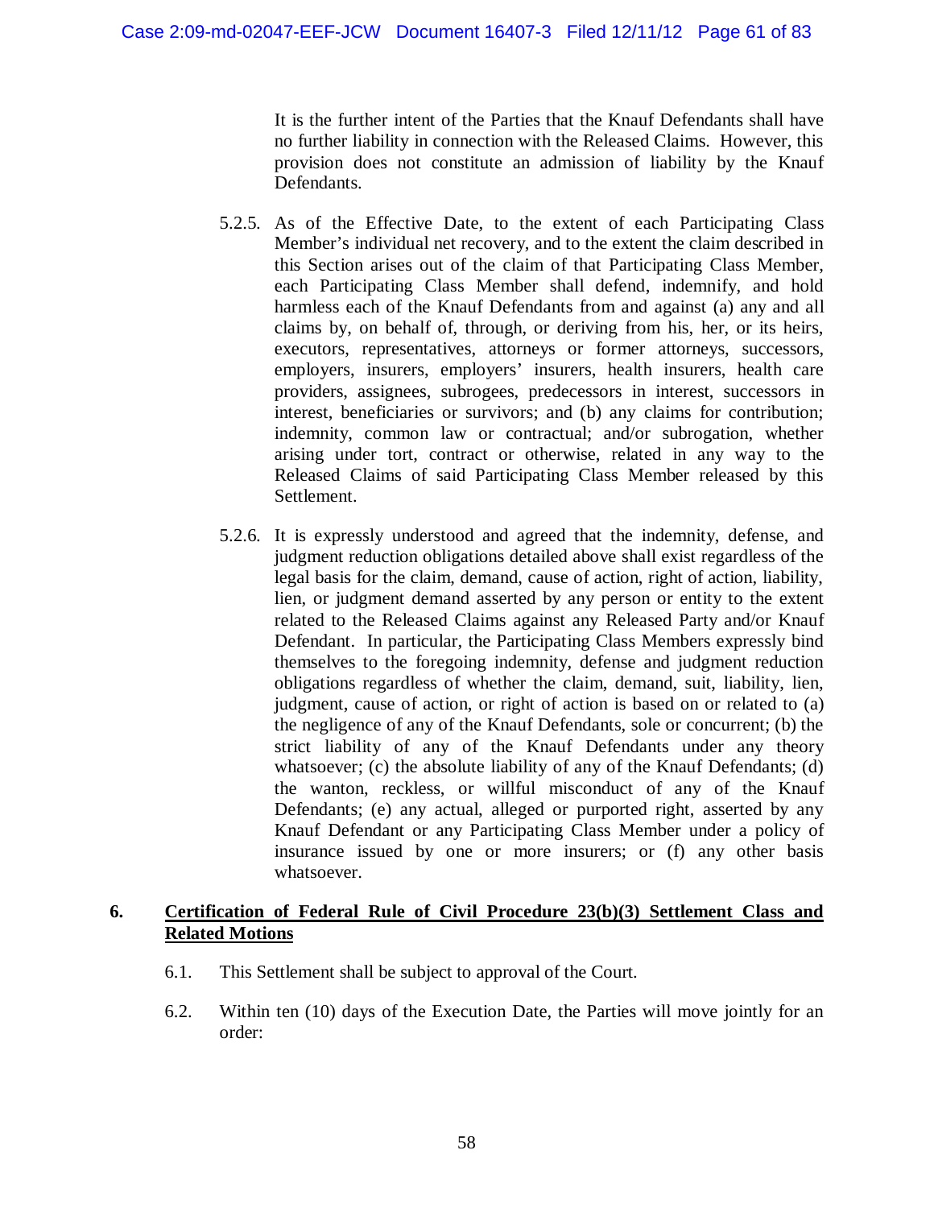It is the further intent of the Parties that the Knauf Defendants shall have no further liability in connection with the Released Claims. However, this provision does not constitute an admission of liability by the Knauf Defendants.

5.2.5. As of the Effective Date, to the extent of each Participating Class Member's individual net recovery, and to the extent the claim described in this Section arises out of the claim of that Participating Class Member, each Participating Class Member shall defend, indemnify, and hold harmless each of the Knauf Defendants from and against (a) any and all claims by, on behalf of, through, or deriving from his, her, or its heirs, executors, representatives, attorneys or former attorneys, successors, employers, insurers, employers' insurers, health insurers, health care providers, assignees, subrogees, predecessors in interest, successors in interest, beneficiaries or survivors; and (b) any claims for contribution; indemnity, common law or contractual; and/or subrogation, whether arising under tort, contract or otherwise, related in any way to the Released Claims of said Participating Class Member released by this Settlement.

5.2.6. It is expressly understood and agreed that the indemnity, defense, and judgment reduction obligations detailed above shall exist regardless of the legal basis for the claim, demand, cause of action, right of action, liability, lien, or judgment demand asserted by any person or entity to the extent related to the Released Claims against any Released Party and/or Knauf Defendant. In particular, the Participating Class Members expressly bind themselves to the foregoing indemnity, defense and judgment reduction obligations regardless of whether the claim, demand, suit, liability, lien, judgment, cause of action, or right of action is based on or related to (a) the negligence of any of the Knauf Defendants, sole or concurrent; (b) the strict liability of any of the Knauf Defendants under any theory whatsoever; (c) the absolute liability of any of the Knauf Defendants; (d) the wanton, reckless, or willful misconduct of any of the Knauf Defendants; (e) any actual, alleged or purported right, asserted by any Knauf Defendant or any Participating Class Member under a policy of insurance issued by one or more insurers; or (f) any other basis whatsoever.

## 6. Certification of Federal Rule of Civil Procedure 23(b)(3) Settlement Class and Related Motions

6.1. This Settlement shall be subject to approval of the Court.

6.2. Within ten (10) days of the Execution Date, the Parties will move jointly for an order: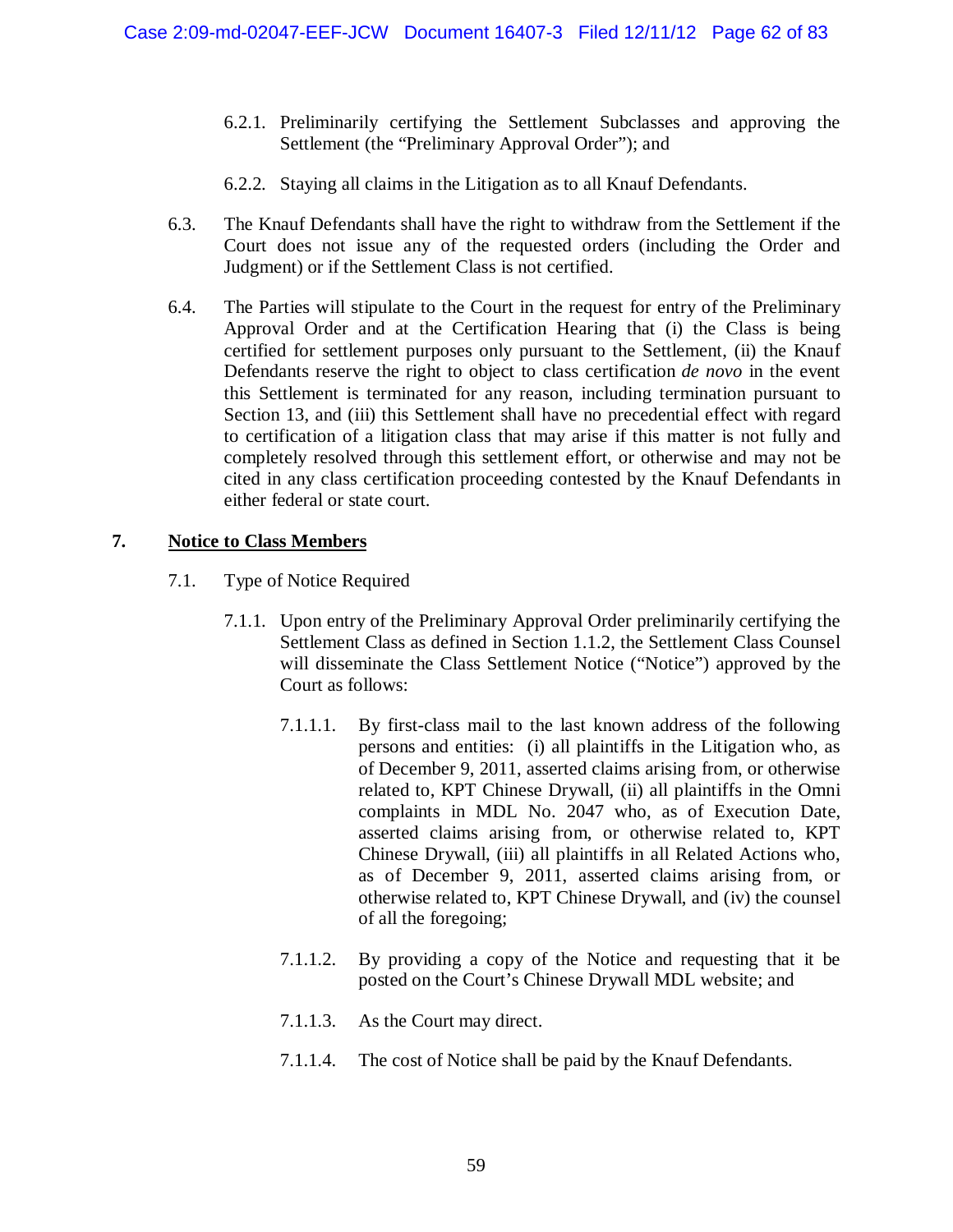6.2.1. Preliminarily certifying the Settlement Subclasses and approving the Settlement (the "Preliminary Approval Order"); and

6.2.2. Staying all claims in the Litigation as to all Knauf Defendants.

6.3. The Knauf Defendants shall have the right to withdraw from the Settlement if the Court does not issue any of the requested orders (including the Order and Judgment) or if the Settlement Class is not certified.

6.4. The Parties will stipulate to the Court in the request for entry of the Preliminary Approval Order and at the Certification Hearing that (i) the Class is being certified for settlement purposes only pursuant to the Settlement, (ii) the Knauf Defendants reserve the right to object to class certification *de novo* in the event this Settlement is terminated for any reason, including termination pursuant to Section 13, and (iii) this Settlement shall have no precedential effect with regard to certification of a litigation class that may arise if this matter is not fully and completely resolved through this settlement effort, or otherwise and may not be cited in any class certification proceeding contested by the Knauf Defendants in either federal or state court.

## 7. <u>Notice to Class Members</u>

7.1. Type of Notice Required

7.1.1. Upon entry of the Preliminary Approval Order preliminarily certifying the Settlement Class as defined in Section 1.1.2, the Settlement Class Counsel will disseminate the Class Settlement Notice ("Notice") approved by the Court as follows:

7.1.1.1. By first-class mail to the last known address of the following persons and entities: (i) all plaintiffs in the Litigation who, as of December 9, 2011, asserted claims arising from, or otherwise related to, KPT Chinese Drywall, (ii) all plaintiffs in the Omni complaints in MDL No. 2047 who, as of Execution Date, asserted claims arising from, or otherwise related to, KPT Chinese Drywall, (iii) all plaintiffs in all Related Actions who, as of December 9, 2011, asserted claims arising from, or otherwise related to, KPT Chinese Drywall, and (iv) the counsel of all the foregoing;

7.1.1.2. By providing a copy of the Notice and requesting that it be posted on the Court's Chinese Drywall MDL website; and

7.1.1.3. As the Court may direct.

7.1.1.4. The cost of Notice shall be paid by the Knauf Defendants.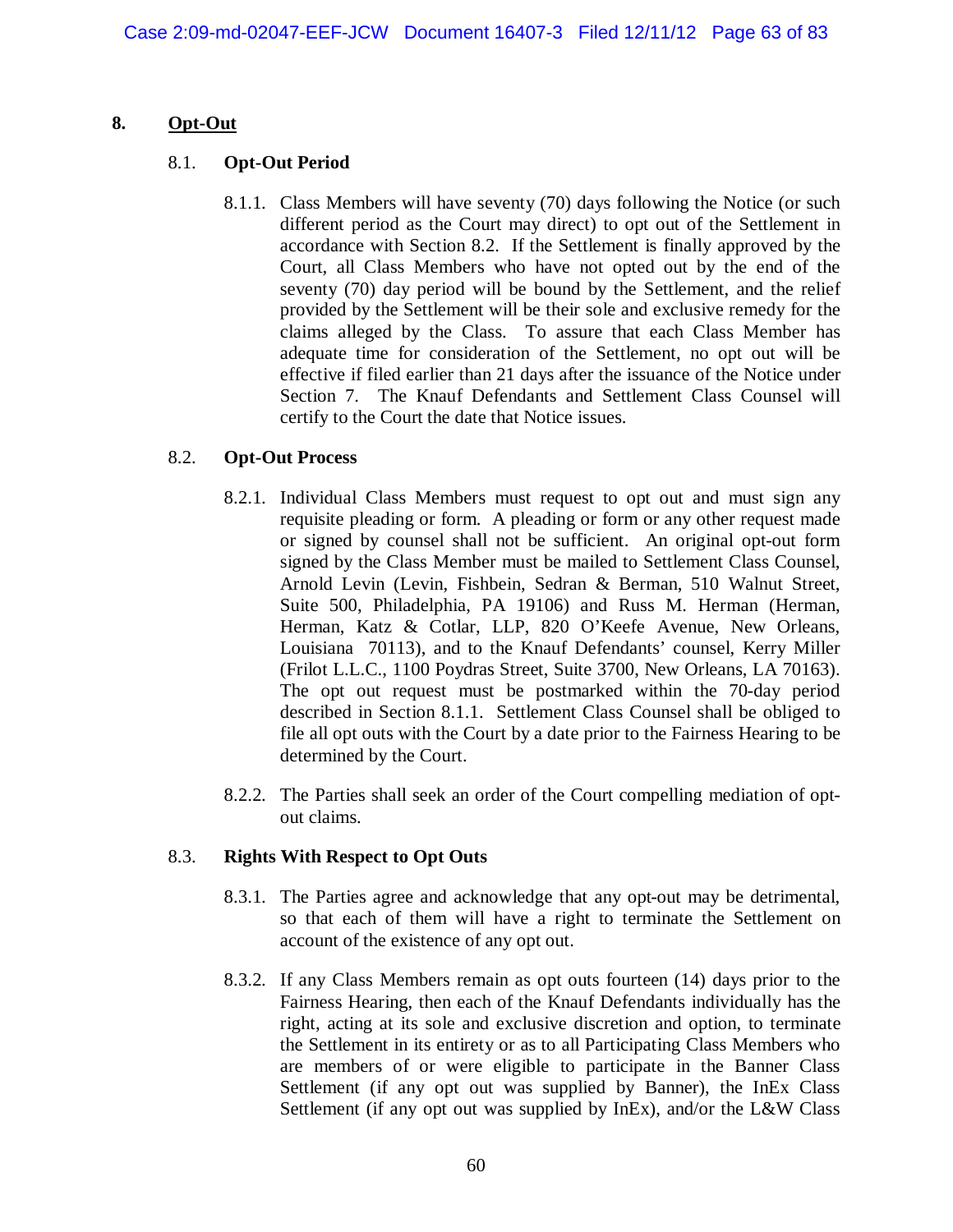## 8. Opt-Out

### 8.1. Opt-Out Period

8.1.1. Class Members will have seventy (70) days following the Notice (or such different period as the Court may direct) to opt out of the Settlement in accordance with Section 8.2. If the Settlement is finally approved by the Court, all Class Members who have not opted out by the end of the seventy (70) day period will be bound by the Settlement, and the relief provided by the Settlement will be their sole and exclusive remedy for the claims alleged by the Class. To assure that each Class Member has adequate time for consideration of the Settlement, no opt out will be effective if filed earlier than 21 days after the issuance of the Notice under Section 7. The Knauf Defendants and Settlement Class Counsel will certify to the Court the date that Notice issues.

### 8.2. Opt-Out Process

8.2.1. Individual Class Members must request to opt out and must sign any requisite pleading or form. A pleading or form or any other request made or signed by counsel shall not be sufficient. An original opt-out form signed by the Class Member must be mailed to Settlement Class Counsel, Arnold Levin (Levin, Fishbein, Sedran & Berman, 510 Walnut Street, Suite 500, Philadelphia, PA 19106) and Russ M. Herman (Herman, Herman, Katz & Cotlar, LLP, 820 O'Keefe Avenue, New Orleans, Louisiana 70113), and to the Knauf Defendants' counsel, Kerry Miller (Frilot L.L.C., 1100 Poydras Street, Suite 3700, New Orleans, LA 70163). The opt out request must be postmarked within the 70-day period described in Section 8.1.1. Settlement Class Counsel shall be obliged to file all opt outs with the Court by a date prior to the Fairness Hearing to be determined by the Court.

8.2.2. The Parties shall seek an order of the Court compelling mediation of opt-out claims.

### 8.3. Rights With Respect to Opt Outs

8.3.1. The Parties agree and acknowledge that any opt-out may be detrimental, so that each of them will have a right to terminate the Settlement on account of the existence of any opt out.

8.3.2. If any Class Members remain as opt outs fourteen (14) days prior to the Fairness Hearing, then each of the Knauf Defendants individually has the right, acting at its sole and exclusive discretion and option, to terminate the Settlement in its entirety or as to all Participating Class Members who are members of or were eligible to participate in the Banner Class Settlement (if any opt out was supplied by Banner), the InEx Class Settlement (if any opt out was supplied by InEx), and/or the L&W Class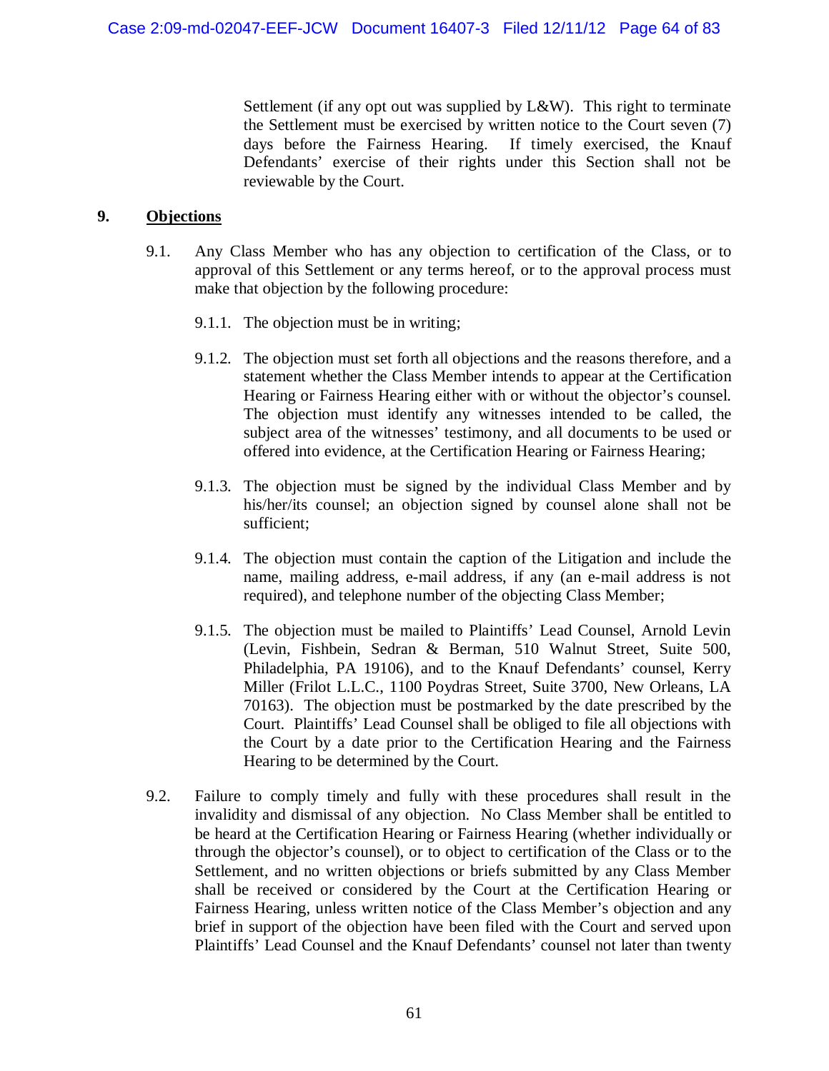Settlement (if any opt out was supplied by L&W). This right to terminate the Settlement must be exercised by written notice to the Court seven (7) days before the Fairness Hearing. If timely exercised, the Knauf Defendants' exercise of their rights under this Section shall not be reviewable by the Court.

## 9. Objections

9.1. Any Class Member who has any objection to certification of the Class, or to approval of this Settlement or any terms hereof, or to the approval process must make that objection by the following procedure:

9.1.1. The objection must be in writing;

9.1.2. The objection must set forth all objections and the reasons therefore, and a statement whether the Class Member intends to appear at the Certification Hearing or Fairness Hearing either with or without the objector's counsel. The objection must identify any witnesses intended to be called, the subject area of the witnesses' testimony, and all documents to be used or offered into evidence, at the Certification Hearing or Fairness Hearing;

9.1.3. The objection must be signed by the individual Class Member and by his/her/its counsel; an objection signed by counsel alone shall not be sufficient;

9.1.4. The objection must contain the caption of the Litigation and include the name, mailing address, e-mail address, if any (an e-mail address is not required), and telephone number of the objecting Class Member;

9.1.5. The objection must be mailed to Plaintiffs' Lead Counsel, Arnold Levin (Levin, Fishbein, Sedran & Berman, 510 Walnut Street, Suite 500, Philadelphia, PA 19106), and to the Knauf Defendants' counsel, Kerry Miller (Frilot L.L.C., 1100 Poydras Street, Suite 3700, New Orleans, LA 70163). The objection must be postmarked by the date prescribed by the Court. Plaintiffs' Lead Counsel shall be obliged to file all objections with the Court by a date prior to the Certification Hearing and the Fairness Hearing to be determined by the Court.

9.2. Failure to comply timely and fully with these procedures shall result in the invalidity and dismissal of any objection. No Class Member shall be entitled to be heard at the Certification Hearing or Fairness Hearing (whether individually or through the objector's counsel), or to object to certification of the Class or to the Settlement, and no written objections or briefs submitted by any Class Member shall be received or considered by the Court at the Certification Hearing or Fairness Hearing, unless written notice of the Class Member's objection and any brief in support of the objection have been filed with the Court and served upon Plaintiffs' Lead Counsel and the Knauf Defendants' counsel not later than twenty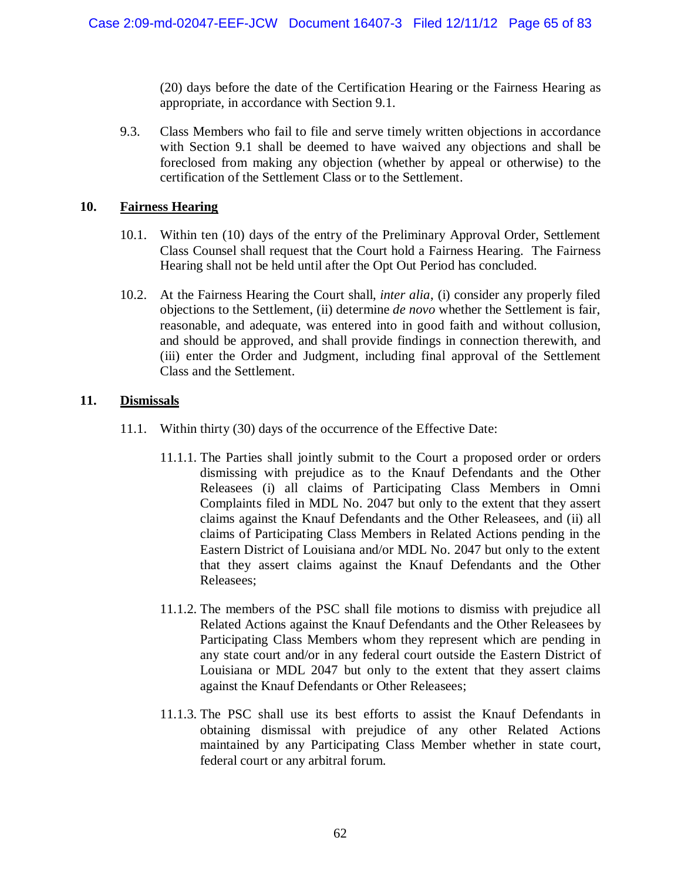(20) days before the date of the Certification Hearing or the Fairness Hearing as appropriate, in accordance with Section 9.1.

9.3. Class Members who fail to file and serve timely written objections in accordance with Section 9.1 shall be deemed to have waived any objections and shall be foreclosed from making any objection (whether by appeal or otherwise) to the certification of the Settlement Class or to the Settlement.

## 10. Fairness Hearing

10.1. Within ten (10) days of the entry of the Preliminary Approval Order, Settlement Class Counsel shall request that the Court hold a Fairness Hearing. The Fairness Hearing shall not be held until after the Opt Out Period has concluded.

10.2. At the Fairness Hearing the Court shall, *inter alia*, (i) consider any properly filed objections to the Settlement, (ii) determine *de novo* whether the Settlement is fair, reasonable, and adequate, was entered into in good faith and without collusion, and should be approved, and shall provide findings in connection therewith, and (iii) enter the Order and Judgment, including final approval of the Settlement Class and the Settlement.

## 11. Dismissals

11.1. Within thirty (30) days of the occurrence of the Effective Date:

11.1.1. The Parties shall jointly submit to the Court a proposed order or orders dismissing with prejudice as to the Knauf Defendants and the Other Releasees (i) all claims of Participating Class Members in Omni Complaints filed in MDL No. 2047 but only to the extent that they assert claims against the Knauf Defendants and the Other Releasees, and (ii) all claims of Participating Class Members in Related Actions pending in the Eastern District of Louisiana and/or MDL No. 2047 but only to the extent that they assert claims against the Knauf Defendants and the Other Releasees;

11.1.2. The members of the PSC shall file motions to dismiss with prejudice all Related Actions against the Knauf Defendants and the Other Releasees by Participating Class Members whom they represent which are pending in any state court and/or in any federal court outside the Eastern District of Louisiana or MDL 2047 but only to the extent that they assert claims against the Knauf Defendants or Other Releasees;

11.1.3. The PSC shall use its best efforts to assist the Knauf Defendants in obtaining dismissal with prejudice of any other Related Actions maintained by any Participating Class Member whether in state court, federal court or any arbitral forum.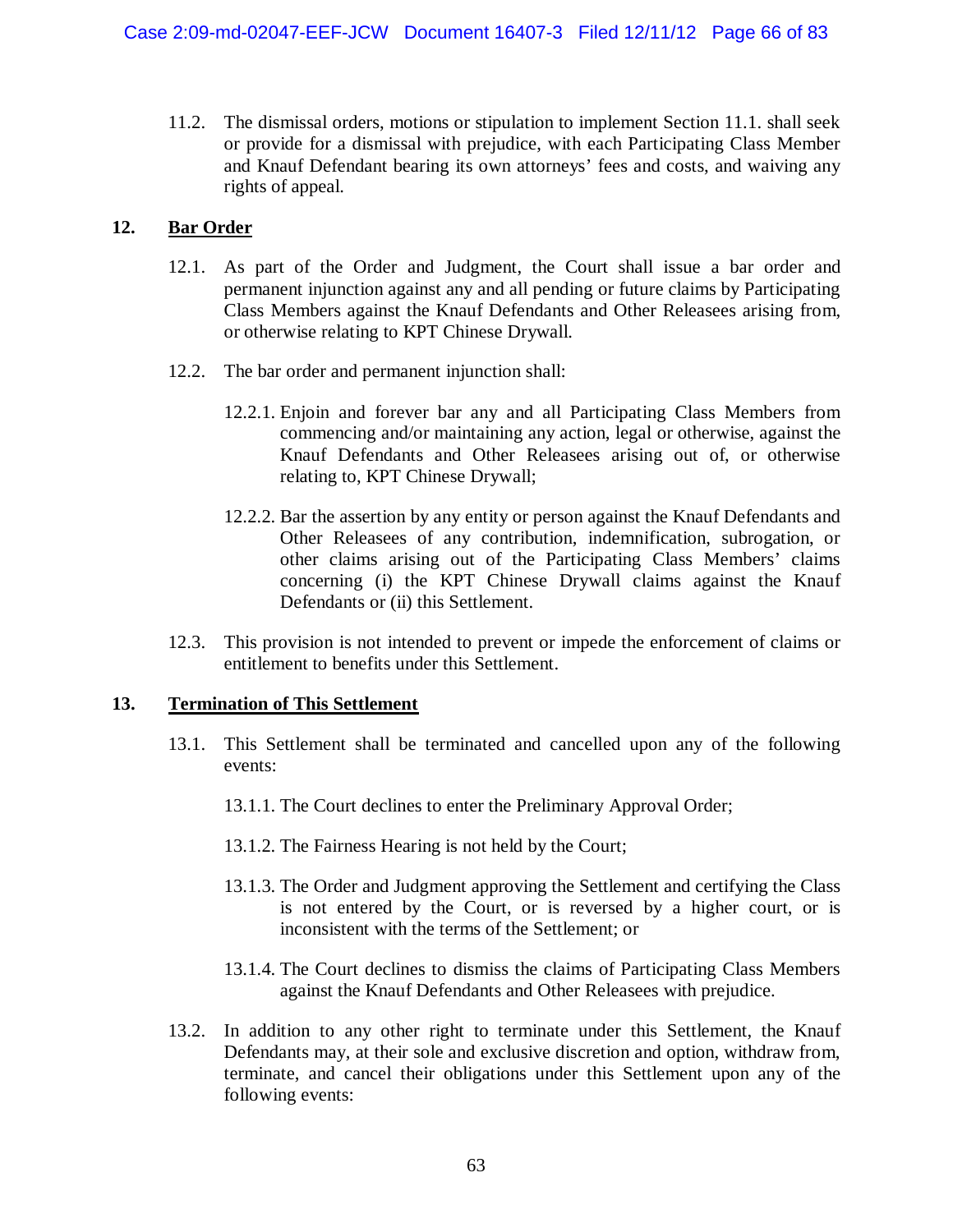11.2. The dismissal orders, motions or stipulation to implement Section 11.1. shall seek or provide for a dismissal with prejudice, with each Participating Class Member and Knauf Defendant bearing its own attorneys' fees and costs, and waiving any rights of appeal.

## 12. Bar Order

12.1. As part of the Order and Judgment, the Court shall issue a bar order and permanent injunction against any and all pending or future claims by Participating Class Members against the Knauf Defendants and Other Releasees arising from, or otherwise relating to KPT Chinese Drywall.

12.2. The bar order and permanent injunction shall:

12.2.1. Enjoin and forever bar any and all Participating Class Members from commencing and/or maintaining any action, legal or otherwise, against the Knauf Defendants and Other Releasees arising out of, or otherwise relating to, KPT Chinese Drywall;

12.2.2. Bar the assertion by any entity or person against the Knauf Defendants and Other Releasees of any contribution, indemnification, subrogation, or other claims arising out of the Participating Class Members' claims concerning (i) the KPT Chinese Drywall claims against the Knauf Defendants or (ii) this Settlement.

12.3. This provision is not intended to prevent or impede the enforcement of claims or entitlement to benefits under this Settlement.

## 13. Termination of This Settlement

13.1. This Settlement shall be terminated and cancelled upon any of the following events:

13.1.1. The Court declines to enter the Preliminary Approval Order;

13.1.2. The Fairness Hearing is not held by the Court;

13.1.3. The Order and Judgment approving the Settlement and certifying the Class is not entered by the Court, or is reversed by a higher court, or is inconsistent with the terms of the Settlement; or

13.1.4. The Court declines to dismiss the claims of Participating Class Members against the Knauf Defendants and Other Releasees with prejudice.

13.2. In addition to any other right to terminate under this Settlement, the Knauf Defendants may, at their sole and exclusive discretion and option, withdraw from, terminate, and cancel their obligations under this Settlement upon any of the following events: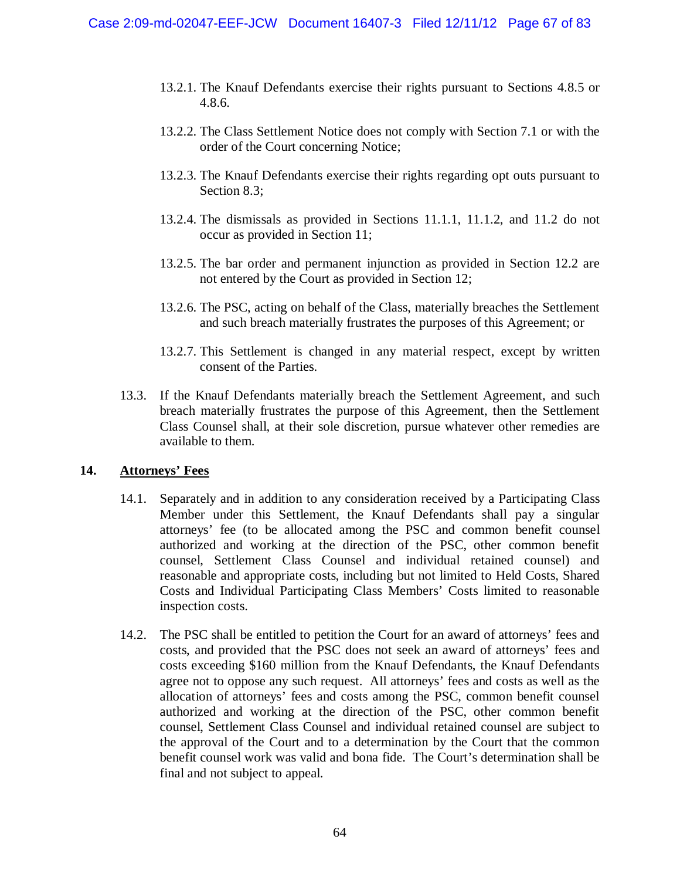13.2.1. The Knauf Defendants exercise their rights pursuant to Sections 4.8.5 or 4.8.6.

13.2.2. The Class Settlement Notice does not comply with Section 7.1 or with the order of the Court concerning Notice;

13.2.3. The Knauf Defendants exercise their rights regarding opt outs pursuant to Section 8.3;

13.2.4. The dismissals as provided in Sections 11.1.1, 11.1.2, and 11.2 do not occur as provided in Section 11;

13.2.5. The bar order and permanent injunction as provided in Section 12.2 are not entered by the Court as provided in Section 12;

13.2.6. The PSC, acting on behalf of the Class, materially breaches the Settlement and such breach materially frustrates the purposes of this Agreement; or

13.2.7. This Settlement is changed in any material respect, except by written consent of the Parties.

13.3. If the Knauf Defendants materially breach the Settlement Agreement, and such breach materially frustrates the purpose of this Agreement, then the Settlement Class Counsel shall, at their sole discretion, pursue whatever other remedies are available to them.

## 14. Attorneys' Fees

14.1. Separately and in addition to any consideration received by a Participating Class Member under this Settlement, the Knauf Defendants shall pay a singular attorneys' fee (to be allocated among the PSC and common benefit counsel authorized and working at the direction of the PSC, other common benefit counsel, Settlement Class Counsel and individual retained counsel) and reasonable and appropriate costs, including but not limited to Held Costs, Shared Costs and Individual Participating Class Members' Costs limited to reasonable inspection costs.

14.2. The PSC shall be entitled to petition the Court for an award of attorneys' fees and costs, and provided that the PSC does not seek an award of attorneys' fees and costs exceeding $160 million from the Knauf Defendants, the Knauf Defendants agree not to oppose any such request. All attorneys' fees and costs as well as the allocation of attorneys' fees and costs among the PSC, common benefit counsel authorized and working at the direction of the PSC, other common benefit counsel, Settlement Class Counsel and individual retained counsel are subject to the approval of the Court and to a determination by the Court that the common benefit counsel work was valid and bona fide. The Court's determination shall be final and not subject to appeal.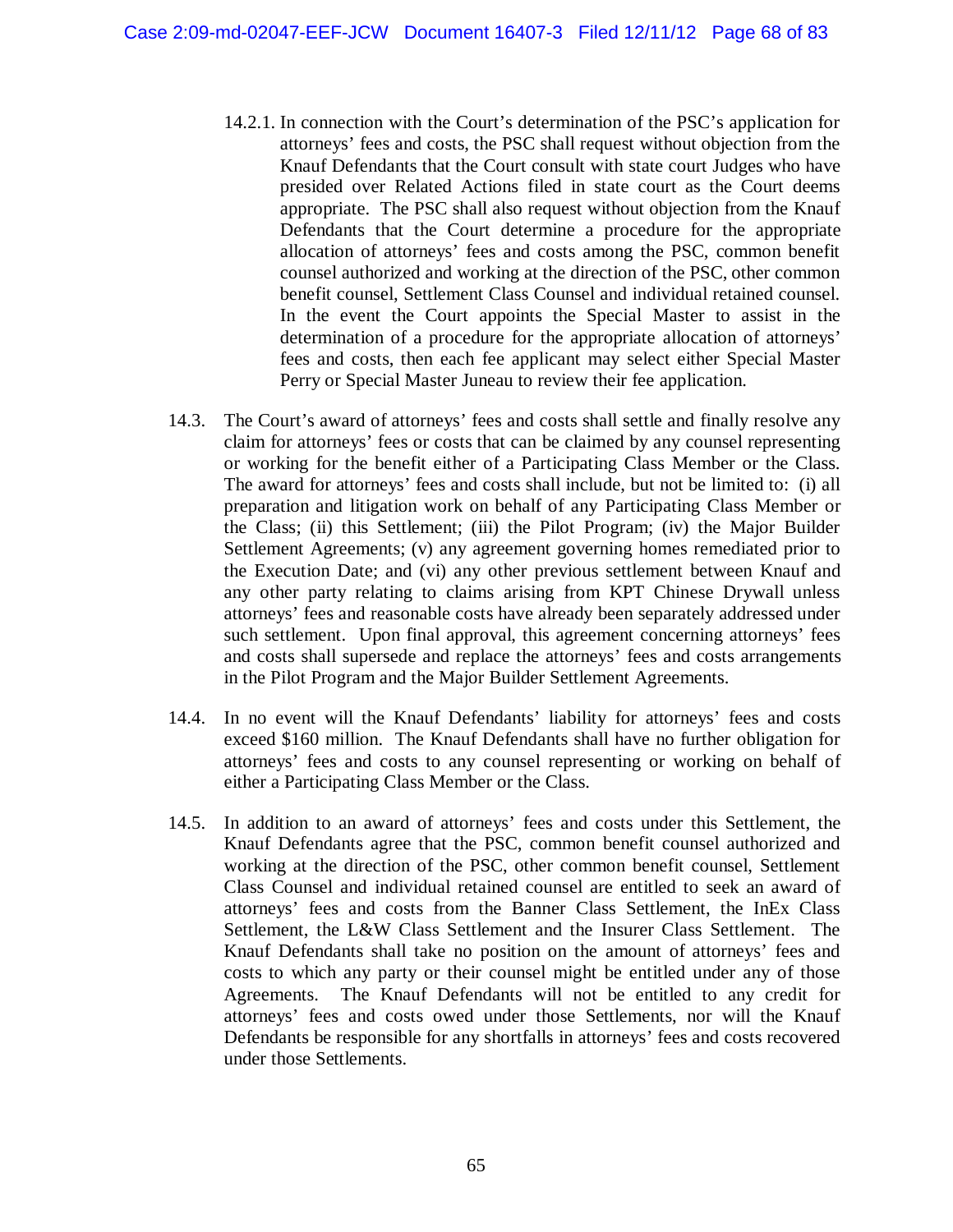14.2.1. In connection with the Court's determination of the PSC's application for attorneys' fees and costs, the PSC shall request without objection from the Knauf Defendants that the Court consult with state court Judges who have presided over Related Actions filed in state court as the Court deems appropriate. The PSC shall also request without objection from the Knauf Defendants that the Court determine a procedure for the appropriate allocation of attorneys' fees and costs among the PSC, common benefit counsel authorized and working at the direction of the PSC, other common benefit counsel, Settlement Class Counsel and individual retained counsel. In the event the Court appoints the Special Master to assist in the determination of a procedure for the appropriate allocation of attorneys' fees and costs, then each fee applicant may select either Special Master Perry or Special Master Juneau to review their fee application.

14.3. The Court's award of attorneys' fees and costs shall settle and finally resolve any claim for attorneys' fees or costs that can be claimed by any counsel representing or working for the benefit either of a Participating Class Member or the Class. The award for attorneys' fees and costs shall include, but not be limited to: (i) all preparation and litigation work on behalf of any Participating Class Member or the Class; (ii) this Settlement; (iii) the Pilot Program; (iv) the Major Builder Settlement Agreements; (v) any agreement governing homes remediated prior to the Execution Date; and (vi) any other previous settlement between Knauf and any other party relating to claims arising from KPT Chinese Drywall unless attorneys' fees and reasonable costs have already been separately addressed under such settlement. Upon final approval, this agreement concerning attorneys' fees and costs shall supersede and replace the attorneys' fees and costs arrangements in the Pilot Program and the Major Builder Settlement Agreements.

14.4. In no event will the Knauf Defendants' liability for attorneys' fees and costs exceed $160 million. The Knauf Defendants shall have no further obligation for attorneys' fees and costs to any counsel representing or working on behalf of either a Participating Class Member or the Class.

14.5. In addition to an award of attorneys' fees and costs under this Settlement, the Knauf Defendants agree that the PSC, common benefit counsel authorized and working at the direction of the PSC, other common benefit counsel, Settlement Class Counsel and individual retained counsel are entitled to seek an award of attorneys' fees and costs from the Banner Class Settlement, the InEx Class Settlement, the L&W Class Settlement and the Insurer Class Settlement. The Knauf Defendants shall take no position on the amount of attorneys' fees and costs to which any party or their counsel might be entitled under any of those Agreements. The Knauf Defendants will not be entitled to any credit for attorneys' fees and costs owed under those Settlements, nor will the Knauf Defendants be responsible for any shortfalls in attorneys' fees and costs recovered under those Settlements.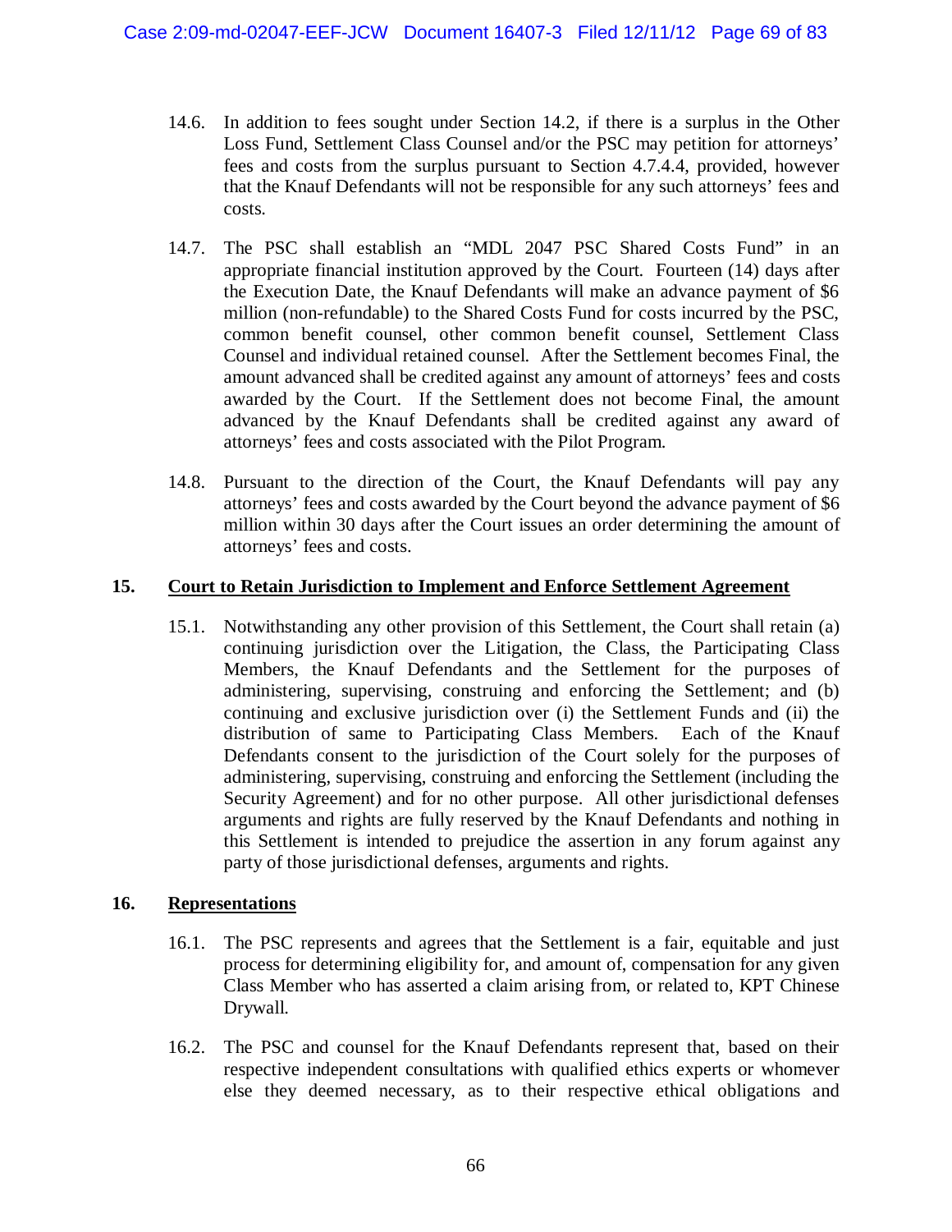14.6. In addition to fees sought under Section 14.2, if there is a surplus in the Other Loss Fund, Settlement Class Counsel and/or the PSC may petition for attorneys' fees and costs from the surplus pursuant to Section 4.7.4.4, provided, however that the Knauf Defendants will not be responsible for any such attorneys' fees and costs.

14.7. The PSC shall establish an "MDL 2047 PSC Shared Costs Fund" in an appropriate financial institution approved by the Court. Fourteen (14) days after the Execution Date, the Knauf Defendants will make an advance payment of $6 million (non-refundable) to the Shared Costs Fund for costs incurred by the PSC, common benefit counsel, other common benefit counsel, Settlement Class Counsel and individual retained counsel. After the Settlement becomes Final, the amount advanced shall be credited against any amount of attorneys' fees and costs awarded by the Court. If the Settlement does not become Final, the amount advanced by the Knauf Defendants shall be credited against any award of attorneys' fees and costs associated with the Pilot Program.

14.8. Pursuant to the direction of the Court, the Knauf Defendants will pay any attorneys' fees and costs awarded by the Court beyond the advance payment of $6 million within 30 days after the Court issues an order determining the amount of attorneys' fees and costs.

## 15. <u>Court to Retain Jurisdiction to Implement and Enforce Settlement Agreement</u>

15.1. Notwithstanding any other provision of this Settlement, the Court shall retain (a) continuing jurisdiction over the Litigation, the Class, the Participating Class Members, the Knauf Defendants and the Settlement for the purposes of administering, supervising, construing and enforcing the Settlement; and (b) continuing and exclusive jurisdiction over (i) the Settlement Funds and (ii) the distribution of same to Participating Class Members. Each of the Knauf Defendants consent to the jurisdiction of the Court solely for the purposes of administering, supervising, construing and enforcing the Settlement (including the Security Agreement) and for no other purpose. All other jurisdictional defenses arguments and rights are fully reserved by the Knauf Defendants and nothing in this Settlement is intended to prejudice the assertion in any forum against any party of those jurisdictional defenses, arguments and rights.

## 16. <u>Representations</u>

16.1. The PSC represents and agrees that the Settlement is a fair, equitable and just process for determining eligibility for, and amount of, compensation for any given Class Member who has asserted a claim arising from, or related to, KPT Chinese Drywall.

16.2. The PSC and counsel for the Knauf Defendants represent that, based on their respective independent consultations with qualified ethics experts or whomever else they deemed necessary, as to their respective ethical obligations and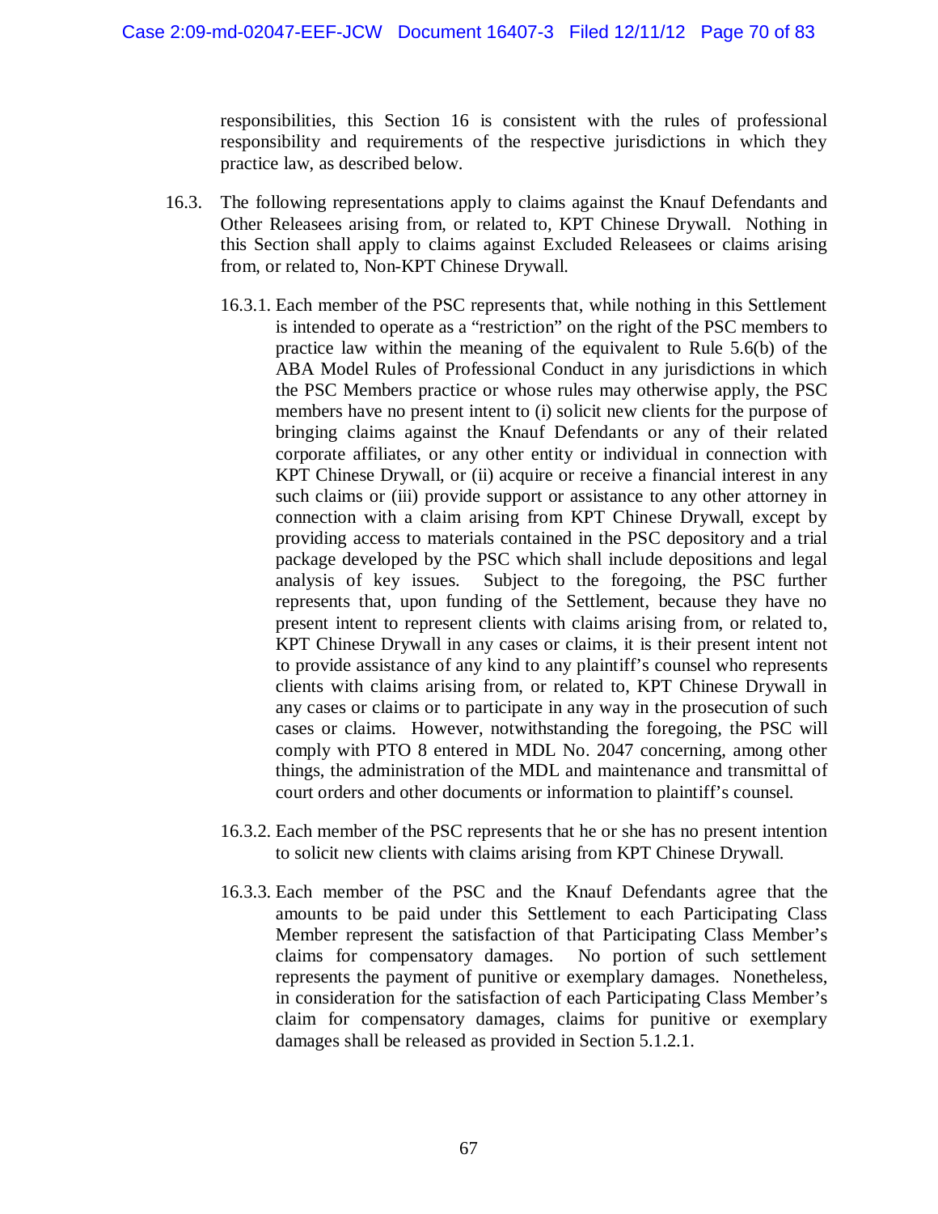responsibilities, this Section 16 is consistent with the rules of professional responsibility and requirements of the respective jurisdictions in which they practice law, as described below.

16.3. The following representations apply to claims against the Knauf Defendants and Other Releasees arising from, or related to, KPT Chinese Drywall. Nothing in this Section shall apply to claims against Excluded Releasees or claims arising from, or related to, Non-KPT Chinese Drywall.

16.3.1. Each member of the PSC represents that, while nothing in this Settlement is intended to operate as a "restriction" on the right of the PSC members to practice law within the meaning of the equivalent to Rule 5.6(b) of the ABA Model Rules of Professional Conduct in any jurisdictions in which the PSC Members practice or whose rules may otherwise apply, the PSC members have no present intent to (i) solicit new clients for the purpose of bringing claims against the Knauf Defendants or any of their related corporate affiliates, or any other entity or individual in connection with KPT Chinese Drywall, or (ii) acquire or receive a financial interest in any such claims or (iii) provide support or assistance to any other attorney in connection with a claim arising from KPT Chinese Drywall, except by providing access to materials contained in the PSC depository and a trial package developed by the PSC which shall include depositions and legal analysis of key issues. Subject to the foregoing, the PSC further represents that, upon funding of the Settlement, because they have no present intent to represent clients with claims arising from, or related to, KPT Chinese Drywall in any cases or claims, it is their present intent not to provide assistance of any kind to any plaintiff's counsel who represents clients with claims arising from, or related to, KPT Chinese Drywall in any cases or claims or to participate in any way in the prosecution of such cases or claims. However, notwithstanding the foregoing, the PSC will comply with PTO 8 entered in MDL No. 2047 concerning, among other things, the administration of the MDL and maintenance and transmittal of court orders and other documents or information to plaintiff's counsel.

16.3.2. Each member of the PSC represents that he or she has no present intention to solicit new clients with claims arising from KPT Chinese Drywall.

16.3.3. Each member of the PSC and the Knauf Defendants agree that the amounts to be paid under this Settlement to each Participating Class Member represent the satisfaction of that Participating Class Member's claims for compensatory damages. No portion of such settlement represents the payment of punitive or exemplary damages. Nonetheless, in consideration for the satisfaction of each Participating Class Member's claim for compensatory damages, claims for punitive or exemplary damages shall be released as provided in Section 5.1.2.1.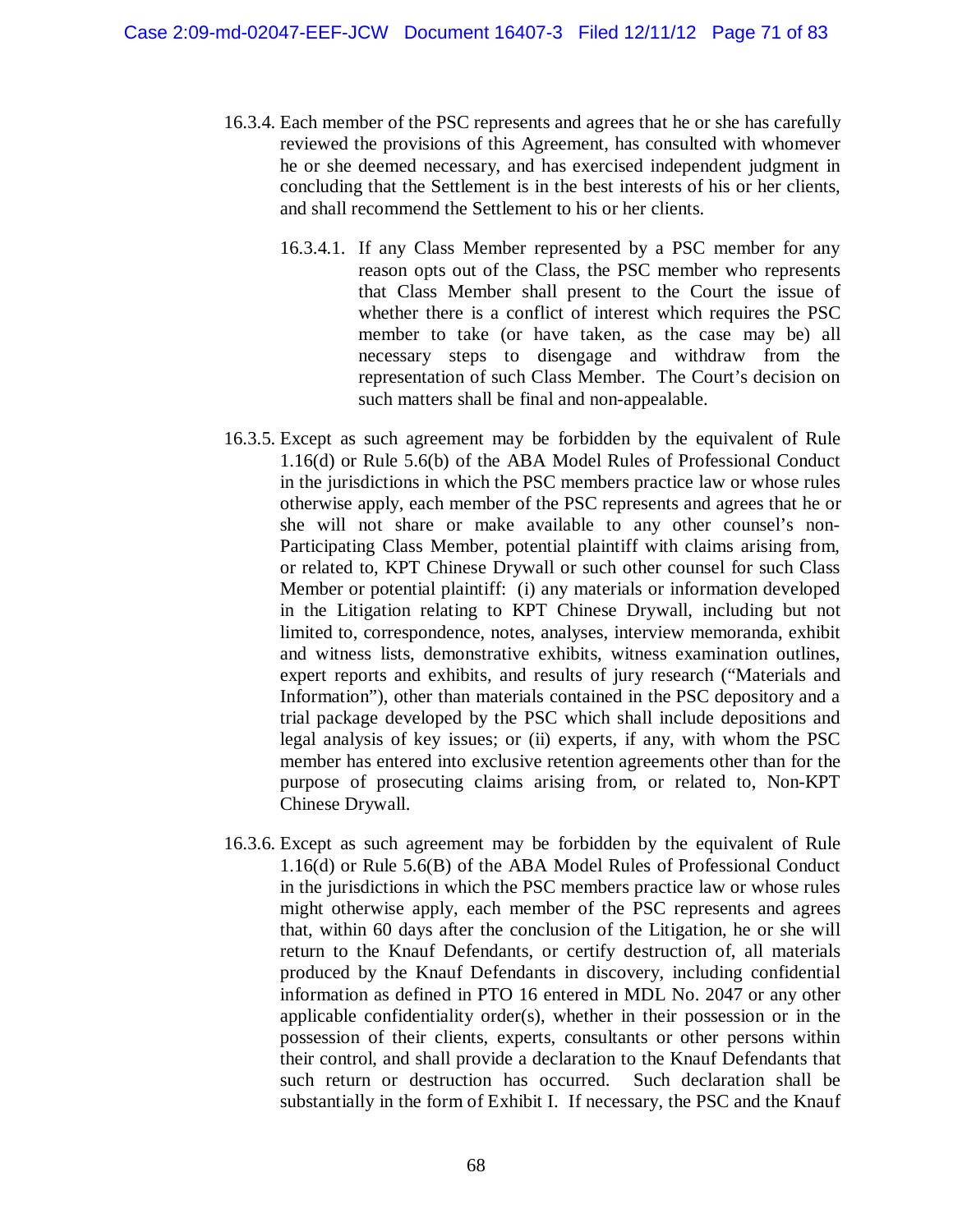16.3.4. Each member of the PSC represents and agrees that he or she has carefully reviewed the provisions of this Agreement, has consulted with whomever he or she deemed necessary, and has exercised independent judgment in concluding that the Settlement is in the best interests of his or her clients, and shall recommend the Settlement to his or her clients.

16.3.4.1. If any Class Member represented by a PSC member for any reason opts out of the Class, the PSC member who represents that Class Member shall present to the Court the issue of whether there is a conflict of interest which requires the PSC member to take (or have taken, as the case may be) all necessary steps to disengage and withdraw from the representation of such Class Member. The Court's decision on such matters shall be final and non-appealable.

16.3.5. Except as such agreement may be forbidden by the equivalent of Rule 1.16(d) or Rule 5.6(b) of the ABA Model Rules of Professional Conduct in the jurisdictions in which the PSC members practice law or whose rules otherwise apply, each member of the PSC represents and agrees that he or she will not share or make available to any other counsel's non-Participating Class Member, potential plaintiff with claims arising from, or related to, KPT Chinese Drywall or such other counsel for such Class Member or potential plaintiff: (i) any materials or information developed in the Litigation relating to KPT Chinese Drywall, including but not limited to, correspondence, notes, analyses, interview memoranda, exhibit and witness lists, demonstrative exhibits, witness examination outlines, expert reports and exhibits, and results of jury research ("Materials and Information"), other than materials contained in the PSC depository and a trial package developed by the PSC which shall include depositions and legal analysis of key issues; or (ii) experts, if any, with whom the PSC member has entered into exclusive retention agreements other than for the purpose of prosecuting claims arising from, or related to, Non-KPT Chinese Drywall.

16.3.6. Except as such agreement may be forbidden by the equivalent of Rule 1.16(d) or Rule 5.6(B) of the ABA Model Rules of Professional Conduct in the jurisdictions in which the PSC members practice law or whose rules might otherwise apply, each member of the PSC represents and agrees that, within 60 days after the conclusion of the Litigation, he or she will return to the Knauf Defendants, or certify destruction of, all materials produced by the Knauf Defendants in discovery, including confidential information as defined in PTO 16 entered in MDL No. 2047 or any other applicable confidentiality order(s), whether in their possession or in the possession of their clients, experts, consultants or other persons within their control, and shall provide a declaration to the Knauf Defendants that such return or destruction has occurred. Such declaration shall be substantially in the form of Exhibit I. If necessary, the PSC and the Knauf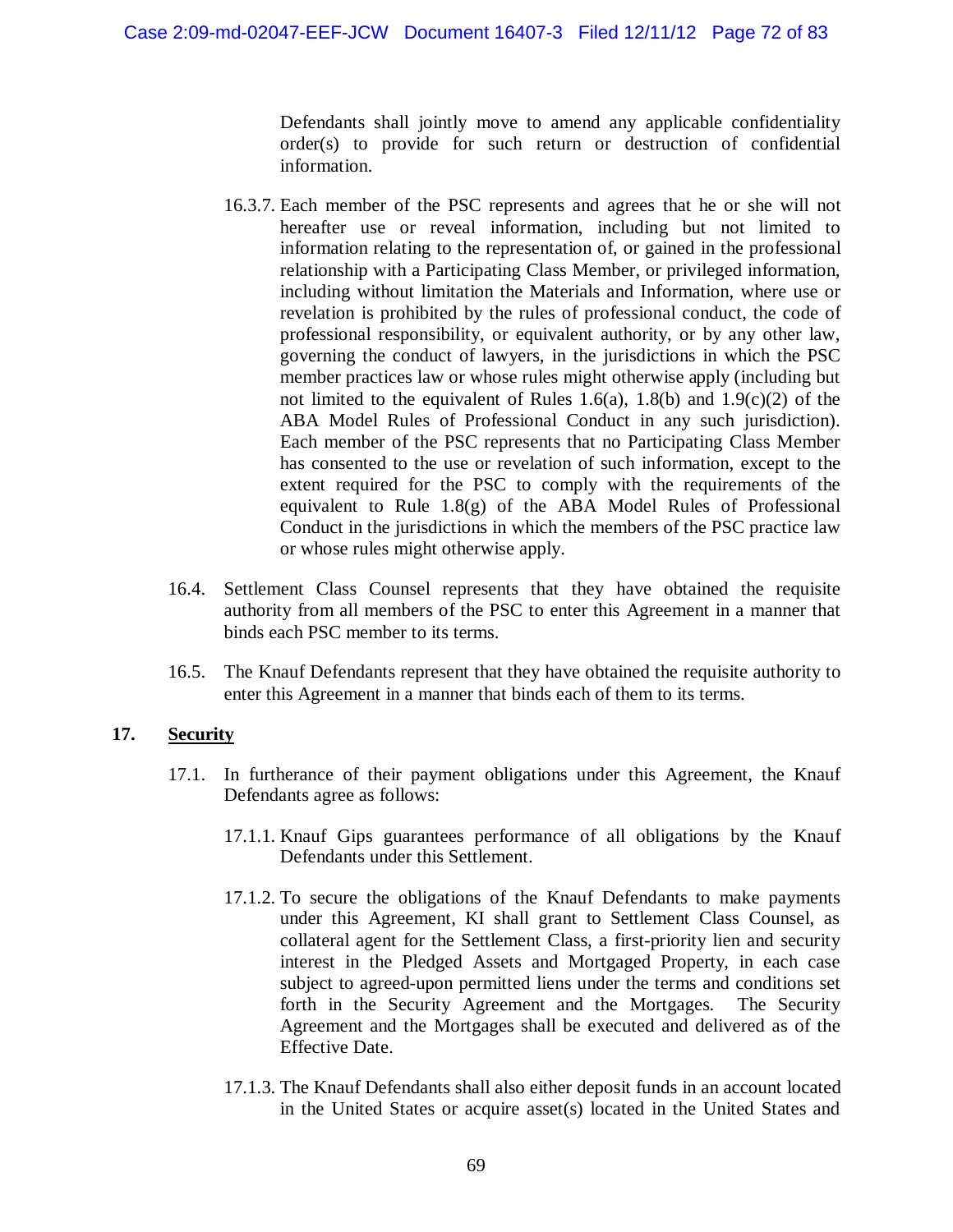Defendants shall jointly move to amend any applicable confidentiality order(s) to provide for such return or destruction of confidential information.

16.3.7. Each member of the PSC represents and agrees that he or she will not hereafter use or reveal information, including but not limited to information relating to the representation of, or gained in the professional relationship with a Participating Class Member, or privileged information, including without limitation the Materials and Information, where use or revelation is prohibited by the rules of professional conduct, the code of professional responsibility, or equivalent authority, or by any other law, governing the conduct of lawyers, in the jurisdictions in which the PSC member practices law or whose rules might otherwise apply (including but not limited to the equivalent of Rules 1.6(a), 1.8(b) and 1.9(c)(2) of the ABA Model Rules of Professional Conduct in any such jurisdiction). Each member of the PSC represents that no Participating Class Member has consented to the use or revelation of such information, except to the extent required for the PSC to comply with the requirements of the equivalent to Rule 1.8(g) of the ABA Model Rules of Professional Conduct in the jurisdictions in which the members of the PSC practice law or whose rules might otherwise apply.

16.4. Settlement Class Counsel represents that they have obtained the requisite authority from all members of the PSC to enter this Agreement in a manner that binds each PSC member to its terms.

16.5. The Knauf Defendants represent that they have obtained the requisite authority to enter this Agreement in a manner that binds each of them to its terms.

## 17. Security

17.1. In furtherance of their payment obligations under this Agreement, the Knauf Defendants agree as follows:

17.1.1. Knauf Gips guarantees performance of all obligations by the Knauf Defendants under this Settlement.

17.1.2. To secure the obligations of the Knauf Defendants to make payments under this Agreement, KI shall grant to Settlement Class Counsel, as collateral agent for the Settlement Class, a first-priority lien and security interest in the Pledged Assets and Mortgaged Property, in each case subject to agreed-upon permitted liens under the terms and conditions set forth in the Security Agreement and the Mortgages. The Security Agreement and the Mortgages shall be executed and delivered as of the Effective Date.

17.1.3. The Knauf Defendants shall also either deposit funds in an account located in the United States or acquire asset(s) located in the United States and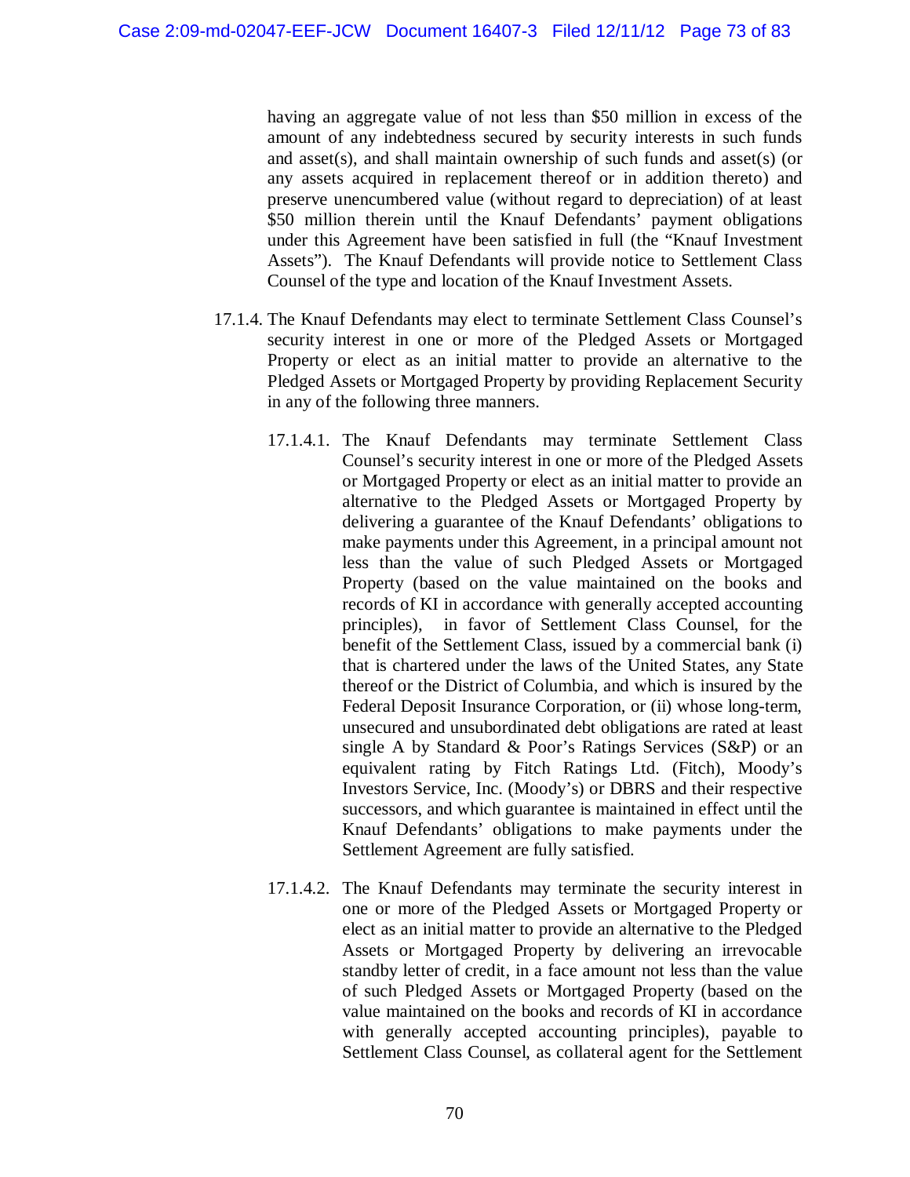having an aggregate value of not less than $50 million in excess of the amount of any indebtedness secured by security interests in such funds and asset(s), and shall maintain ownership of such funds and asset(s) (or any assets acquired in replacement thereof or in addition thereto) and preserve unencumbered value (without regard to depreciation) of at least $50 million therein until the Knauf Defendants' payment obligations under this Agreement have been satisfied in full (the "Knauf Investment Assets"). The Knauf Defendants will provide notice to Settlement Class Counsel of the type and location of the Knauf Investment Assets.

17.1.4. The Knauf Defendants may elect to terminate Settlement Class Counsel's security interest in one or more of the Pledged Assets or Mortgaged Property or elect as an initial matter to provide an alternative to the Pledged Assets or Mortgaged Property by providing Replacement Security in any of the following three manners.

17.1.4.1. The Knauf Defendants may terminate Settlement Class Counsel's security interest in one or more of the Pledged Assets or Mortgaged Property or elect as an initial matter to provide an alternative to the Pledged Assets or Mortgaged Property by delivering a guarantee of the Knauf Defendants' obligations to make payments under this Agreement, in a principal amount not less than the value of such Pledged Assets or Mortgaged Property (based on the value maintained on the books and records of KI in accordance with generally accepted accounting principles), in favor of Settlement Class Counsel, for the benefit of the Settlement Class, issued by a commercial bank (i) that is chartered under the laws of the United States, any State thereof or the District of Columbia, and which is insured by the Federal Deposit Insurance Corporation, or (ii) whose long-term, unsecured and unsubordinated debt obligations are rated at least single A by Standard & Poor's Ratings Services (S&P) or an equivalent rating by Fitch Ratings Ltd. (Fitch), Moody's Investors Service, Inc. (Moody's) or DBRS and their respective successors, and which guarantee is maintained in effect until the Knauf Defendants' obligations to make payments under the Settlement Agreement are fully satisfied.

17.1.4.2. The Knauf Defendants may terminate the security interest in one or more of the Pledged Assets or Mortgaged Property or elect as an initial matter to provide an alternative to the Pledged Assets or Mortgaged Property by delivering an irrevocable standby letter of credit, in a face amount not less than the value of such Pledged Assets or Mortgaged Property (based on the value maintained on the books and records of KI in accordance with generally accepted accounting principles), payable to Settlement Class Counsel, as collateral agent for the Settlement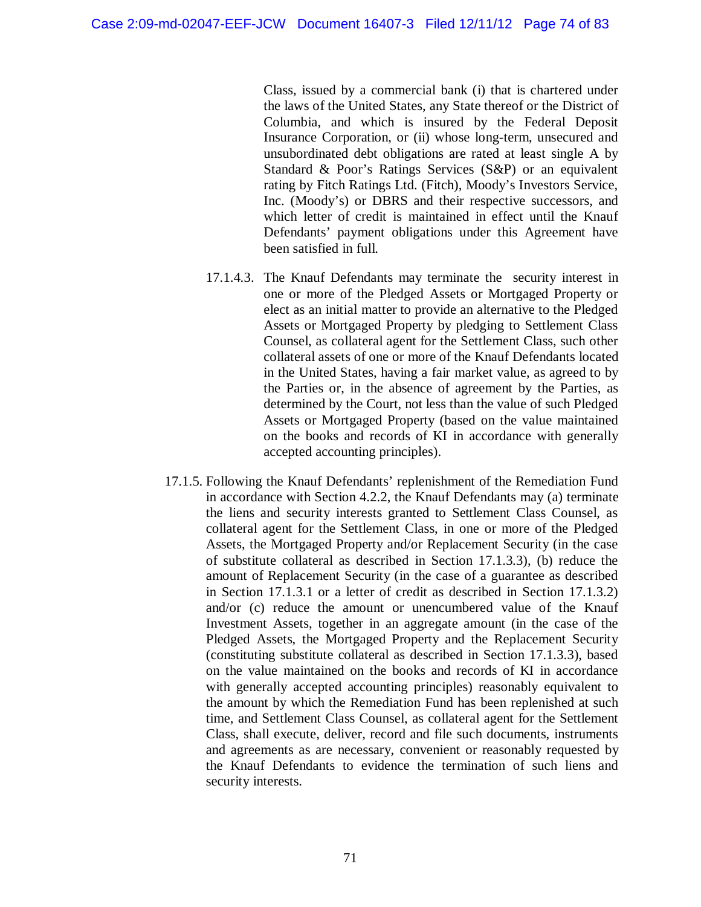Class, issued by a commercial bank (i) that is chartered under the laws of the United States, any State thereof or the District of Columbia, and which is insured by the Federal Deposit Insurance Corporation, or (ii) whose long-term, unsecured and unsubordinated debt obligations are rated at least single A by Standard & Poor's Ratings Services (S&P) or an equivalent rating by Fitch Ratings Ltd. (Fitch), Moody's Investors Service, Inc. (Moody's) or DBRS and their respective successors, and which letter of credit is maintained in effect until the Knauf Defendants' payment obligations under this Agreement have been satisfied in full.

17.1.4.3. The Knauf Defendants may terminate the security interest in one or more of the Pledged Assets or Mortgaged Property or elect as an initial matter to provide an alternative to the Pledged Assets or Mortgaged Property by pledging to Settlement Class Counsel, as collateral agent for the Settlement Class, such other collateral assets of one or more of the Knauf Defendants located in the United States, having a fair market value, as agreed to by the Parties or, in the absence of agreement by the Parties, as determined by the Court, not less than the value of such Pledged Assets or Mortgaged Property (based on the value maintained on the books and records of KI in accordance with generally accepted accounting principles).

17.1.5. Following the Knauf Defendants' replenishment of the Remediation Fund in accordance with Section 4.2.2, the Knauf Defendants may (a) terminate the liens and security interests granted to Settlement Class Counsel, as collateral agent for the Settlement Class, in one or more of the Pledged Assets, the Mortgaged Property and/or Replacement Security (in the case of substitute collateral as described in Section 17.1.3.3), (b) reduce the amount of Replacement Security (in the case of a guarantee as described in Section 17.1.3.1 or a letter of credit as described in Section 17.1.3.2) and/or (c) reduce the amount or unencumbered value of the Knauf Investment Assets, together in an aggregate amount (in the case of the Pledged Assets, the Mortgaged Property and the Replacement Security (constituting substitute collateral as described in Section 17.1.3.3), based on the value maintained on the books and records of KI in accordance with generally accepted accounting principles) reasonably equivalent to the amount by which the Remediation Fund has been replenished at such time, and Settlement Class Counsel, as collateral agent for the Settlement Class, shall execute, deliver, record and file such documents, instruments and agreements as are necessary, convenient or reasonably requested by the Knauf Defendants to evidence the termination of such liens and security interests.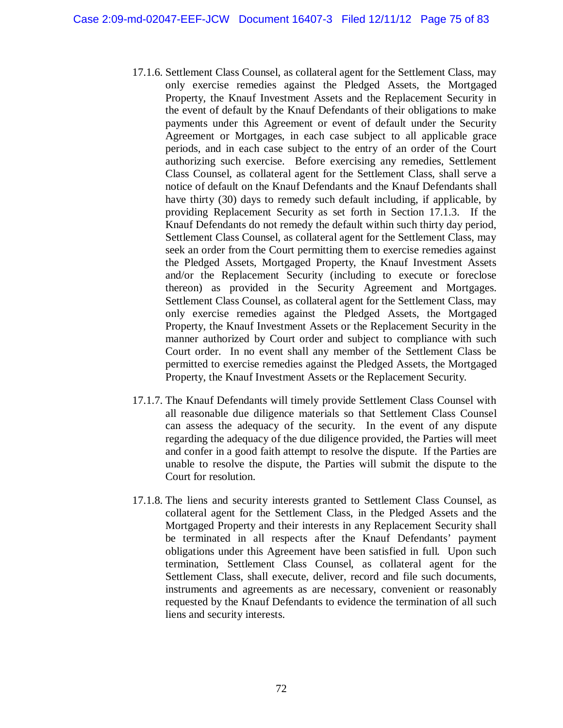17.1.6. Settlement Class Counsel, as collateral agent for the Settlement Class, may only exercise remedies against the Pledged Assets, the Mortgaged Property, the Knauf Investment Assets and the Replacement Security in the event of default by the Knauf Defendants of their obligations to make payments under this Agreement or event of default under the Security Agreement or Mortgages, in each case subject to all applicable grace periods, and in each case subject to the entry of an order of the Court authorizing such exercise. Before exercising any remedies, Settlement Class Counsel, as collateral agent for the Settlement Class, shall serve a notice of default on the Knauf Defendants and the Knauf Defendants shall have thirty (30) days to remedy such default including, if applicable, by providing Replacement Security as set forth in Section 17.1.3. If the Knauf Defendants do not remedy the default within such thirty day period, Settlement Class Counsel, as collateral agent for the Settlement Class, may seek an order from the Court permitting them to exercise remedies against the Pledged Assets, Mortgaged Property, the Knauf Investment Assets and/or the Replacement Security (including to execute or foreclose thereon) as provided in the Security Agreement and Mortgages. Settlement Class Counsel, as collateral agent for the Settlement Class, may only exercise remedies against the Pledged Assets, the Mortgaged Property, the Knauf Investment Assets or the Replacement Security in the manner authorized by Court order and subject to compliance with such Court order. In no event shall any member of the Settlement Class be permitted to exercise remedies against the Pledged Assets, the Mortgaged Property, the Knauf Investment Assets or the Replacement Security.

17.1.7. The Knauf Defendants will timely provide Settlement Class Counsel with all reasonable due diligence materials so that Settlement Class Counsel can assess the adequacy of the security. In the event of any dispute regarding the adequacy of the due diligence provided, the Parties will meet and confer in a good faith attempt to resolve the dispute. If the Parties are unable to resolve the dispute, the Parties will submit the dispute to the Court for resolution.

17.1.8. The liens and security interests granted to Settlement Class Counsel, as collateral agent for the Settlement Class, in the Pledged Assets and the Mortgaged Property and their interests in any Replacement Security shall be terminated in all respects after the Knauf Defendants' payment obligations under this Agreement have been satisfied in full. Upon such termination, Settlement Class Counsel, as collateral agent for the Settlement Class, shall execute, deliver, record and file such documents, instruments and agreements as are necessary, convenient or reasonably requested by the Knauf Defendants to evidence the termination of all such liens and security interests.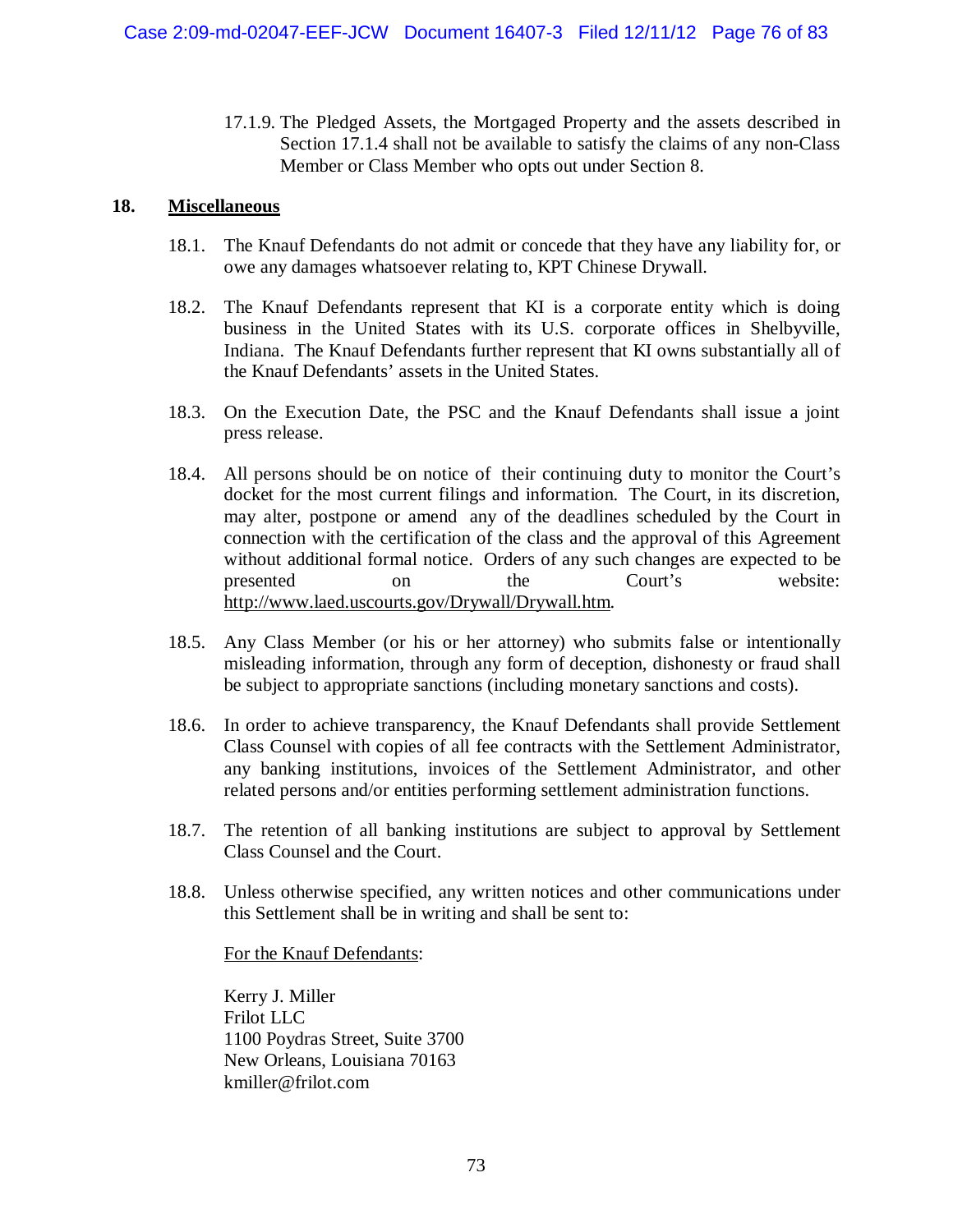17.1.9. The Pledged Assets, the Mortgaged Property and the assets described in Section 17.1.4 shall not be available to satisfy the claims of any non-Class Member or Class Member who opts out under Section 8.

## 18. Miscellaneous

18.1. The Knauf Defendants do not admit or concede that they have any liability for, or owe any damages whatsoever relating to, KPT Chinese Drywall.

18.2. The Knauf Defendants represent that KI is a corporate entity which is doing business in the United States with its U.S. corporate offices in Shelbyville, Indiana. The Knauf Defendants further represent that KI owns substantially all of the Knauf Defendants' assets in the United States.

18.3. On the Execution Date, the PSC and the Knauf Defendants shall issue a joint press release.

18.4. All persons should be on notice of their continuing duty to monitor the Court's docket for the most current filings and information. The Court, in its discretion, may alter, postpone or amend any of the deadlines scheduled by the Court in connection with the certification of the class and the approval of this Agreement without additional formal notice. Orders of any such changes are expected to be presented on the Court's website: http://www.laed.uscourts.gov/Drywall/Drywall.htm.

18.5. Any Class Member (or his or her attorney) who submits false or intentionally misleading information, through any form of deception, dishonesty or fraud shall be subject to appropriate sanctions (including monetary sanctions and costs).

18.6. In order to achieve transparency, the Knauf Defendants shall provide Settlement Class Counsel with copies of all fee contracts with the Settlement Administrator, any banking institutions, invoices of the Settlement Administrator, and other related persons and/or entities performing settlement administration functions.

18.7. The retention of all banking institutions are subject to approval by Settlement Class Counsel and the Court.

18.8. Unless otherwise specified, any written notices and other communications under this Settlement shall be in writing and shall be sent to:

For the Knauf Defendants:

Kerry J. Miller
Frilot LLC
1100 Poydras Street, Suite 3700
New Orleans, Louisiana 70163
kmiller@frilot.com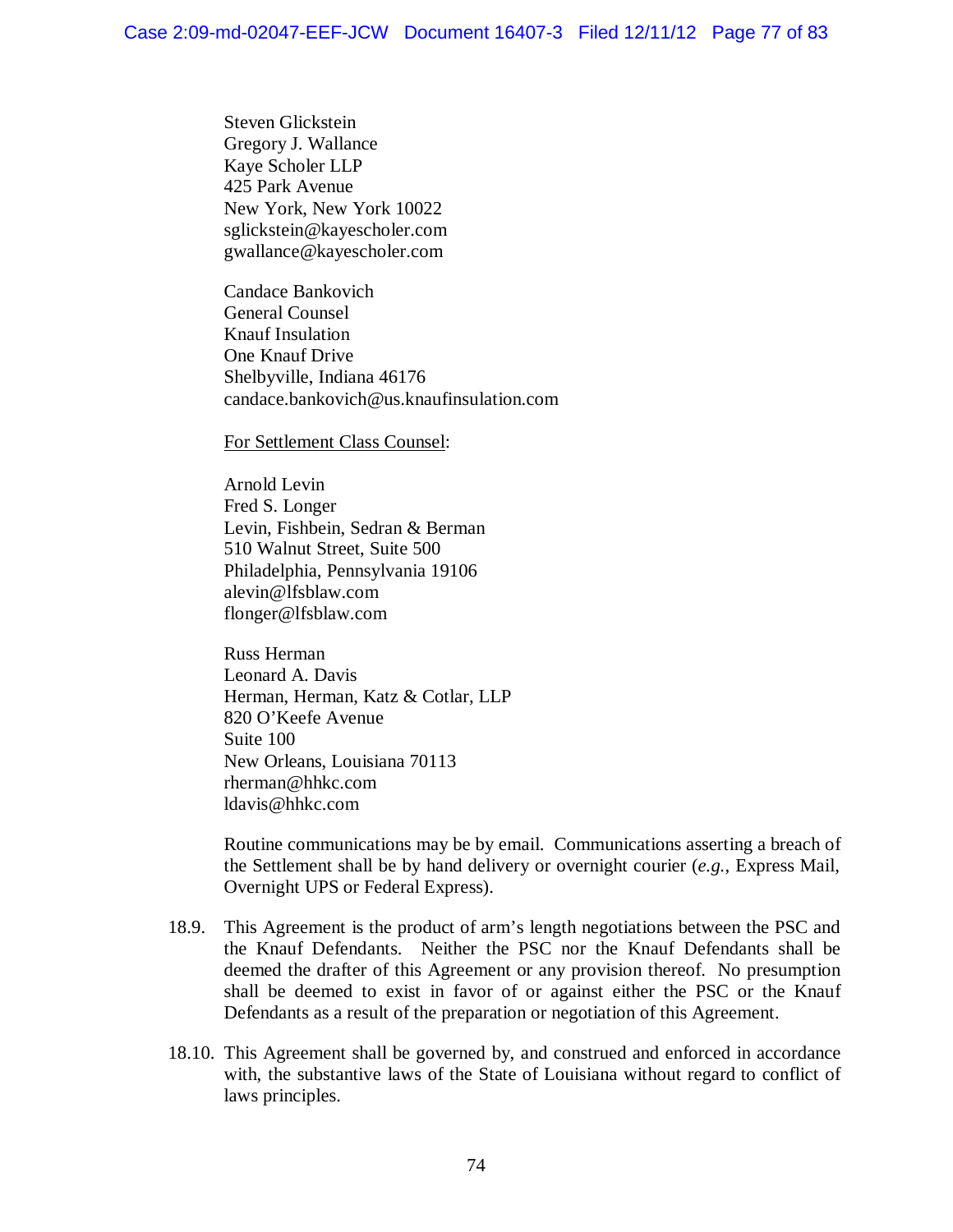Steven Glickstein
Gregory J. Wallance
Kaye Scholer LLP
425 Park Avenue
New York, New York 10022
sglickstein@kayescholer.com
gwallance@kayescholer.com

Candace Bankovich
General Counsel
Knauf Insulation
One Knauf Drive
Shelbyville, Indiana 46176
candace.bankovich@us.knaufinsulation.com

<u>For Settlement Class Counsel</u>:

Arnold Levin
Fred S. Longer
Levin, Fishbein, Sedran & Berman
510 Walnut Street, Suite 500
Philadelphia, Pennsylvania 19106
alevin@lfsblaw.com
flonger@lfsblaw.com

Russ Herman
Leonard A. Davis
Herman, Herman, Katz & Cotlar, LLP
820 O'Keefe Avenue
Suite 100
New Orleans, Louisiana 70113
rherman@hhkc.com
ldavis@hhkc.com

Routine communications may be by email. Communications asserting a breach of the Settlement shall be by hand delivery or overnight courier (*e.g.*, Express Mail, Overnight UPS or Federal Express).

18.9. This Agreement is the product of arm's length negotiations between the PSC and the Knauf Defendants. Neither the PSC nor the Knauf Defendants shall be deemed the drafter of this Agreement or any provision thereof. No presumption shall be deemed to exist in favor of or against either the PSC or the Knauf Defendants as a result of the preparation or negotiation of this Agreement.

18.10. This Agreement shall be governed by, and construed and enforced in accordance with, the substantive laws of the State of Louisiana without regard to conflict of laws principles.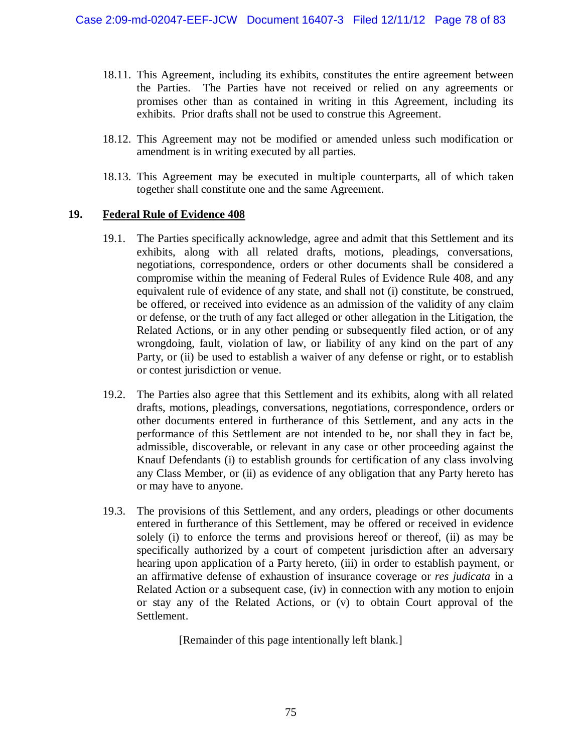18.11. This Agreement, including its exhibits, constitutes the entire agreement between the Parties. The Parties have not received or relied on any agreements or promises other than as contained in writing in this Agreement, including its exhibits. Prior drafts shall not be used to construe this Agreement.

18.12. This Agreement may not be modified or amended unless such modification or amendment is in writing executed by all parties.

18.13. This Agreement may be executed in multiple counterparts, all of which taken together shall constitute one and the same Agreement.

## 19. <u>Federal Rule of Evidence 408</u>

19.1. The Parties specifically acknowledge, agree and admit that this Settlement and its exhibits, along with all related drafts, motions, pleadings, conversations, negotiations, correspondence, orders or other documents shall be considered a compromise within the meaning of Federal Rules of Evidence Rule 408, and any equivalent rule of evidence of any state, and shall not (i) constitute, be construed, be offered, or received into evidence as an admission of the validity of any claim or defense, or the truth of any fact alleged or other allegation in the Litigation, the Related Actions, or in any other pending or subsequently filed action, or of any wrongdoing, fault, violation of law, or liability of any kind on the part of any Party, or (ii) be used to establish a waiver of any defense or right, or to establish or contest jurisdiction or venue.

19.2. The Parties also agree that this Settlement and its exhibits, along with all related drafts, motions, pleadings, conversations, negotiations, correspondence, orders or other documents entered in furtherance of this Settlement, and any acts in the performance of this Settlement are not intended to be, nor shall they in fact be, admissible, discoverable, or relevant in any case or other proceeding against the Knauf Defendants (i) to establish grounds for certification of any class involving any Class Member, or (ii) as evidence of any obligation that any Party hereto has or may have to anyone.

19.3. The provisions of this Settlement, and any orders, pleadings or other documents entered in furtherance of this Settlement, may be offered or received in evidence solely (i) to enforce the terms and provisions hereof or thereof, (ii) as may be specifically authorized by a court of competent jurisdiction after an adversary hearing upon application of a Party hereto, (iii) in order to establish payment, or an affirmative defense of exhaustion of insurance coverage or *res judicata* in a Related Action or a subsequent case, (iv) in connection with any motion to enjoin or stay any of the Related Actions, or (v) to obtain Court approval of the Settlement.

[Remainder of this page intentionally left blank.]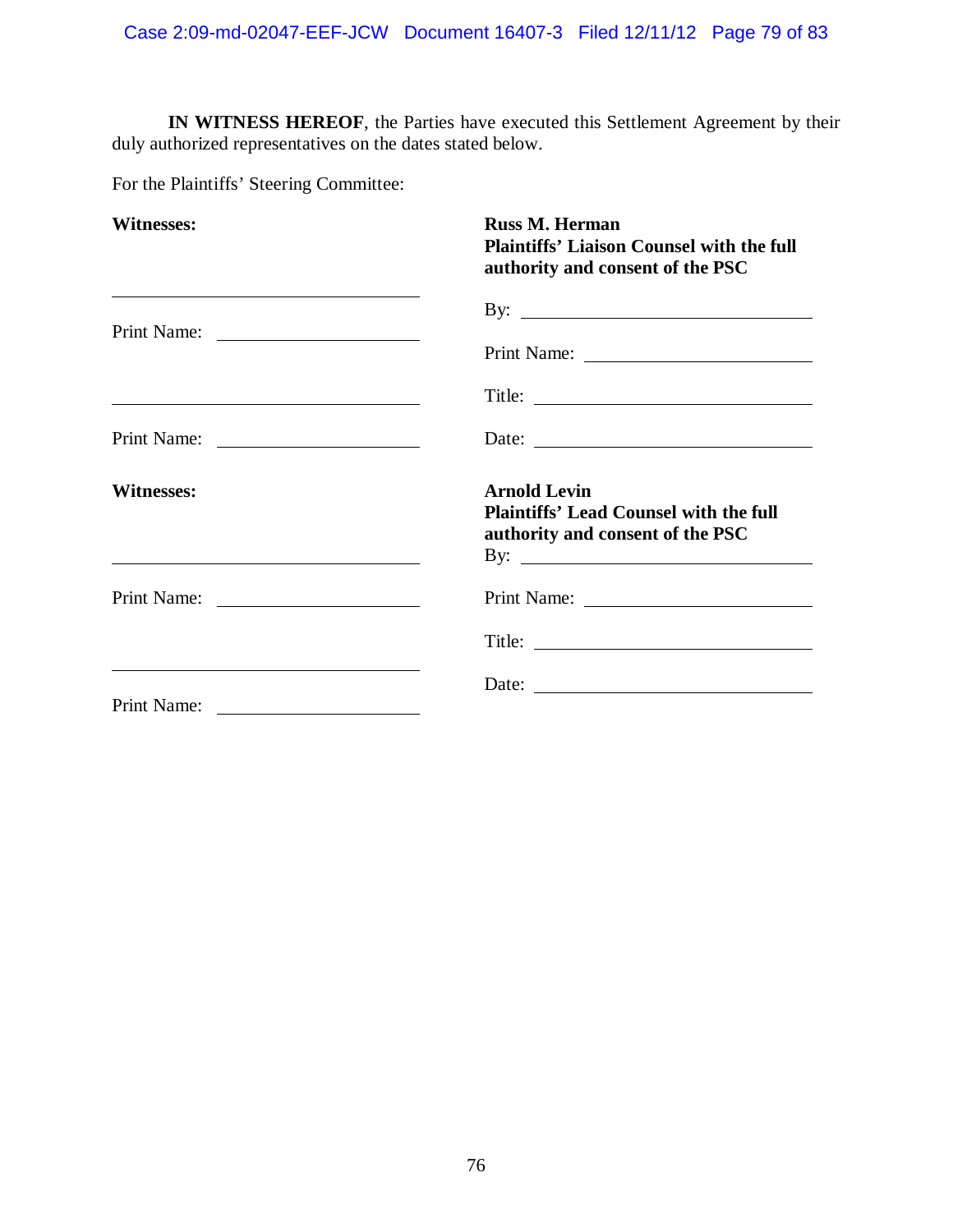**IN WITNESS HEREOF**, the Parties have executed this Settlement Agreement by their duly authorized representatives on the dates stated below.

For the Plaintiffs' Steering Committee:

| **Witnesses:** | **Russ M. Herman**<br>**Plaintiffs' Liaison Counsel with the full authority and consent of the PSC** |
|---|---|
| ______________________________ | By: ______________________________ |
| Print Name: ____________________ | Print Name: ______________________ |
| ______________________________ | Title: ____________________________ |
| Print Name: ____________________ | Date: ____________________________ |

| **Witnesses:** | **Arnold Levin**<br>**Plaintiffs' Lead Counsel with the full authority and consent of the PSC** |
|---|---|
| ______________________________ | By: ______________________________ |
| Print Name: ____________________ | Print Name: ______________________ |
| | Title: ____________________________ |
| ______________________________ | Date: ____________________________ |
| Print Name: ____________________ | |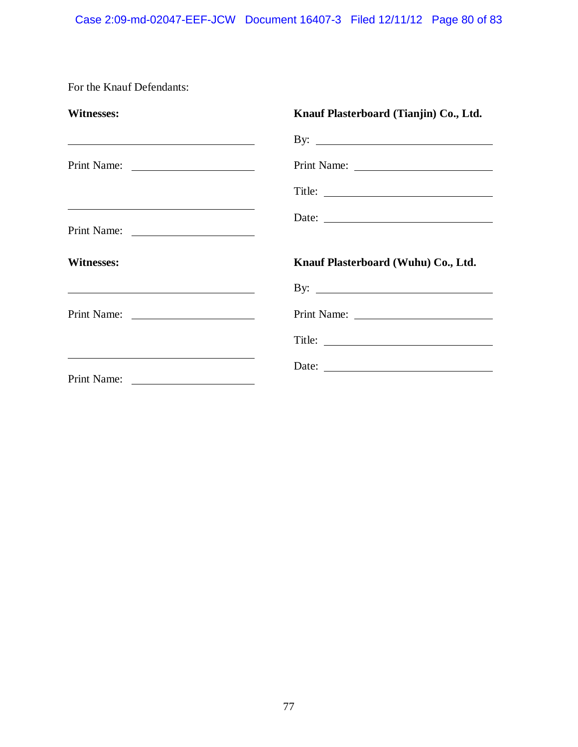For the Knauf Defendants:

| **Witnesses:** | **Knauf Plasterboard (Tianjin) Co., Ltd.** |
|---|---|
| ______________________________ | By: ______________________________ |
| Print Name: ____________________ | Print Name: ______________________ |
| | Title: ____________________________ |
| ______________________________ | Date: ____________________________ |
| Print Name: ____________________ | |

| **Witnesses:** | **Knauf Plasterboard (Wuhu) Co., Ltd.** |
|---|---|
| ______________________________ | By: ______________________________ |
| Print Name: ____________________ | Print Name: ______________________ |
| | Title: ____________________________ |
| ______________________________ | Date: ____________________________ |
| Print Name: ____________________ | |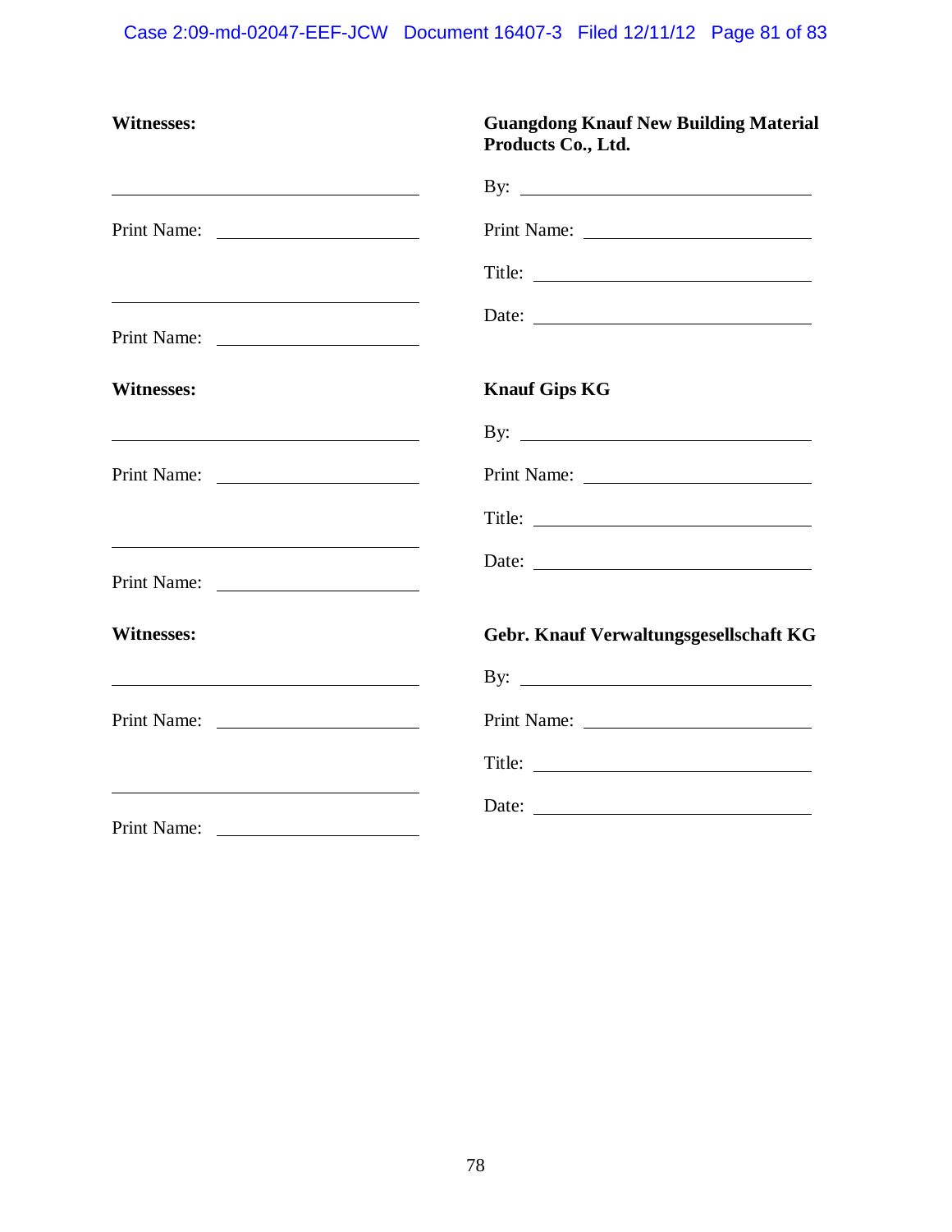**Witnesses:**

______________________________

Print Name: ____________________

______________________________

Print Name: ____________________

**Guangdong Knauf New Building Material Products Co., Ltd.**

By: ____________________________

Print Name: ______________________

Title: ___________________________

Date: ___________________________

**Witnesses:**

______________________________

Print Name: ____________________

______________________________

Print Name: ____________________

**Knauf Gips KG**

By: ____________________________

Print Name: ______________________

Title: ___________________________

Date: ___________________________

**Witnesses:**

______________________________

Print Name: ____________________

______________________________

Print Name: ____________________

**Gebr. Knauf Verwaltungsgesellschaft KG**

By: ____________________________

Print Name: ______________________

Title: ___________________________

Date: ___________________________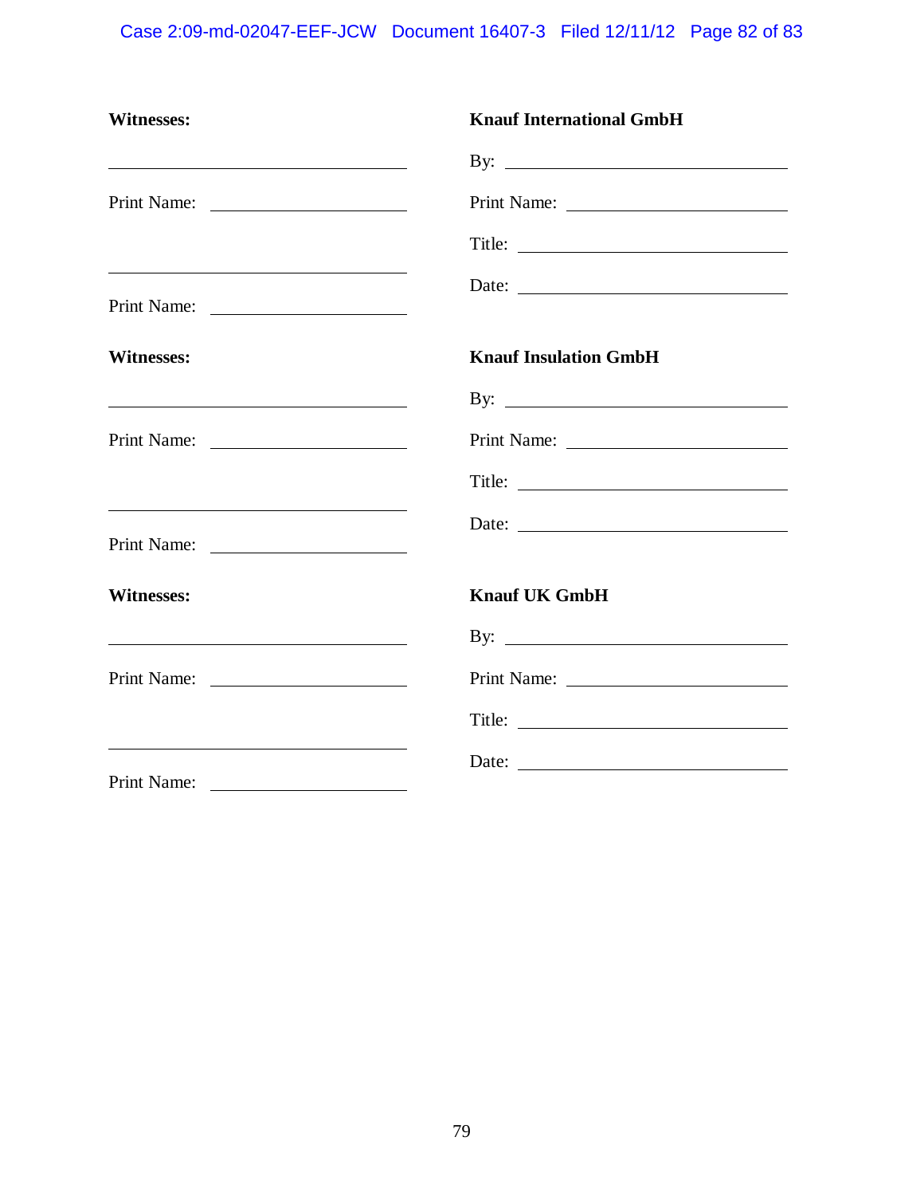| **Witnesses:** | **Knauf International GmbH** |
|---|---|
| ______________________________ | By: ______________________________ |
| Print Name: ____________________ | Print Name: ______________________ |
| | Title: ____________________________ |
| ______________________________ | Date: ____________________________ |
| Print Name: ____________________ | |

| **Witnesses:** | **Knauf Insulation GmbH** |
|---|---|
| ______________________________ | By: ______________________________ |
| Print Name: ____________________ | Print Name: ______________________ |
| | Title: ____________________________ |
| ______________________________ | Date: ____________________________ |
| Print Name: ____________________ | |

| **Witnesses:** | **Knauf UK GmbH** |
|---|---|
| ______________________________ | By: ______________________________ |
| Print Name: ____________________ | Print Name: ______________________ |
| | Title: ____________________________ |
| ______________________________ | Date: ____________________________ |
| Print Name: ____________________ | |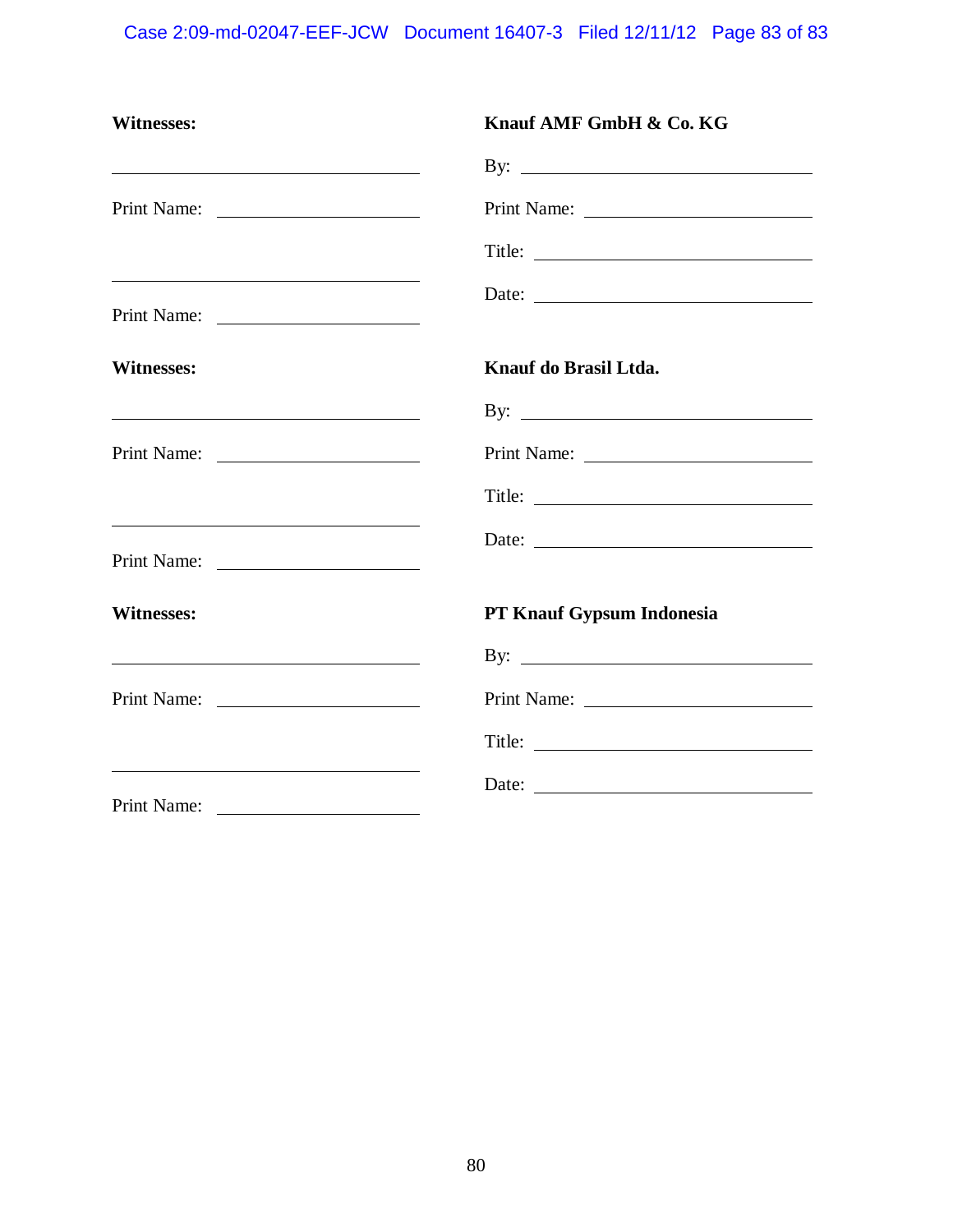**Witnesses:**

______________________________

Print Name: ________________

______________________________

Print Name: ________________

**Knauf AMF GmbH & Co. KG**

By: ______________________________

Print Name: ________________________

Title: ____________________________

Date: ____________________________

**Witnesses:**

______________________________

Print Name: ________________

______________________________

Print Name: ________________

**Knauf do Brasil Ltda.**

By: ______________________________

Print Name: ________________________

Title: ____________________________

Date: ____________________________

**Witnesses:**

______________________________

Print Name: ________________

______________________________

Print Name: ________________

**PT Knauf Gypsum Indonesia**

By: ______________________________

Print Name: ________________________

Title: ____________________________

Date: ____________________________